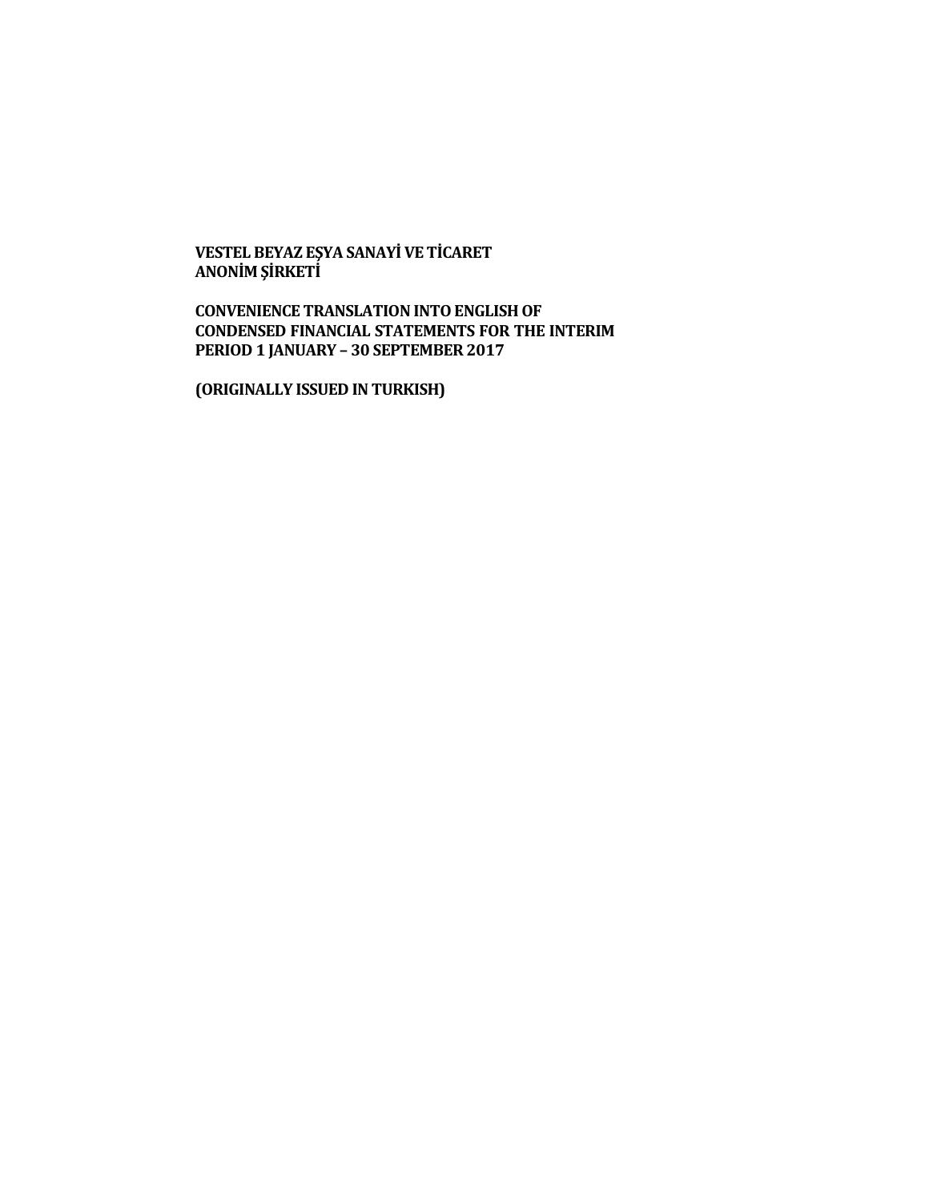**VESTEL BEYAZ EŞYA SANAYİ VE TİCARET ANONİM ŞİRKETİ**

**CONVENIENCE TRANSLATION INTO ENGLISH OF CONDENSED FINANCIAL STATEMENTS FOR THE INTERIM PERIOD 1 JANUARY – 30 SEPTEMBER 2017**

**(ORIGINALLY ISSUED IN TURKISH)**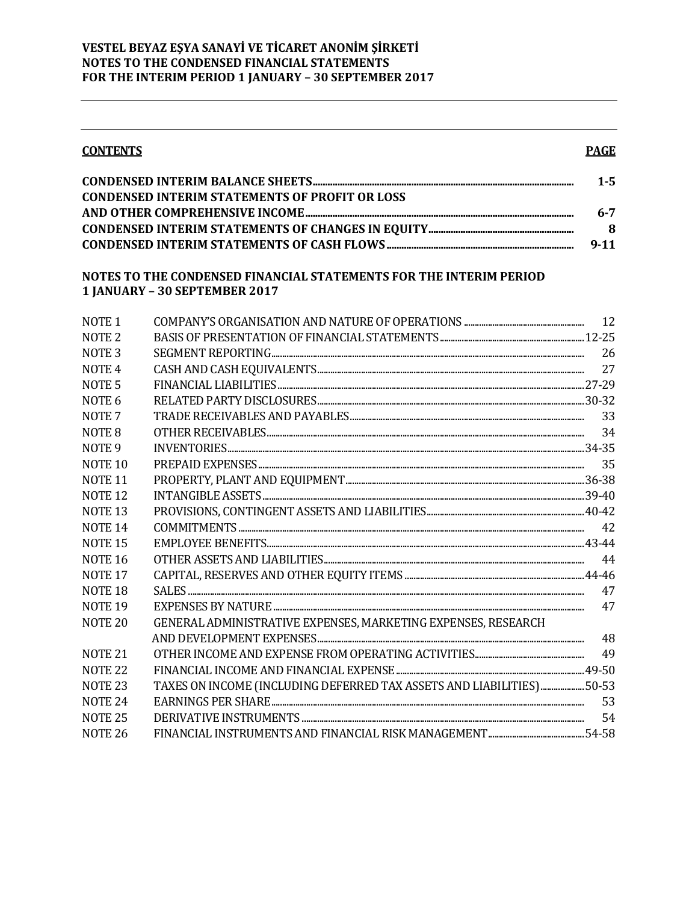**VESTEL BEYAZ EŞYA SANAYİ VE TİCARET ANONİM ŞİRKETİ**
**NOTES TO THE CONDENSED FINANCIAL STATEMENTS**
**FOR THE INTERIM PERIOD 1 JANUARY – 30 SEPTEMBER 2017**

| **CONTENTS** | **PAGE** |
|---|---|
| **CONDENSED INTERIM BALANCE SHEETS** | **1-5** |
| **CONDENSED INTERIM STATEMENTS OF PROFIT OR LOSS AND OTHER COMPREHENSIVE INCOME** | **6-7** |
| **CONDENSED INTERIM STATEMENTS OF CHANGES IN EQUITY** | **8** |
| **CONDENSED INTERIM STATEMENTS OF CASH FLOWS** | **9-11** |

**NOTES TO THE CONDENSED FINANCIAL STATEMENTS FOR THE INTERIM PERIOD 1 JANUARY – 30 SEPTEMBER 2017**

| | | |
|---|---|---|
| NOTE 1 | COMPANY'S ORGANISATION AND NATURE OF OPERATIONS | 12 |
| NOTE 2 | BASIS OF PRESENTATION OF FINANCIAL STATEMENTS | 12-25 |
| NOTE 3 | SEGMENT REPORTING | 26 |
| NOTE 4 | CASH AND CASH EQUIVALENTS | 27 |
| NOTE 5 | FINANCIAL LIABILITIES | 27-29 |
| NOTE 6 | RELATED PARTY DISCLOSURES | 30-32 |
| NOTE 7 | TRADE RECEIVABLES AND PAYABLES | 33 |
| NOTE 8 | OTHER RECEIVABLES | 34 |
| NOTE 9 | INVENTORIES | 34-35 |
| NOTE 10 | PREPAID EXPENSES | 35 |
| NOTE 11 | PROPERTY, PLANT AND EQUIPMENT | 36-38 |
| NOTE 12 | INTANGIBLE ASSETS | 39-40 |
| NOTE 13 | PROVISIONS, CONTINGENT ASSETS AND LIABILITIES | 40-42 |
| NOTE 14 | COMMITMENTS | 42 |
| NOTE 15 | EMPLOYEE BENEFITS | 43-44 |
| NOTE 16 | OTHER ASSETS AND LIABILITIES | 44 |
| NOTE 17 | CAPITAL, RESERVES AND OTHER EQUITY ITEMS | 44-46 |
| NOTE 18 | SALES | 47 |
| NOTE 19 | EXPENSES BY NATURE | 47 |
| NOTE 20 | GENERAL ADMINISTRATIVE EXPENSES, MARKETING EXPENSES, RESEARCH AND DEVELOPMENT EXPENSES | 48 |
| NOTE 21 | OTHER INCOME AND EXPENSE FROM OPERATING ACTIVITIES | 49 |
| NOTE 22 | FINANCIAL INCOME AND FINANCIAL EXPENSE | 49-50 |
| NOTE 23 | TAXES ON INCOME (INCLUDING DEFERRED TAX ASSETS AND LIABILITIES) | 50-53 |
| NOTE 24 | EARNINGS PER SHARE | 53 |
| NOTE 25 | DERIVATIVE INSTRUMENTS | 54 |
| NOTE 26 | FINANCIAL INSTRUMENTS AND FINANCIAL RISK MANAGEMENT | 54-58 |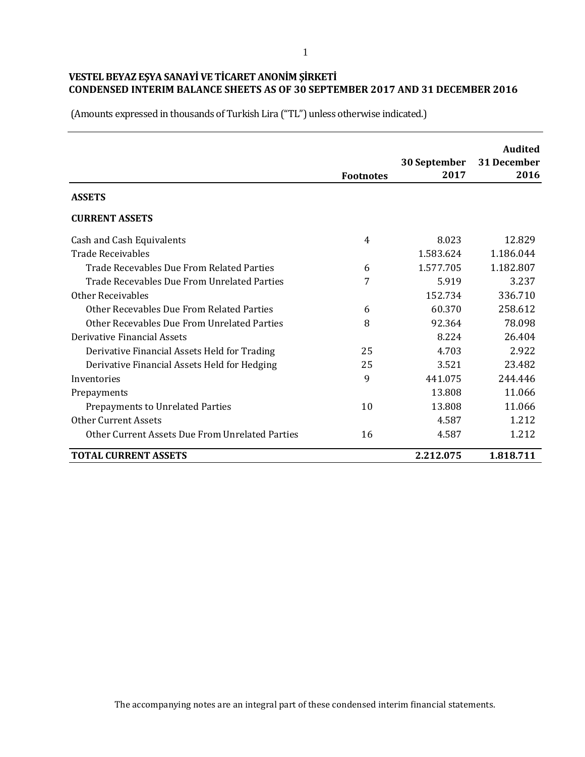**VESTEL BEYAZ EŞYA SANAYİ VE TİCARET ANONİM ŞİRKETİ**
**CONDENSED INTERIM BALANCE SHEETS AS OF 30 SEPTEMBER 2017 AND 31 DECEMBER 2016**

(Amounts expressed in thousands of Turkish Lira ("TL") unless otherwise indicated.)

| | Footnotes | 30 September 2017 | Audited 31 December 2016 |
|---|---|---|---|
| **ASSETS** | | | |
| **CURRENT ASSETS** | | | |
| Cash and Cash Equivalents | 4 | 8.023 | 12.829 |
| Trade Receivables | | 1.583.624 | 1.186.044 |
| Trade Recevables Due From Related Parties | 6 | 1.577.705 | 1.182.807 |
| Trade Recevables Due From Unrelated Parties | 7 | 5.919 | 3.237 |
| Other Receivables | | 152.734 | 336.710 |
| Other Recevables Due From Related Parties | 6 | 60.370 | 258.612 |
| Other Recevables Due From Unrelated Parties | 8 | 92.364 | 78.098 |
| Derivative Financial Assets | | 8.224 | 26.404 |
| Derivative Financial Assets Held for Trading | 25 | 4.703 | 2.922 |
| Derivative Financial Assets Held for Hedging | 25 | 3.521 | 23.482 |
| Inventories | 9 | 441.075 | 244.446 |
| Prepayments | | 13.808 | 11.066 |
| Prepayments to Unrelated Parties | 10 | 13.808 | 11.066 |
| Other Current Assets | | 4.587 | 1.212 |
| Other Current Assets Due From Unrelated Parties | 16 | 4.587 | 1.212 |
| **TOTAL CURRENT ASSETS** | | **2.212.075** | **1.818.711** |

The accompanying notes are an integral part of these condensed interim financial statements.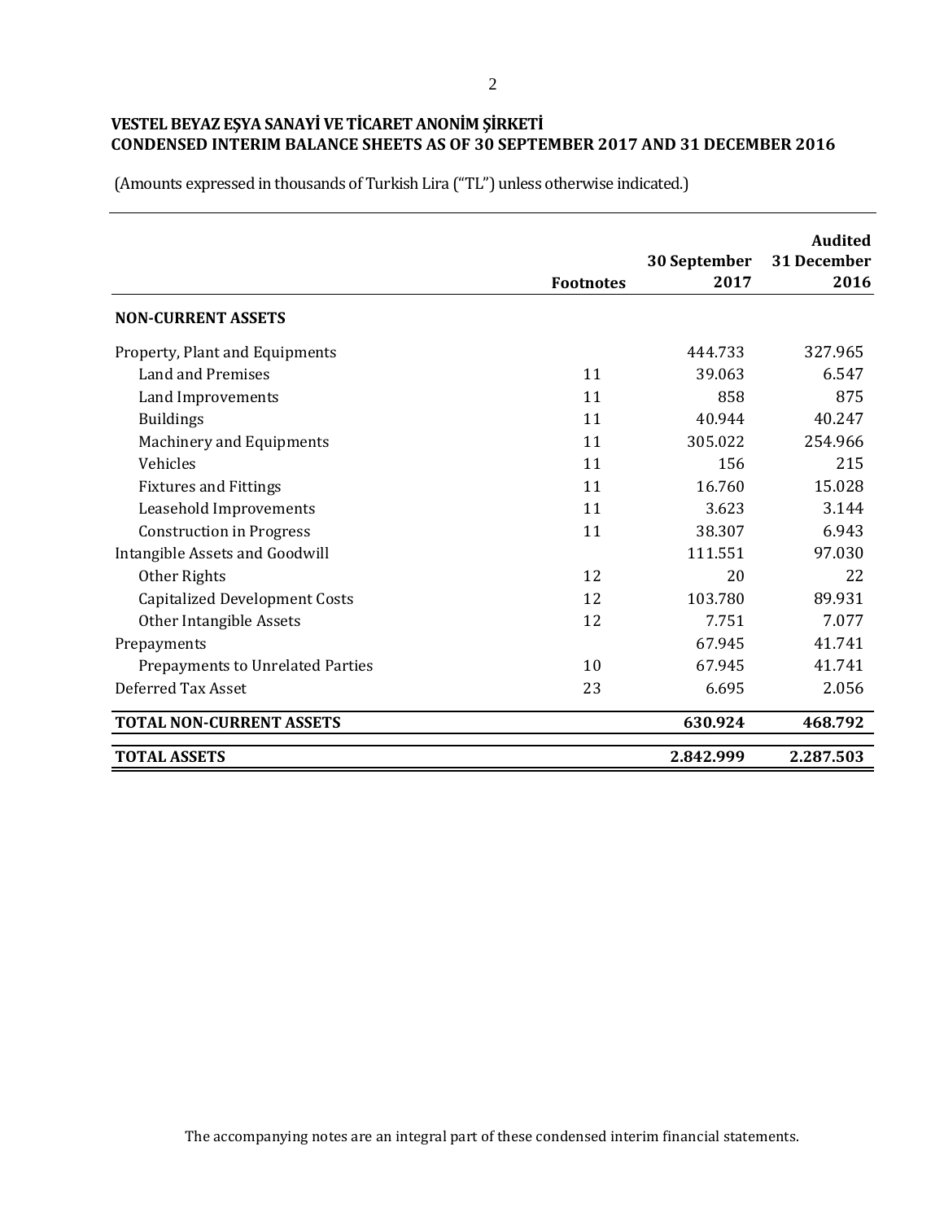**VESTEL BEYAZ EŞYA SANAYİ VE TİCARET ANONİM ŞİRKETİ**
**CONDENSED INTERIM BALANCE SHEETS AS OF 30 SEPTEMBER 2017 AND 31 DECEMBER 2016**

(Amounts expressed in thousands of Turkish Lira ("TL") unless otherwise indicated.)

| | Footnotes | 30 September 2017 | Audited 31 December 2016 |
|---|---|---|---|
| **NON-CURRENT ASSETS** | | | |
| Property, Plant and Equipments | | 444.733 | 327.965 |
| Land and Premises | 11 | 39.063 | 6.547 |
| Land Improvements | 11 | 858 | 875 |
| Buildings | 11 | 40.944 | 40.247 |
| Machinery and Equipments | 11 | 305.022 | 254.966 |
| Vehicles | 11 | 156 | 215 |
| Fixtures and Fittings | 11 | 16.760 | 15.028 |
| Leasehold Improvements | 11 | 3.623 | 3.144 |
| Construction in Progress | 11 | 38.307 | 6.943 |
| Intangible Assets and Goodwill | | 111.551 | 97.030 |
| Other Rights | 12 | 20 | 22 |
| Capitalized Development Costs | 12 | 103.780 | 89.931 |
| Other Intangible Assets | 12 | 7.751 | 7.077 |
| Prepayments | | 67.945 | 41.741 |
| Prepayments to Unrelated Parties | 10 | 67.945 | 41.741 |
| Deferred Tax Asset | 23 | 6.695 | 2.056 |
| **TOTAL NON-CURRENT ASSETS** | | **630.924** | **468.792** |
| **TOTAL ASSETS** | | **2.842.999** | **2.287.503** |

The accompanying notes are an integral part of these condensed interim financial statements.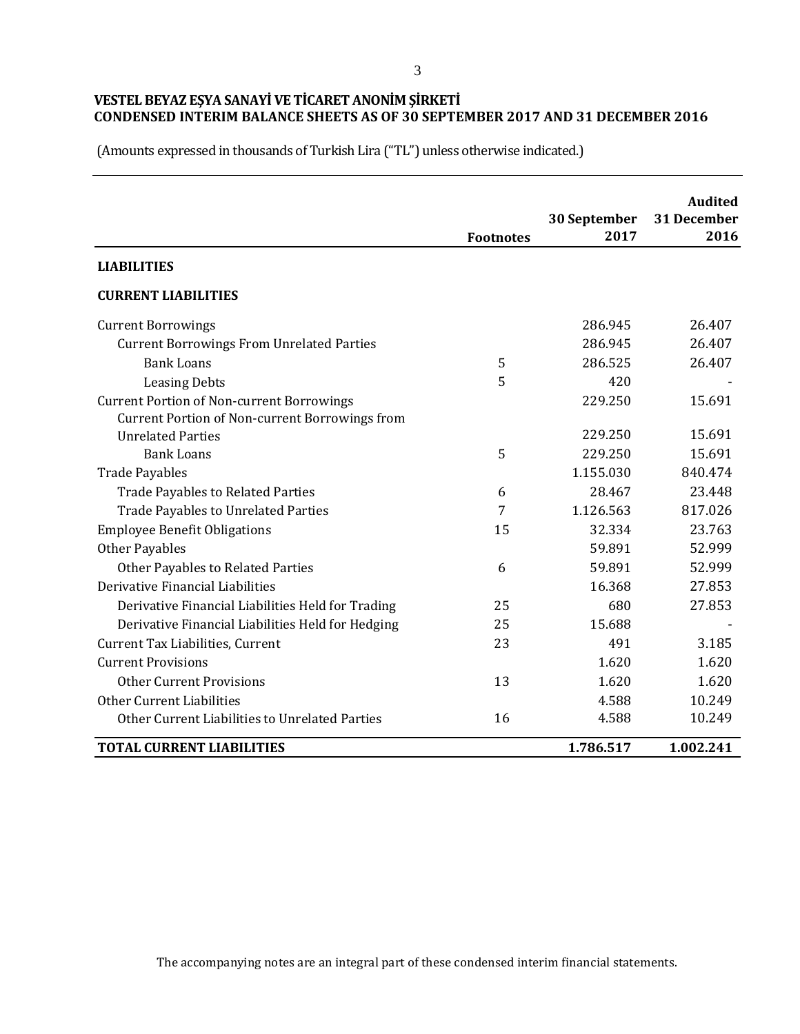**VESTEL BEYAZ EŞYA SANAYİ VE TİCARET ANONİM ŞİRKETİ**
**CONDENSED INTERIM BALANCE SHEETS AS OF 30 SEPTEMBER 2017 AND 31 DECEMBER 2016**

(Amounts expressed in thousands of Turkish Lira ("TL") unless otherwise indicated.)

| | Footnotes | 30 September 2017 | Audited 31 December 2016 |
|---|---|---|---|
| **LIABILITIES** | | | |
| **CURRENT LIABILITIES** | | | |
| Current Borrowings | | 286.945 | 26.407 |
| Current Borrowings From Unrelated Parties | | 286.945 | 26.407 |
| Bank Loans | 5 | 286.525 | 26.407 |
| Leasing Debts | 5 | 420 | - |
| Current Portion of Non-current Borrowings | | 229.250 | 15.691 |
| Current Portion of Non-current Borrowings from Unrelated Parties | | 229.250 | 15.691 |
| Bank Loans | 5 | 229.250 | 15.691 |
| Trade Payables | | 1.155.030 | 840.474 |
| Trade Payables to Related Parties | 6 | 28.467 | 23.448 |
| Trade Payables to Unrelated Parties | 7 | 1.126.563 | 817.026 |
| Employee Benefit Obligations | 15 | 32.334 | 23.763 |
| Other Payables | | 59.891 | 52.999 |
| Other Payables to Related Parties | 6 | 59.891 | 52.999 |
| Derivative Financial Liabilities | | 16.368 | 27.853 |
| Derivative Financial Liabilities Held for Trading | 25 | 680 | 27.853 |
| Derivative Financial Liabilities Held for Hedging | 25 | 15.688 | - |
| Current Tax Liabilities, Current | 23 | 491 | 3.185 |
| Current Provisions | | 1.620 | 1.620 |
| Other Current Provisions | 13 | 1.620 | 1.620 |
| Other Current Liabilities | | 4.588 | 10.249 |
| Other Current Liabilities to Unrelated Parties | 16 | 4.588 | 10.249 |
| **TOTAL CURRENT LIABILITIES** | | **1.786.517** | **1.002.241** |

The accompanying notes are an integral part of these condensed interim financial statements.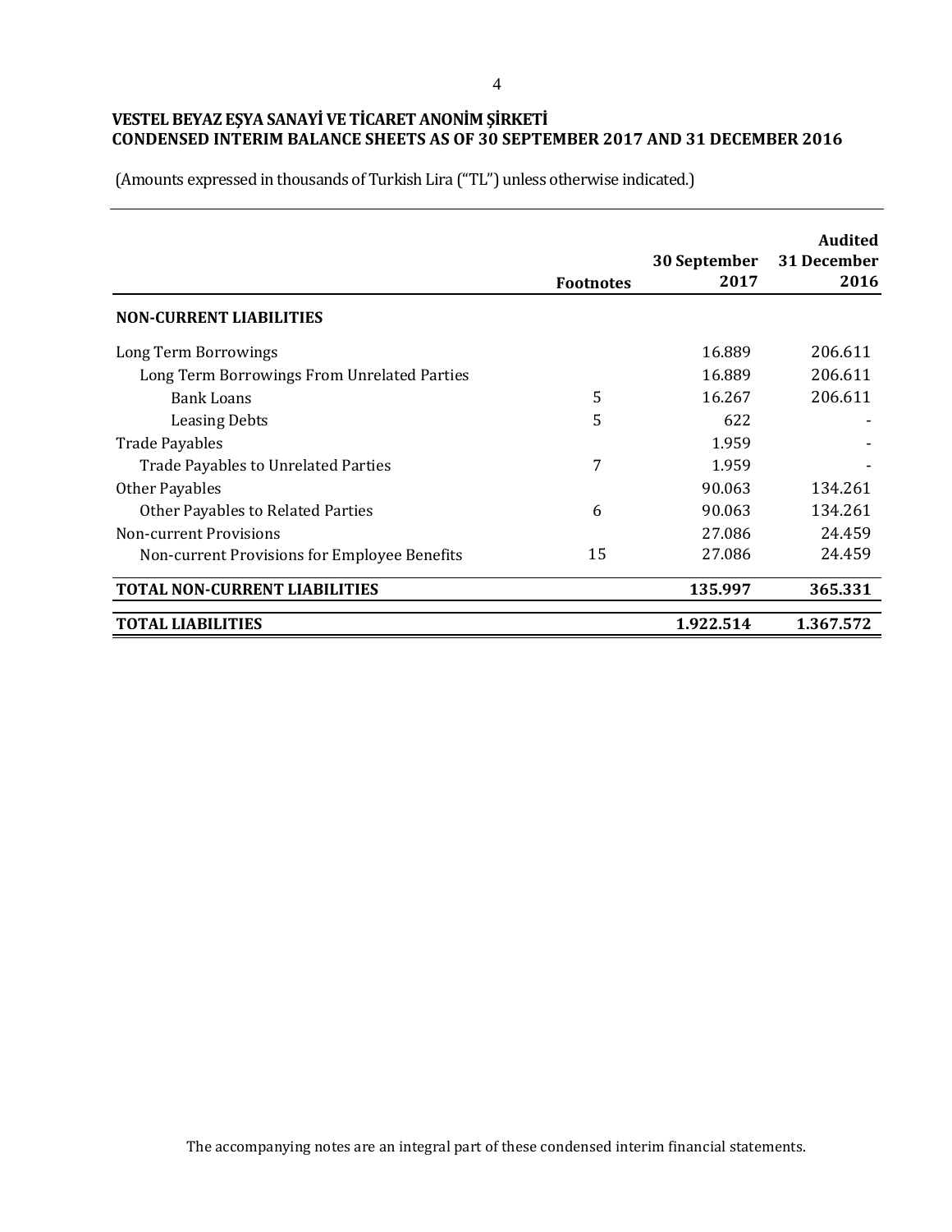**VESTEL BEYAZ EŞYA SANAYİ VE TİCARET ANONİM ŞİRKETİ**
**CONDENSED INTERIM BALANCE SHEETS AS OF 30 SEPTEMBER 2017 AND 31 DECEMBER 2016**

(Amounts expressed in thousands of Turkish Lira ("TL") unless otherwise indicated.)

| | Footnotes | 30 September 2017 | Audited 31 December 2016 |
|---|---|---|---|
| **NON-CURRENT LIABILITIES** | | | |
| Long Term Borrowings | | 16.889 | 206.611 |
| Long Term Borrowings From Unrelated Parties | | 16.889 | 206.611 |
| Bank Loans | 5 | 16.267 | 206.611 |
| Leasing Debts | 5 | 622 | - |
| Trade Payables | | 1.959 | - |
| Trade Payables to Unrelated Parties | 7 | 1.959 | - |
| Other Payables | | 90.063 | 134.261 |
| Other Payables to Related Parties | 6 | 90.063 | 134.261 |
| Non-current Provisions | | 27.086 | 24.459 |
| Non-current Provisions for Employee Benefits | 15 | 27.086 | 24.459 |
| **TOTAL NON-CURRENT LIABILITIES** | | **135.997** | **365.331** |
| **TOTAL LIABILITIES** | | **1.922.514** | **1.367.572** |

The accompanying notes are an integral part of these condensed interim financial statements.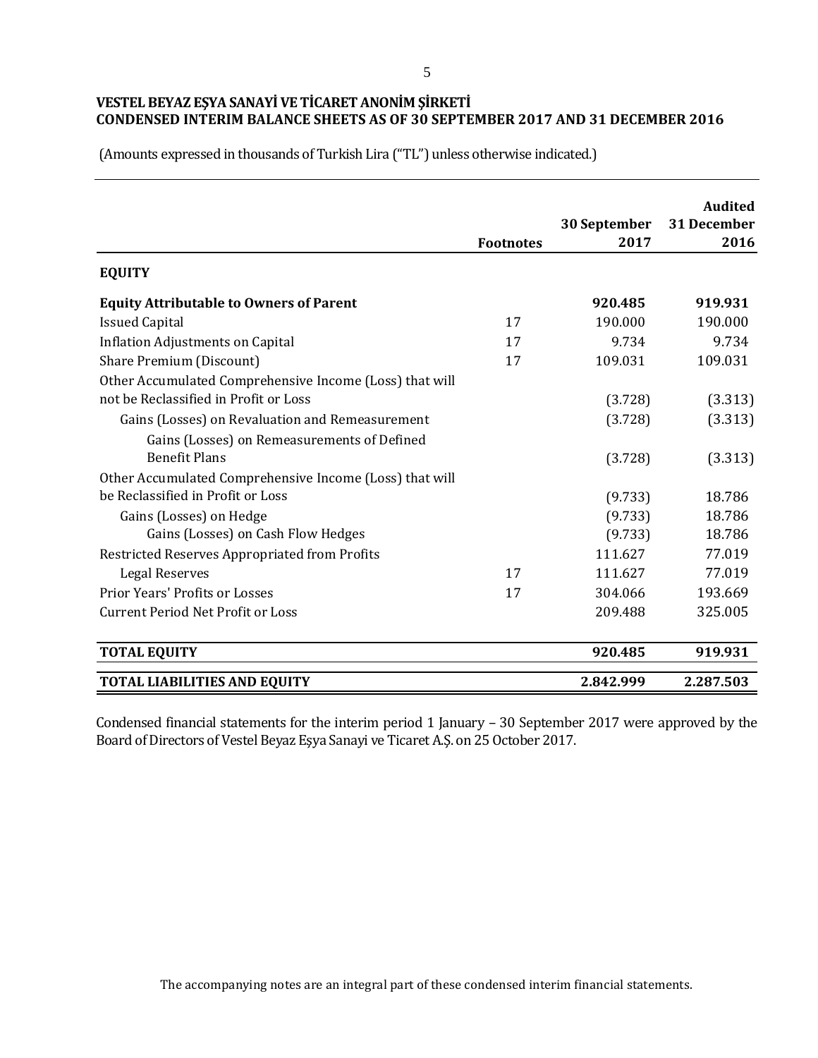**VESTEL BEYAZ EŞYA SANAYİ VE TİCARET ANONİM ŞİRKETİ**
**CONDENSED INTERIM BALANCE SHEETS AS OF 30 SEPTEMBER 2017 AND 31 DECEMBER 2016**

(Amounts expressed in thousands of Turkish Lira ("TL") unless otherwise indicated.)

| | Footnotes | 30 September 2017 | Audited 31 December 2016 |
|---|---|---|---|
| **EQUITY** | | | |
| **Equity Attributable to Owners of Parent** | | **920.485** | **919.931** |
| Issued Capital | 17 | 190.000 | 190.000 |
| Inflation Adjustments on Capital | 17 | 9.734 | 9.734 |
| Share Premium (Discount) | 17 | 109.031 | 109.031 |
| Other Accumulated Comprehensive Income (Loss) that will not be Reclassified in Profit or Loss | | (3.728) | (3.313) |
| Gains (Losses) on Revaluation and Remeasurement | | (3.728) | (3.313) |
| Gains (Losses) on Remeasurements of Defined Benefit Plans | | (3.728) | (3.313) |
| Other Accumulated Comprehensive Income (Loss) that will be Reclassified in Profit or Loss | | (9.733) | 18.786 |
| Gains (Losses) on Hedge | | (9.733) | 18.786 |
| Gains (Losses) on Cash Flow Hedges | | (9.733) | 18.786 |
| Restricted Reserves Appropriated from Profits | | 111.627 | 77.019 |
| Legal Reserves | 17 | 111.627 | 77.019 |
| Prior Years' Profits or Losses | 17 | 304.066 | 193.669 |
| Current Period Net Profit or Loss | | 209.488 | 325.005 |
| **TOTAL EQUITY** | | **920.485** | **919.931** |
| **TOTAL LIABILITIES AND EQUITY** | | **2.842.999** | **2.287.503** |

Condensed financial statements for the interim period 1 January – 30 September 2017 were approved by the Board of Directors of Vestel Beyaz Eşya Sanayi ve Ticaret A.Ş. on 25 October 2017.

The accompanying notes are an integral part of these condensed interim financial statements.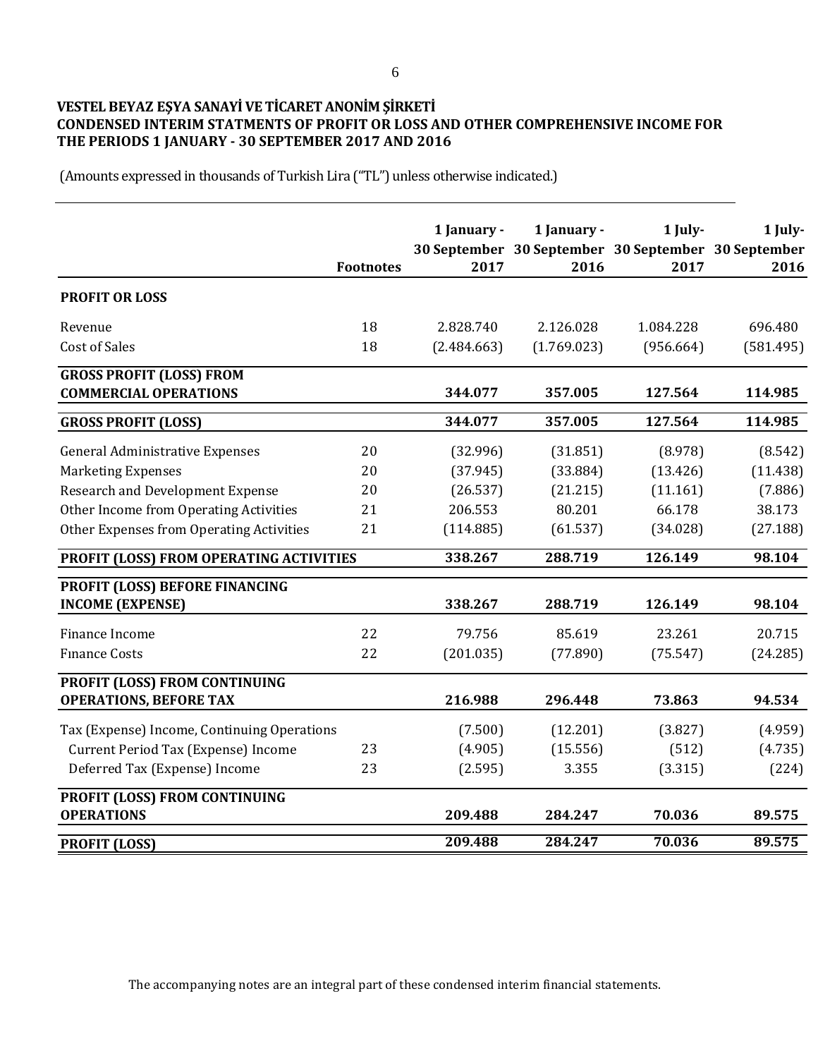**VESTEL BEYAZ EŞYA SANAYİ VE TİCARET ANONİM ŞİRKETİ**
**CONDENSED INTERIM STATMENTS OF PROFIT OR LOSS AND OTHER COMPREHENSIVE INCOME FOR THE PERIODS 1 JANUARY - 30 SEPTEMBER 2017 AND 2016**

(Amounts expressed in thousands of Turkish Lira ("TL") unless otherwise indicated.)

| | Footnotes | 1 January - 30 September 2017 | 1 January - 30 September 2016 | 1 July- 30 September 2017 | 1 July- 30 September 2016 |
|---|---|---|---|---|---|
| **PROFIT OR LOSS** | | | | | |
| Revenue | 18 | 2.828.740 | 2.126.028 | 1.084.228 | 696.480 |
| Cost of Sales | 18 | (2.484.663) | (1.769.023) | (956.664) | (581.495) |
| **GROSS PROFIT (LOSS) FROM COMMERCIAL OPERATIONS** | | **344.077** | **357.005** | **127.564** | **114.985** |
| **GROSS PROFIT (LOSS)** | | **344.077** | **357.005** | **127.564** | **114.985** |
| General Administrative Expenses | 20 | (32.996) | (31.851) | (8.978) | (8.542) |
| Marketing Expenses | 20 | (37.945) | (33.884) | (13.426) | (11.438) |
| Research and Development Expense | 20 | (26.537) | (21.215) | (11.161) | (7.886) |
| Other Income from Operating Activities | 21 | 206.553 | 80.201 | 66.178 | 38.173 |
| Other Expenses from Operating Activities | 21 | (114.885) | (61.537) | (34.028) | (27.188) |
| **PROFIT (LOSS) FROM OPERATING ACTIVITIES** | | **338.267** | **288.719** | **126.149** | **98.104** |
| **PROFIT (LOSS) BEFORE FINANCING INCOME (EXPENSE)** | | **338.267** | **288.719** | **126.149** | **98.104** |
| Finance Income | 22 | 79.756 | 85.619 | 23.261 | 20.715 |
| Fınance Costs | 22 | (201.035) | (77.890) | (75.547) | (24.285) |
| **PROFIT (LOSS) FROM CONTINUING OPERATIONS, BEFORE TAX** | | **216.988** | **296.448** | **73.863** | **94.534** |
| Tax (Expense) Income, Continuing Operations | | (7.500) | (12.201) | (3.827) | (4.959) |
| Current Period Tax (Expense) Income | 23 | (4.905) | (15.556) | (512) | (4.735) |
| Deferred Tax (Expense) Income | 23 | (2.595) | 3.355 | (3.315) | (224) |
| **PROFIT (LOSS) FROM CONTINUING OPERATIONS** | | **209.488** | **284.247** | **70.036** | **89.575** |
| **PROFIT (LOSS)** | | **209.488** | **284.247** | **70.036** | **89.575** |

The accompanying notes are an integral part of these condensed interim financial statements.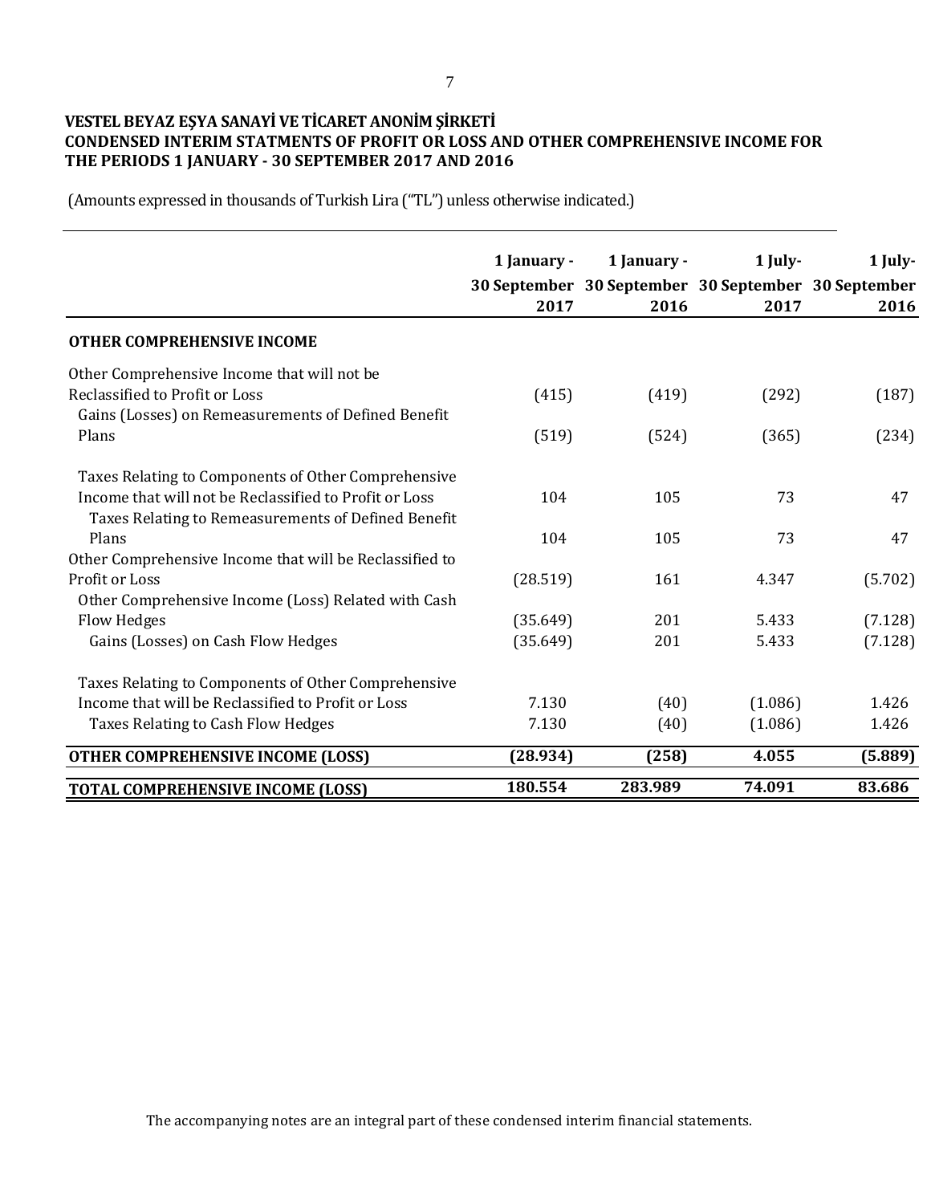**VESTEL BEYAZ EŞYA SANAYİ VE TİCARET ANONİM ŞİRKETİ**
**CONDENSED INTERIM STATMENTS OF PROFIT OR LOSS AND OTHER COMPREHENSIVE INCOME FOR THE PERIODS 1 JANUARY - 30 SEPTEMBER 2017 AND 2016**

(Amounts expressed in thousands of Turkish Lira ("TL") unless otherwise indicated.)

| | 1 January - 30 September 2017 | 1 January - 30 September 2016 | 1 July- 30 September 2017 | 1 July- 30 September 2016 |
|---|---|---|---|---|
| **OTHER COMPREHENSIVE INCOME** | | | | |
| Other Comprehensive Income that will not be Reclassified to Profit or Loss | (415) | (419) | (292) | (187) |
| Gains (Losses) on Remeasurements of Defined Benefit Plans | (519) | (524) | (365) | (234) |
| Taxes Relating to Components of Other Comprehensive Income that will not be Reclassified to Profit or Loss | 104 | 105 | 73 | 47 |
| Taxes Relating to Remeasurements of Defined Benefit Plans | 104 | 105 | 73 | 47 |
| Other Comprehensive Income that will be Reclassified to Profit or Loss | (28.519) | 161 | 4.347 | (5.702) |
| Other Comprehensive Income (Loss) Related with Cash Flow Hedges | (35.649) | 201 | 5.433 | (7.128) |
| Gains (Losses) on Cash Flow Hedges | (35.649) | 201 | 5.433 | (7.128) |
| Taxes Relating to Components of Other Comprehensive Income that will be Reclassified to Profit or Loss | 7.130 | (40) | (1.086) | 1.426 |
| Taxes Relating to Cash Flow Hedges | 7.130 | (40) | (1.086) | 1.426 |
| **OTHER COMPREHENSIVE INCOME (LOSS)** | **(28.934)** | **(258)** | **4.055** | **(5.889)** |
| **TOTAL COMPREHENSIVE INCOME (LOSS)** | **180.554** | **283.989** | **74.091** | **83.686** |

The accompanying notes are an integral part of these condensed interim financial statements.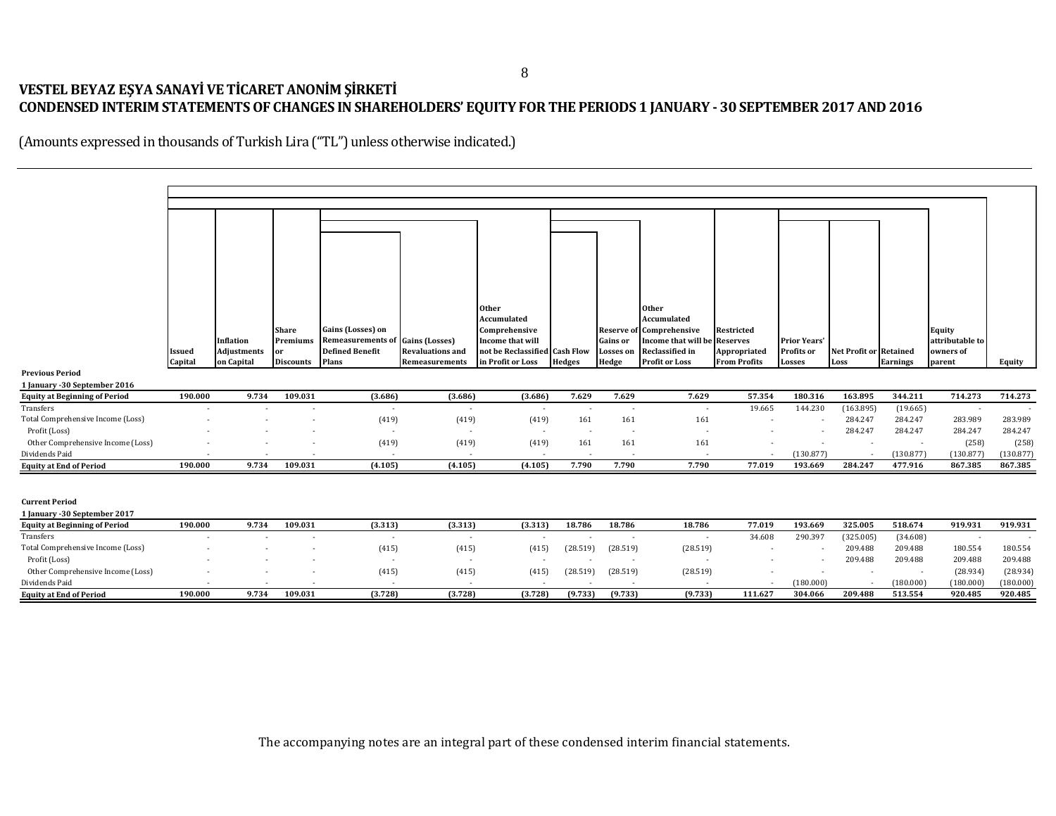# VESTEL BEYAZ EŞYA SANAYİ VE TİCARET ANONİM ŞİRKETİ

## CONDENSED INTERIM STATEMENTS OF CHANGES IN SHAREHOLDERS' EQUITY FOR THE PERIODS 1 JANUARY - 30 SEPTEMBER 2017 AND 2016

(Amounts expressed in thousands of Turkish Lira ("TL") unless otherwise indicated.)

| | Issued Capital | Inflation Adjustments on Capital | Share Premiums or Discounts | Gains (Losses) on Remeasurements of Defined Benefit Plans | Gains (Losses) Revaluations and Remeasurements | Other Accumulated Comprehensive Income that will not be Reclassified in Profit or Loss | Cash Flow Hedges | Reserve of Gains or Losses on Hedge | Other Accumulated Comprehensive Income that will be Reclassified in Profit or Loss | Restricted Reserves Appropriated From Profits | Prior Years' Profits or Losses | Net Profit or Loss | Retained Earnings | Equity attributable to owners of parent | Equity |
|---|---|---|---|---|---|---|---|---|---|---|---|---|---|---|---|
| **Previous Period** | | | | | | | | | | | | | | | |
| **1 January -30 September 2016** | | | | | | | | | | | | | | | |
| **Equity at Beginning of Period** | **190.000** | **9.734** | **109.031** | **(3.686)** | **(3.686)** | **(3.686)** | **7.629** | **7.629** | **7.629** | **57.354** | **180.316** | **163.895** | **344.211** | **714.273** | **714.273** |
| Transfers | - | - | - | - | - | - | - | - | - | 19.665 | 144.230 | (163.895) | (19.665) | - | - |
| Total Comprehensive Income (Loss) | - | - | - | (419) | (419) | (419) | 161 | 161 | 161 | - | - | 284.247 | 284.247 | 283.989 | 283.989 |
| Profit (Loss) | - | - | - | - | - | - | - | - | - | - | - | 284.247 | 284.247 | 284.247 | 284.247 |
| Other Comprehensive Income (Loss) | - | - | - | (419) | (419) | (419) | 161 | 161 | 161 | - | - | - | - | (258) | (258) |
| Dividends Paid | - | - | - | - | - | - | - | - | - | - | (130.877) | - | (130.877) | (130.877) | (130.877) |
| **Equity at End of Period** | **190.000** | **9.734** | **109.031** | **(4.105)** | **(4.105)** | **(4.105)** | **7.790** | **7.790** | **7.790** | **77.019** | **193.669** | **284.247** | **477.916** | **867.385** | **867.385** |
| | | | | | | | | | | | | | | | |
| **Current Period** | | | | | | | | | | | | | | | |
| **1 January -30 September 2017** | | | | | | | | | | | | | | | |
| **Equity at Beginning of Period** | **190.000** | **9.734** | **109.031** | **(3.313)** | **(3.313)** | **(3.313)** | **18.786** | **18.786** | **18.786** | **77.019** | **193.669** | **325.005** | **518.674** | **919.931** | **919.931** |
| Transfers | - | - | - | - | - | - | - | - | - | 34.608 | 290.397 | (325.005) | (34.608) | - | - |
| Total Comprehensive Income (Loss) | - | - | - | (415) | (415) | (415) | (28.519) | (28.519) | (28.519) | - | - | 209.488 | 209.488 | 180.554 | 180.554 |
| Profit (Loss) | - | - | - | - | - | - | - | - | - | - | - | 209.488 | 209.488 | 209.488 | 209.488 |
| Other Comprehensive Income (Loss) | - | - | - | (415) | (415) | (415) | (28.519) | (28.519) | (28.519) | - | - | - | - | (28.934) | (28.934) |
| Dividends Paid | - | - | - | - | - | - | - | - | - | - | (180.000) | - | (180.000) | (180.000) | (180.000) |
| **Equity at End of Period** | **190.000** | **9.734** | **109.031** | **(3.728)** | **(3.728)** | **(3.728)** | **(9.733)** | **(9.733)** | **(9.733)** | **111.627** | **304.066** | **209.488** | **513.554** | **920.485** | **920.485** |

The accompanying notes are an integral part of these condensed interim financial statements.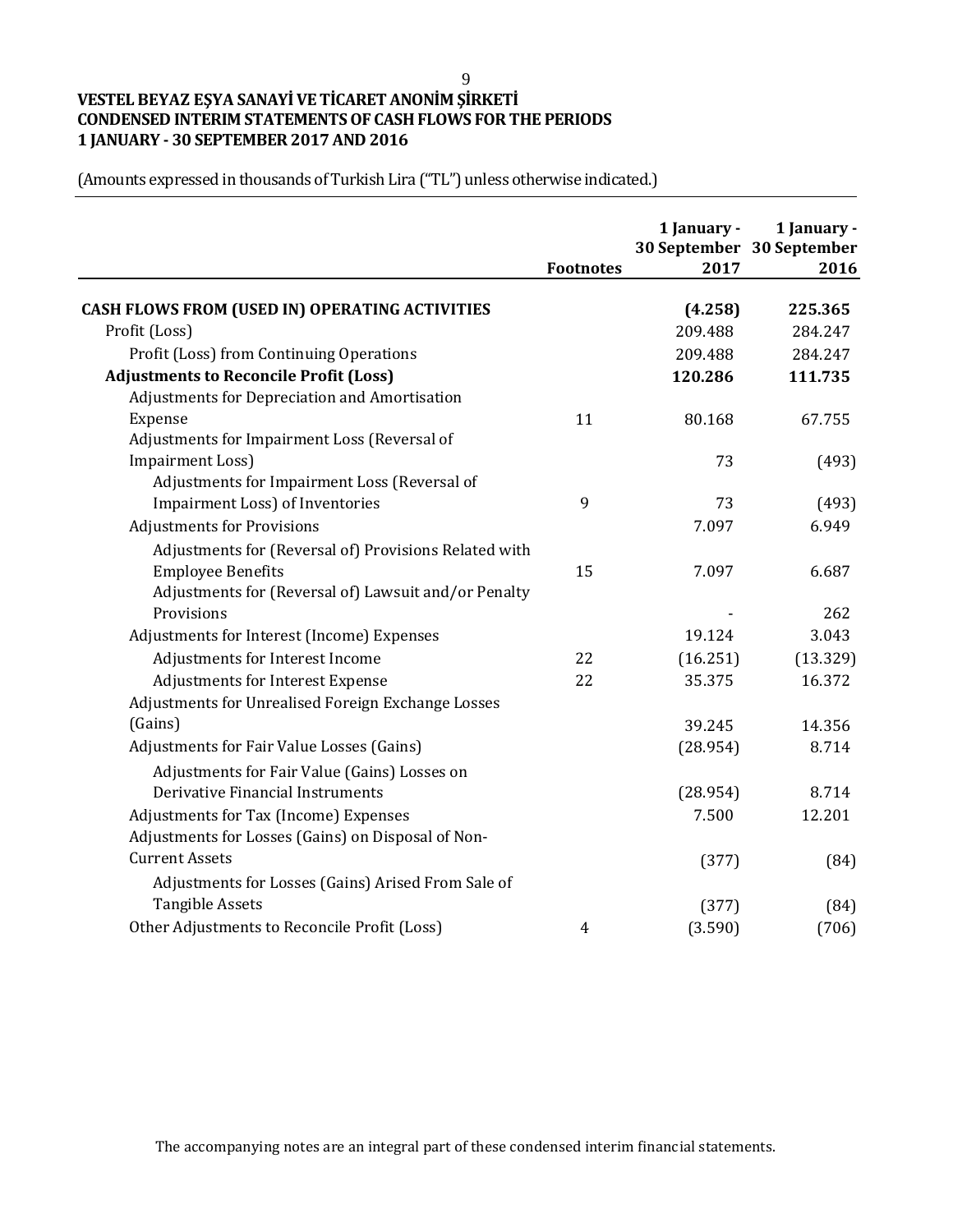**VESTEL BEYAZ EŞYA SANAYİ VE TİCARET ANONİM ŞİRKETİ**
**CONDENSED INTERIM STATEMENTS OF CASH FLOWS FOR THE PERIODS**
**1 JANUARY - 30 SEPTEMBER 2017 AND 2016**

(Amounts expressed in thousands of Turkish Lira ("TL") unless otherwise indicated.)

| | Footnotes | 1 January - 30 September 2017 | 1 January - 30 September 2016 |
|---|---|---|---|
| **CASH FLOWS FROM (USED IN) OPERATING ACTIVITIES** | | **(4.258)** | **225.365** |
| Profit (Loss) | | 209.488 | 284.247 |
| Profit (Loss) from Continuing Operations | | 209.488 | 284.247 |
| **Adjustments to Reconcile Profit (Loss)** | | **120.286** | **111.735** |
| Adjustments for Depreciation and Amortisation Expense | 11 | 80.168 | 67.755 |
| Adjustments for Impairment Loss (Reversal of Impairment Loss) | | 73 | (493) |
| Adjustments for Impairment Loss (Reversal of Impairment Loss) of Inventories | 9 | 73 | (493) |
| Adjustments for Provisions | | 7.097 | 6.949 |
| Adjustments for (Reversal of) Provisions Related with Employee Benefits | 15 | 7.097 | 6.687 |
| Adjustments for (Reversal of) Lawsuit and/or Penalty Provisions | | - | 262 |
| Adjustments for Interest (Income) Expenses | | 19.124 | 3.043 |
| Adjustments for Interest Income | 22 | (16.251) | (13.329) |
| Adjustments for Interest Expense | 22 | 35.375 | 16.372 |
| Adjustments for Unrealised Foreign Exchange Losses (Gains) | | 39.245 | 14.356 |
| Adjustments for Fair Value Losses (Gains) | | (28.954) | 8.714 |
| Adjustments for Fair Value (Gains) Losses on Derivative Financial Instruments | | (28.954) | 8.714 |
| Adjustments for Tax (Income) Expenses | | 7.500 | 12.201 |
| Adjustments for Losses (Gains) on Disposal of Non-Current Assets | | (377) | (84) |
| Adjustments for Losses (Gains) Arised From Sale of Tangible Assets | | (377) | (84) |
| Other Adjustments to Reconcile Profit (Loss) | 4 | (3.590) | (706) |

The accompanying notes are an integral part of these condensed interim financial statements.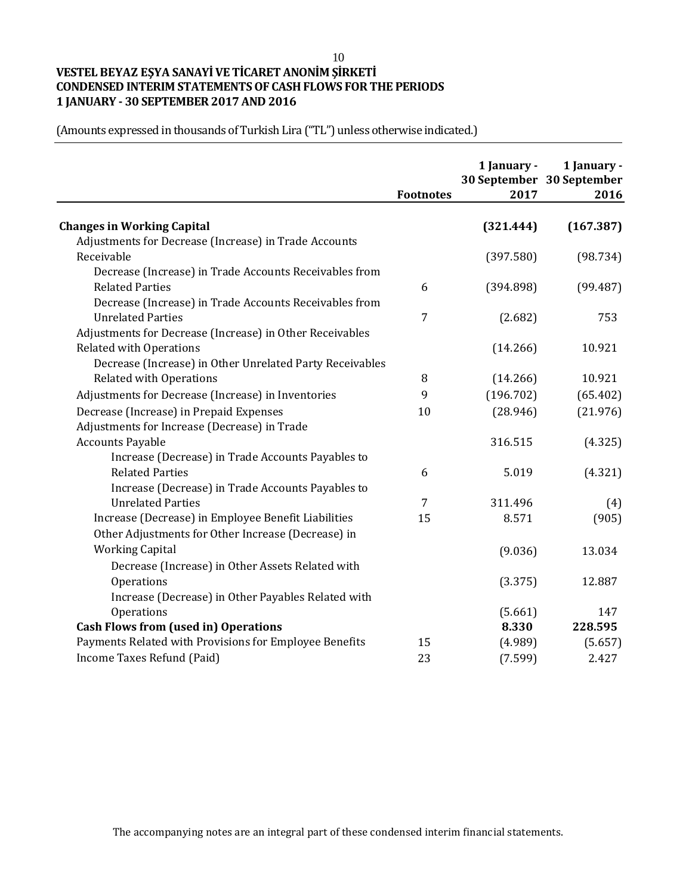**VESTEL BEYAZ EŞYA SANAYİ VE TİCARET ANONİM ŞİRKETİ**
**CONDENSED INTERIM STATEMENTS OF CASH FLOWS FOR THE PERIODS**
**1 JANUARY - 30 SEPTEMBER 2017 AND 2016**

(Amounts expressed in thousands of Turkish Lira ("TL") unless otherwise indicated.)

| | Footnotes | 1 January - 30 September 2017 | 1 January - 30 September 2016 |
|---|---|---|---|
| **Changes in Working Capital** | | **(321.444)** | **(167.387)** |
| Adjustments for Decrease (Increase) in Trade Accounts Receivable | | (397.580) | (98.734) |
| Decrease (Increase) in Trade Accounts Receivables from Related Parties | 6 | (394.898) | (99.487) |
| Decrease (Increase) in Trade Accounts Receivables from Unrelated Parties | 7 | (2.682) | 753 |
| Adjustments for Decrease (Increase) in Other Receivables Related with Operations | | (14.266) | 10.921 |
| Decrease (Increase) in Other Unrelated Party Receivables Related with Operations | 8 | (14.266) | 10.921 |
| Adjustments for Decrease (Increase) in Inventories | 9 | (196.702) | (65.402) |
| Decrease (Increase) in Prepaid Expenses | 10 | (28.946) | (21.976) |
| Adjustments for Increase (Decrease) in Trade Accounts Payable | | 316.515 | (4.325) |
| Increase (Decrease) in Trade Accounts Payables to Related Parties | 6 | 5.019 | (4.321) |
| Increase (Decrease) in Trade Accounts Payables to Unrelated Parties | 7 | 311.496 | (4) |
| Increase (Decrease) in Employee Benefit Liabilities | 15 | 8.571 | (905) |
| Other Adjustments for Other Increase (Decrease) in Working Capital | | (9.036) | 13.034 |
| Decrease (Increase) in Other Assets Related with Operations | | (3.375) | 12.887 |
| Increase (Decrease) in Other Payables Related with Operations | | (5.661) | 147 |
| **Cash Flows from (used in) Operations** | | **8.330** | **228.595** |
| Payments Related with Provisions for Employee Benefits | 15 | (4.989) | (5.657) |
| Income Taxes Refund (Paid) | 23 | (7.599) | 2.427 |

The accompanying notes are an integral part of these condensed interim financial statements.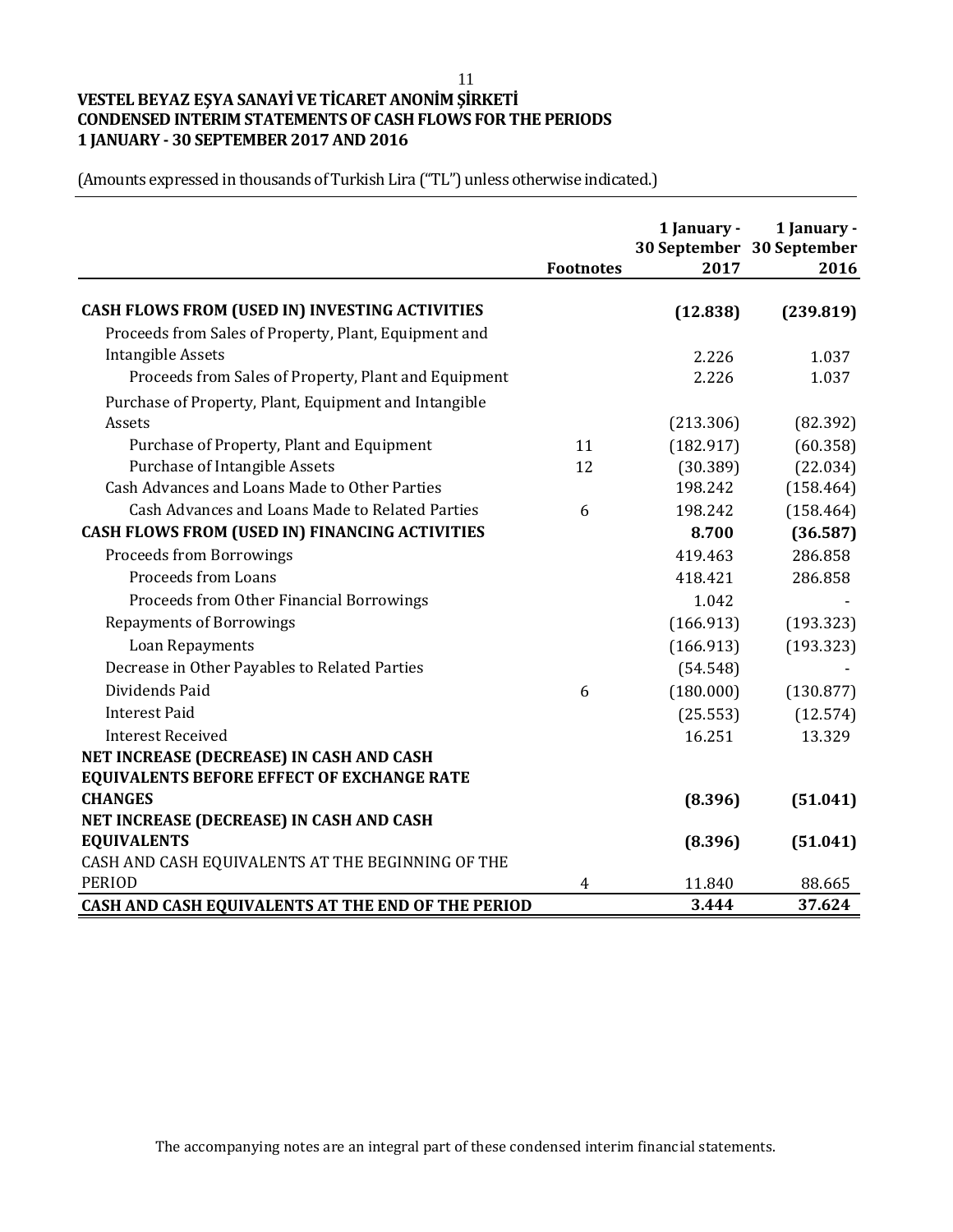**VESTEL BEYAZ EŞYA SANAYİ VE TİCARET ANONİM ŞİRKETİ**
**CONDENSED INTERIM STATEMENTS OF CASH FLOWS FOR THE PERIODS**
**1 JANUARY - 30 SEPTEMBER 2017 AND 2016**

(Amounts expressed in thousands of Turkish Lira ("TL") unless otherwise indicated.)

| | Footnotes | 1 January - 30 September 2017 | 1 January - 30 September 2016 |
|---|---|---|---|
| **CASH FLOWS FROM (USED IN) INVESTING ACTIVITIES** | | **(12.838)** | **(239.819)** |
| Proceeds from Sales of Property, Plant, Equipment and Intangible Assets | | 2.226 | 1.037 |
| Proceeds from Sales of Property, Plant and Equipment | | 2.226 | 1.037 |
| Purchase of Property, Plant, Equipment and Intangible Assets | | (213.306) | (82.392) |
| Purchase of Property, Plant and Equipment | 11 | (182.917) | (60.358) |
| Purchase of Intangible Assets | 12 | (30.389) | (22.034) |
| Cash Advances and Loans Made to Other Parties | | 198.242 | (158.464) |
| Cash Advances and Loans Made to Related Parties | 6 | 198.242 | (158.464) |
| **CASH FLOWS FROM (USED IN) FINANCING ACTIVITIES** | | **8.700** | **(36.587)** |
| Proceeds from Borrowings | | 419.463 | 286.858 |
| Proceeds from Loans | | 418.421 | 286.858 |
| Proceeds from Other Financial Borrowings | | 1.042 | - |
| Repayments of Borrowings | | (166.913) | (193.323) |
| Loan Repayments | | (166.913) | (193.323) |
| Decrease in Other Payables to Related Parties | | (54.548) | - |
| Dividends Paid | 6 | (180.000) | (130.877) |
| Interest Paid | | (25.553) | (12.574) |
| Interest Received | | 16.251 | 13.329 |
| **NET INCREASE (DECREASE) IN CASH AND CASH EQUIVALENTS BEFORE EFFECT OF EXCHANGE RATE CHANGES** | | **(8.396)** | **(51.041)** |
| **NET INCREASE (DECREASE) IN CASH AND CASH EQUIVALENTS** | | **(8.396)** | **(51.041)** |
| CASH AND CASH EQUIVALENTS AT THE BEGINNING OF THE PERIOD | 4 | 11.840 | 88.665 |
| **CASH AND CASH EQUIVALENTS AT THE END OF THE PERIOD** | | **3.444** | **37.624** |

The accompanying notes are an integral part of these condensed interim financial statements.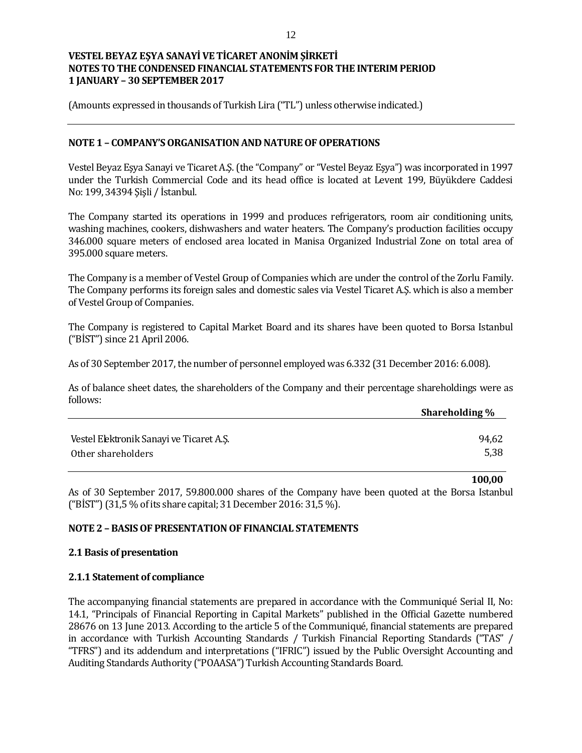**VESTEL BEYAZ EŞYA SANAYİ VE TİCARET ANONİM ŞİRKETİ**
**NOTES TO THE CONDENSED FINANCIAL STATEMENTS FOR THE INTERIM PERIOD**
**1 JANUARY – 30 SEPTEMBER 2017**

(Amounts expressed in thousands of Turkish Lira ("TL") unless otherwise indicated.)

## NOTE 1 – COMPANY'S ORGANISATION AND NATURE OF OPERATIONS

Vestel Beyaz Eşya Sanayi ve Ticaret A.Ş. (the "Company" or "Vestel Beyaz Eşya") was incorporated in 1997 under the Turkish Commercial Code and its head office is located at Levent 199, Büyükdere Caddesi No: 199, 34394 Şişli / İstanbul.

The Company started its operations in 1999 and produces refrigerators, room air conditioning units, washing machines, cookers, dishwashers and water heaters. The Company's production facilities occupy 346.000 square meters of enclosed area located in Manisa Organized Industrial Zone on total area of 395.000 square meters.

The Company is a member of Vestel Group of Companies which are under the control of the Zorlu Family. The Company performs its foreign sales and domestic sales via Vestel Ticaret A.Ş. which is also a member of Vestel Group of Companies.

The Company is registered to Capital Market Board and its shares have been quoted to Borsa Istanbul ("BİST") since 21 April 2006.

As of 30 September 2017, the number of personnel employed was 6.332 (31 December 2016: 6.008).

As of balance sheet dates, the shareholders of the Company and their percentage shareholdings were as follows:

| | **Shareholding %** |
|---|---|
| Vestel Elektronik Sanayi ve Ticaret A.Ş. | 94,62 |
| Other shareholders | 5,38 |
| | **100,00** |

As of 30 September 2017, 59.800.000 shares of the Company have been quoted at the Borsa Istanbul ("BİST") (31,5 % of its share capital; 31 December 2016: 31,5 %).

## NOTE 2 – BASIS OF PRESENTATION OF FINANCIAL STATEMENTS

### 2.1 Basis of presentation

### 2.1.1 Statement of compliance

The accompanying financial statements are prepared in accordance with the Communiqué Serial II, No: 14.1, "Principals of Financial Reporting in Capital Markets" published in the Official Gazette numbered 28676 on 13 June 2013. According to the article 5 of the Communiqué, financial statements are prepared in accordance with Turkish Accounting Standards / Turkish Financial Reporting Standards ("TAS" / "TFRS") and its addendum and interpretations ("IFRIC") issued by the Public Oversight Accounting and Auditing Standards Authority ("POAASA") Turkish Accounting Standards Board.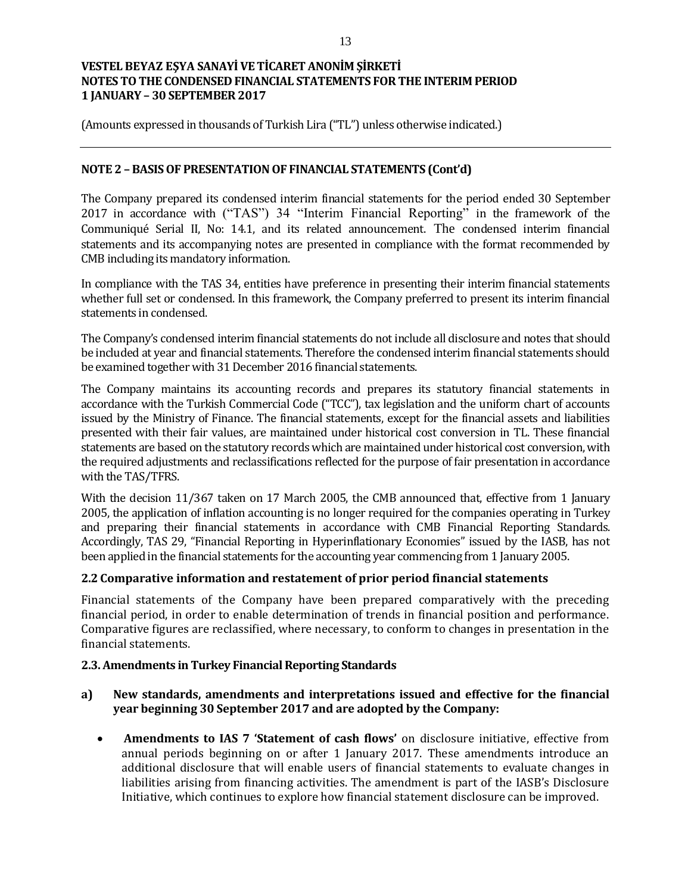## NOTE 2 – BASIS OF PRESENTATION OF FINANCIAL STATEMENTS (Cont'd)

The Company prepared its condensed interim financial statements for the period ended 30 September 2017 in accordance with ("TAS") 34 "Interim Financial Reporting" in the framework of the Communiqué Serial II, No: 14.1, and its related announcement. The condensed interim financial statements and its accompanying notes are presented in compliance with the format recommended by CMB including its mandatory information.

In compliance with the TAS 34, entities have preference in presenting their interim financial statements whether full set or condensed. In this framework, the Company preferred to present its interim financial statements in condensed.

The Company's condensed interim financial statements do not include all disclosure and notes that should be included at year and financial statements. Therefore the condensed interim financial statements should be examined together with 31 December 2016 financial statements.

The Company maintains its accounting records and prepares its statutory financial statements in accordance with the Turkish Commercial Code ("TCC"), tax legislation and the uniform chart of accounts issued by the Ministry of Finance. The financial statements, except for the financial assets and liabilities presented with their fair values, are maintained under historical cost conversion in TL. These financial statements are based on the statutory records which are maintained under historical cost conversion, with the required adjustments and reclassifications reflected for the purpose of fair presentation in accordance with the TAS/TFRS.

With the decision 11/367 taken on 17 March 2005, the CMB announced that, effective from 1 January 2005, the application of inflation accounting is no longer required for the companies operating in Turkey and preparing their financial statements in accordance with CMB Financial Reporting Standards. Accordingly, TAS 29, "Financial Reporting in Hyperinflationary Economies" issued by the IASB, has not been applied in the financial statements for the accounting year commencing from 1 January 2005.

### 2.2 Comparative information and restatement of prior period financial statements

Financial statements of the Company have been prepared comparatively with the preceding financial period, in order to enable determination of trends in financial position and performance. Comparative figures are reclassified, where necessary, to conform to changes in presentation in the financial statements.

### 2.3. Amendments in Turkey Financial Reporting Standards

**a) New standards, amendments and interpretations issued and effective for the financial year beginning 30 September 2017 and are adopted by the Company:**

- **Amendments to IAS 7 'Statement of cash flows'** on disclosure initiative, effective from annual periods beginning on or after 1 January 2017. These amendments introduce an additional disclosure that will enable users of financial statements to evaluate changes in liabilities arising from financing activities. The amendment is part of the IASB's Disclosure Initiative, which continues to explore how financial statement disclosure can be improved.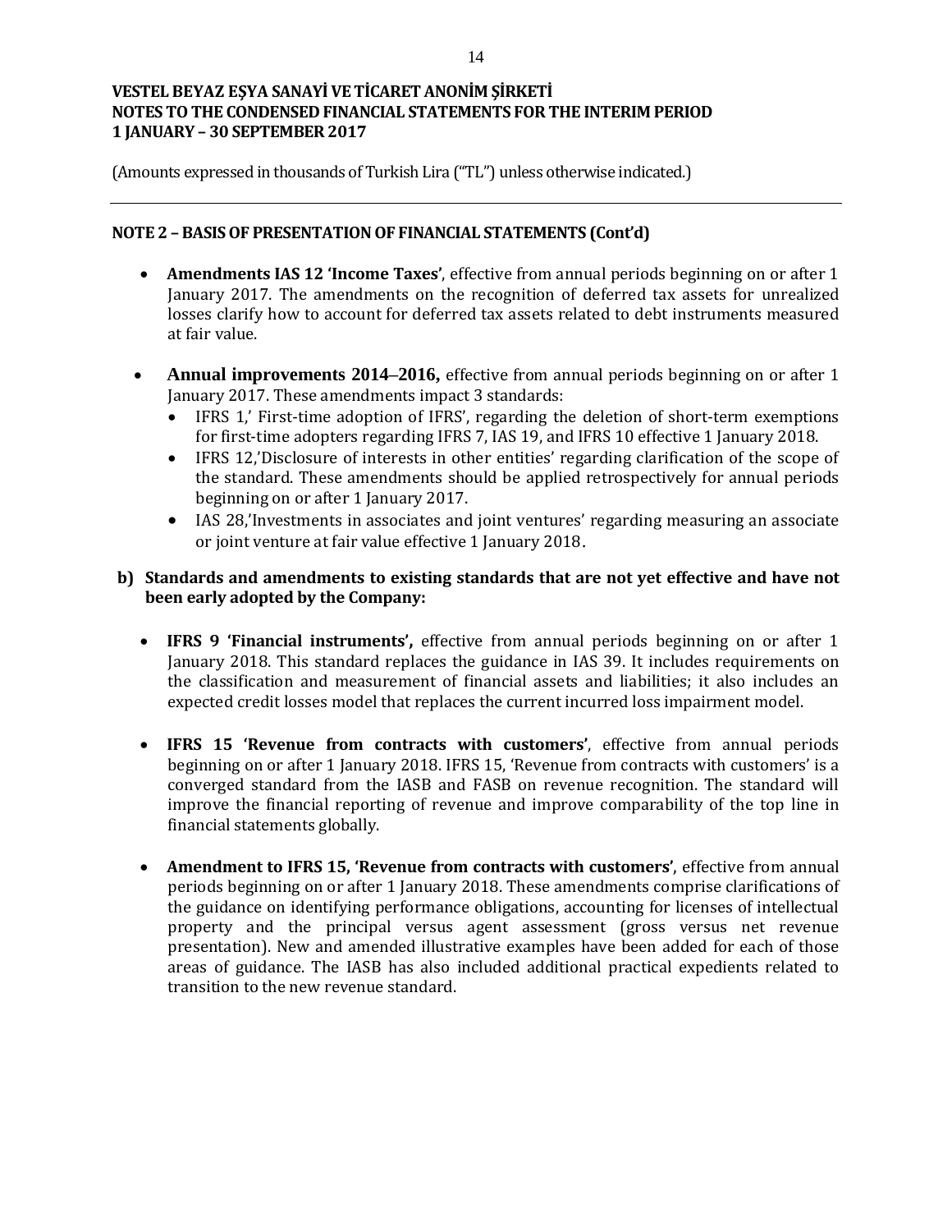## NOTE 2 – BASIS OF PRESENTATION OF FINANCIAL STATEMENTS (Cont'd)

- **Amendments IAS 12 'Income Taxes'**, effective from annual periods beginning on or after 1 January 2017. The amendments on the recognition of deferred tax assets for unrealized losses clarify how to account for deferred tax assets related to debt instruments measured at fair value.

- **Annual improvements 2014–2016,** effective from annual periods beginning on or after 1 January 2017. These amendments impact 3 standards:
  - IFRS 1,' First-time adoption of IFRS', regarding the deletion of short-term exemptions for first-time adopters regarding IFRS 7, IAS 19, and IFRS 10 effective 1 January 2018.
  - IFRS 12,'Disclosure of interests in other entities' regarding clarification of the scope of the standard. These amendments should be applied retrospectively for annual periods beginning on or after 1 January 2017.
  - IAS 28,'Investments in associates and joint ventures' regarding measuring an associate or joint venture at fair value effective 1 January 2018.

**b) Standards and amendments to existing standards that are not yet effective and have not been early adopted by the Company:**

- **IFRS 9 'Financial instruments',** effective from annual periods beginning on or after 1 January 2018. This standard replaces the guidance in IAS 39. It includes requirements on the classification and measurement of financial assets and liabilities; it also includes an expected credit losses model that replaces the current incurred loss impairment model.

- **IFRS 15 'Revenue from contracts with customers'**, effective from annual periods beginning on or after 1 January 2018. IFRS 15, 'Revenue from contracts with customers' is a converged standard from the IASB and FASB on revenue recognition. The standard will improve the financial reporting of revenue and improve comparability of the top line in financial statements globally.

- **Amendment to IFRS 15, 'Revenue from contracts with customers'**, effective from annual periods beginning on or after 1 January 2018. These amendments comprise clarifications of the guidance on identifying performance obligations, accounting for licenses of intellectual property and the principal versus agent assessment (gross versus net revenue presentation). New and amended illustrative examples have been added for each of those areas of guidance. The IASB has also included additional practical expedients related to transition to the new revenue standard.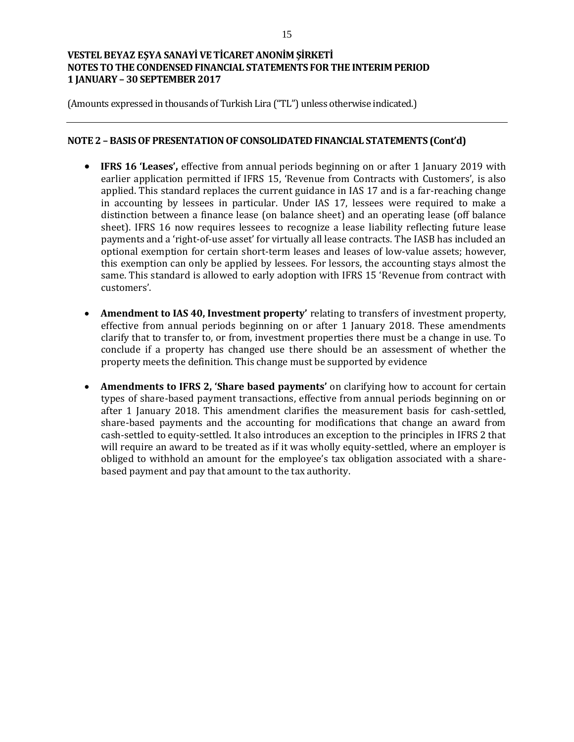## NOTE 2 – BASIS OF PRESENTATION OF CONSOLIDATED FINANCIAL STATEMENTS (Cont'd)

- **IFRS 16 'Leases',** effective from annual periods beginning on or after 1 January 2019 with earlier application permitted if IFRS 15, 'Revenue from Contracts with Customers', is also applied. This standard replaces the current guidance in IAS 17 and is a far-reaching change in accounting by lessees in particular. Under IAS 17, lessees were required to make a distinction between a finance lease (on balance sheet) and an operating lease (off balance sheet). IFRS 16 now requires lessees to recognize a lease liability reflecting future lease payments and a 'right-of-use asset' for virtually all lease contracts. The IASB has included an optional exemption for certain short-term leases and leases of low-value assets; however, this exemption can only be applied by lessees. For lessors, the accounting stays almost the same. This standard is allowed to early adoption with IFRS 15 'Revenue from contract with customers'.

- **Amendment to IAS 40, Investment property'** relating to transfers of investment property, effective from annual periods beginning on or after 1 January 2018. These amendments clarify that to transfer to, or from, investment properties there must be a change in use. To conclude if a property has changed use there should be an assessment of whether the property meets the definition. This change must be supported by evidence

- **Amendments to IFRS 2, 'Share based payments'** on clarifying how to account for certain types of share-based payment transactions, effective from annual periods beginning on or after 1 January 2018. This amendment clarifies the measurement basis for cash-settled, share-based payments and the accounting for modifications that change an award from cash-settled to equity-settled. It also introduces an exception to the principles in IFRS 2 that will require an award to be treated as if it was wholly equity-settled, where an employer is obliged to withhold an amount for the employee's tax obligation associated with a share-based payment and pay that amount to the tax authority.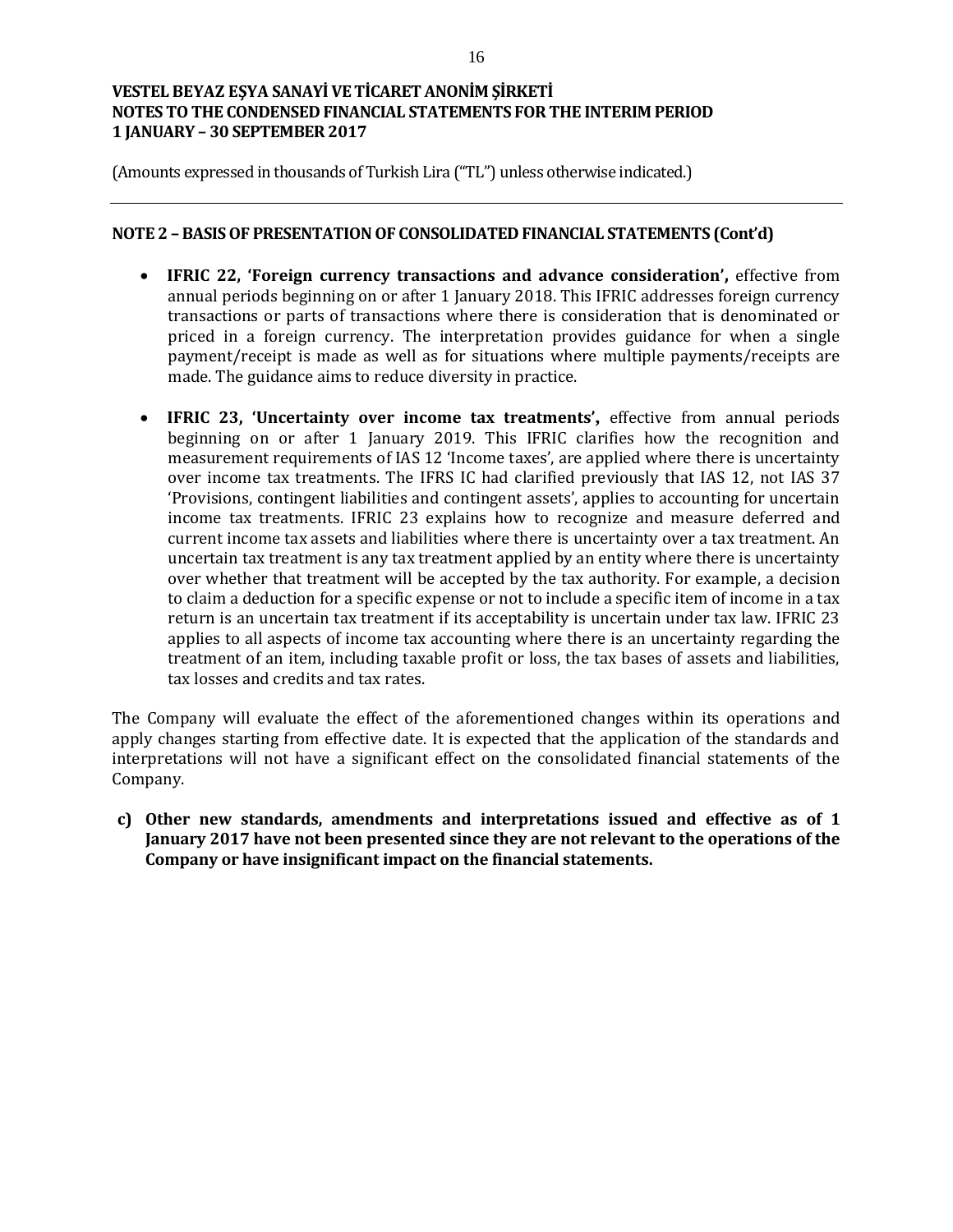## NOTE 2 – BASIS OF PRESENTATION OF CONSOLIDATED FINANCIAL STATEMENTS (Cont'd)

- **IFRIC 22, 'Foreign currency transactions and advance consideration',** effective from annual periods beginning on or after 1 January 2018. This IFRIC addresses foreign currency transactions or parts of transactions where there is consideration that is denominated or priced in a foreign currency. The interpretation provides guidance for when a single payment/receipt is made as well as for situations where multiple payments/receipts are made. The guidance aims to reduce diversity in practice.

- **IFRIC 23, 'Uncertainty over income tax treatments',** effective from annual periods beginning on or after 1 January 2019. This IFRIC clarifies how the recognition and measurement requirements of IAS 12 'Income taxes', are applied where there is uncertainty over income tax treatments. The IFRS IC had clarified previously that IAS 12, not IAS 37 'Provisions, contingent liabilities and contingent assets', applies to accounting for uncertain income tax treatments. IFRIC 23 explains how to recognize and measure deferred and current income tax assets and liabilities where there is uncertainty over a tax treatment. An uncertain tax treatment is any tax treatment applied by an entity where there is uncertainty over whether that treatment will be accepted by the tax authority. For example, a decision to claim a deduction for a specific expense or not to include a specific item of income in a tax return is an uncertain tax treatment if its acceptability is uncertain under tax law. IFRIC 23 applies to all aspects of income tax accounting where there is an uncertainty regarding the treatment of an item, including taxable profit or loss, the tax bases of assets and liabilities, tax losses and credits and tax rates.

The Company will evaluate the effect of the aforementioned changes within its operations and apply changes starting from effective date. It is expected that the application of the standards and interpretations will not have a significant effect on the consolidated financial statements of the Company.

**c) Other new standards, amendments and interpretations issued and effective as of 1 January 2017 have not been presented since they are not relevant to the operations of the Company or have insignificant impact on the financial statements.**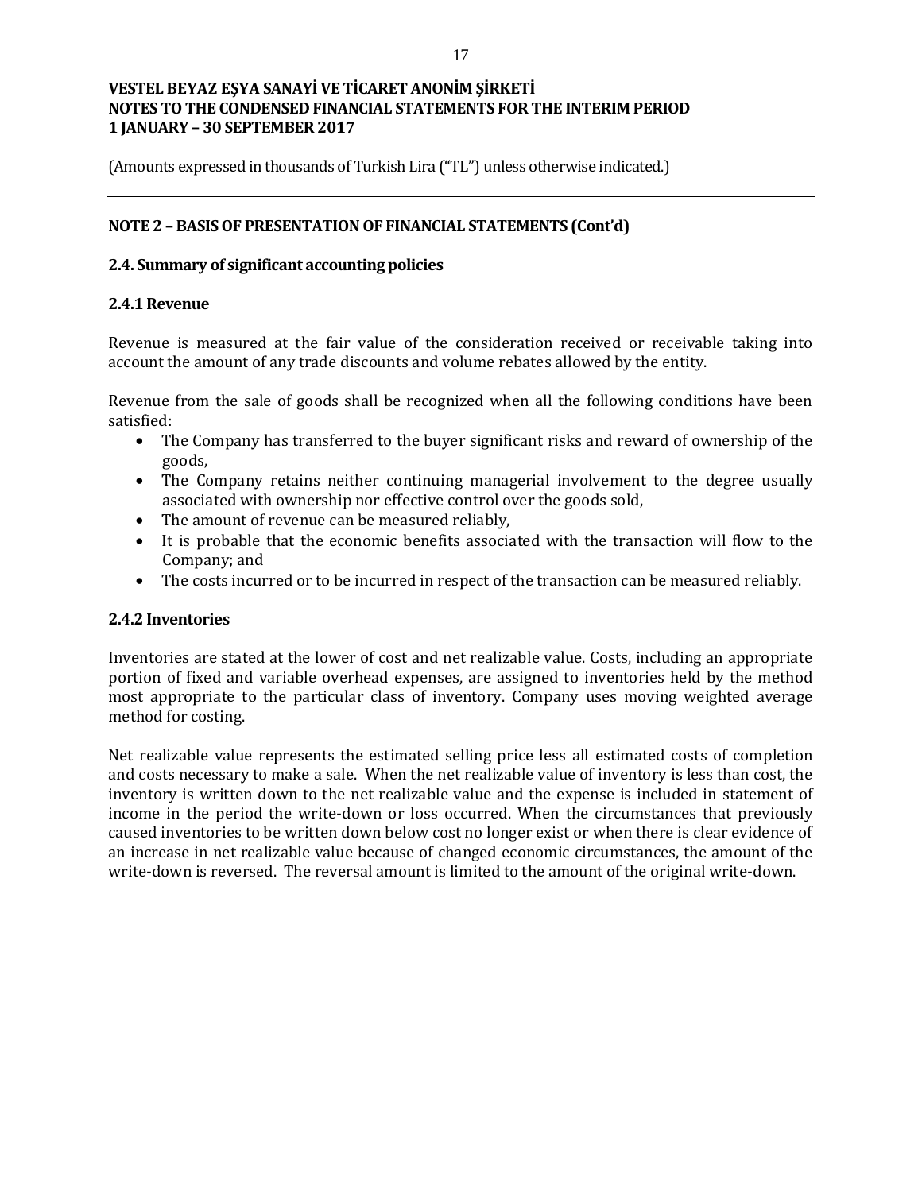## NOTE 2 – BASIS OF PRESENTATION OF FINANCIAL STATEMENTS (Cont'd)

### 2.4. Summary of significant accounting policies

#### 2.4.1 Revenue

Revenue is measured at the fair value of the consideration received or receivable taking into account the amount of any trade discounts and volume rebates allowed by the entity.

Revenue from the sale of goods shall be recognized when all the following conditions have been satisfied:

- The Company has transferred to the buyer significant risks and reward of ownership of the goods,
- The Company retains neither continuing managerial involvement to the degree usually associated with ownership nor effective control over the goods sold,
- The amount of revenue can be measured reliably,
- It is probable that the economic benefits associated with the transaction will flow to the Company; and
- The costs incurred or to be incurred in respect of the transaction can be measured reliably.

#### 2.4.2 Inventories

Inventories are stated at the lower of cost and net realizable value. Costs, including an appropriate portion of fixed and variable overhead expenses, are assigned to inventories held by the method most appropriate to the particular class of inventory. Company uses moving weighted average method for costing.

Net realizable value represents the estimated selling price less all estimated costs of completion and costs necessary to make a sale. When the net realizable value of inventory is less than cost, the inventory is written down to the net realizable value and the expense is included in statement of income in the period the write-down or loss occurred. When the circumstances that previously caused inventories to be written down below cost no longer exist or when there is clear evidence of an increase in net realizable value because of changed economic circumstances, the amount of the write-down is reversed. The reversal amount is limited to the amount of the original write-down.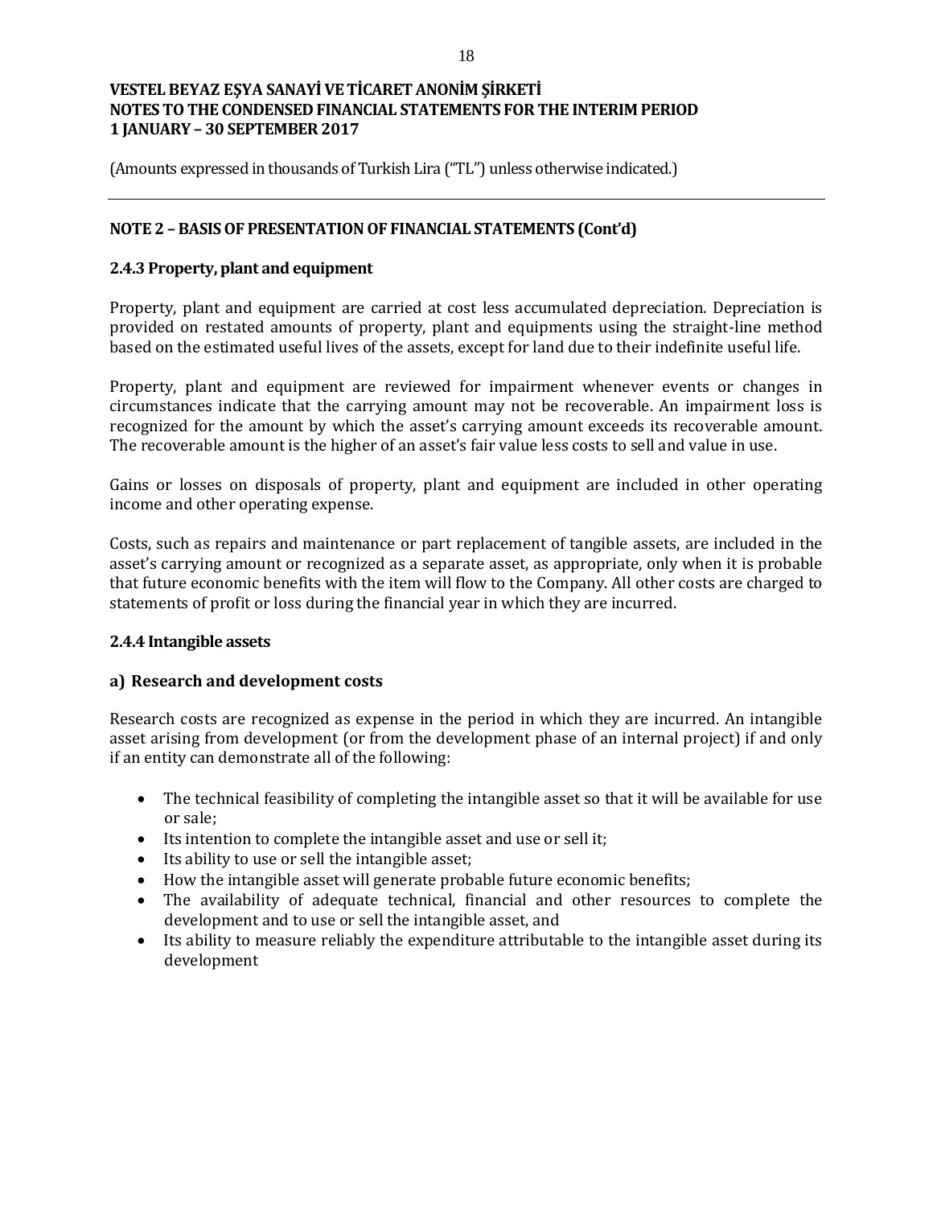## NOTE 2 – BASIS OF PRESENTATION OF FINANCIAL STATEMENTS (Cont'd)

### 2.4.3 Property, plant and equipment

Property, plant and equipment are carried at cost less accumulated depreciation. Depreciation is provided on restated amounts of property, plant and equipments using the straight-line method based on the estimated useful lives of the assets, except for land due to their indefinite useful life.

Property, plant and equipment are reviewed for impairment whenever events or changes in circumstances indicate that the carrying amount may not be recoverable. An impairment loss is recognized for the amount by which the asset's carrying amount exceeds its recoverable amount. The recoverable amount is the higher of an asset's fair value less costs to sell and value in use.

Gains or losses on disposals of property, plant and equipment are included in other operating income and other operating expense.

Costs, such as repairs and maintenance or part replacement of tangible assets, are included in the asset's carrying amount or recognized as a separate asset, as appropriate, only when it is probable that future economic benefits with the item will flow to the Company. All other costs are charged to statements of profit or loss during the financial year in which they are incurred.

### 2.4.4 Intangible assets

#### a) Research and development costs

Research costs are recognized as expense in the period in which they are incurred. An intangible asset arising from development (or from the development phase of an internal project) if and only if an entity can demonstrate all of the following:

- The technical feasibility of completing the intangible asset so that it will be available for use or sale;
- Its intention to complete the intangible asset and use or sell it;
- Its ability to use or sell the intangible asset;
- How the intangible asset will generate probable future economic benefits;
- The availability of adequate technical, financial and other resources to complete the development and to use or sell the intangible asset, and
- Its ability to measure reliably the expenditure attributable to the intangible asset during its development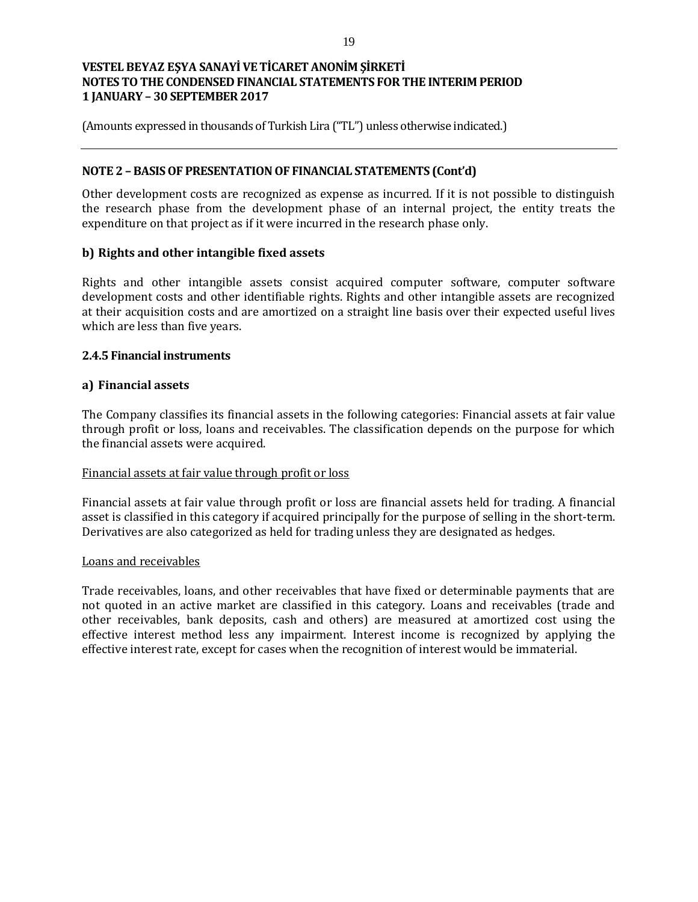## NOTE 2 – BASIS OF PRESENTATION OF FINANCIAL STATEMENTS (Cont'd)

Other development costs are recognized as expense as incurred. If it is not possible to distinguish the research phase from the development phase of an internal project, the entity treats the expenditure on that project as if it were incurred in the research phase only.

### b) Rights and other intangible fixed assets

Rights and other intangible assets consist acquired computer software, computer software development costs and other identifiable rights. Rights and other intangible assets are recognized at their acquisition costs and are amortized on a straight line basis over their expected useful lives which are less than five years.

### 2.4.5 Financial instruments

### a) Financial assets

The Company classifies its financial assets in the following categories: Financial assets at fair value through profit or loss, loans and receivables. The classification depends on the purpose for which the financial assets were acquired.

Financial assets at fair value through profit or loss

Financial assets at fair value through profit or loss are financial assets held for trading. A financial asset is classified in this category if acquired principally for the purpose of selling in the short-term. Derivatives are also categorized as held for trading unless they are designated as hedges.

Loans and receivables

Trade receivables, loans, and other receivables that have fixed or determinable payments that are not quoted in an active market are classified in this category. Loans and receivables (trade and other receivables, bank deposits, cash and others) are measured at amortized cost using the effective interest method less any impairment. Interest income is recognized by applying the effective interest rate, except for cases when the recognition of interest would be immaterial.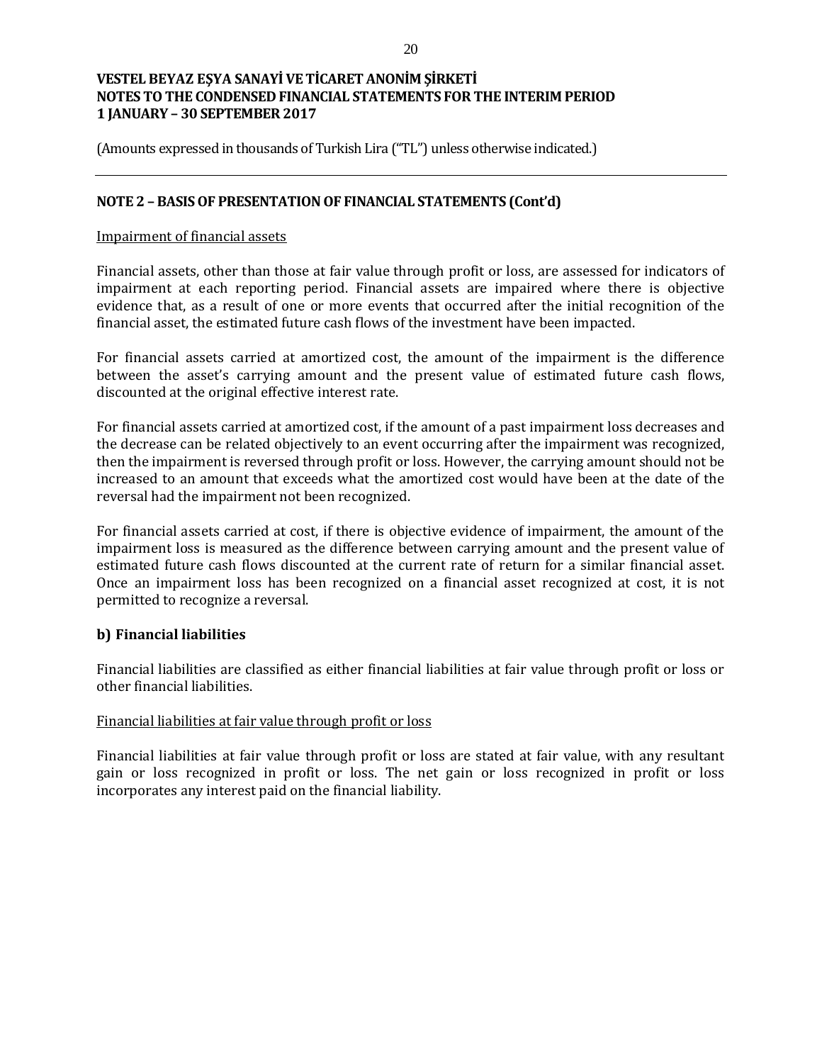## NOTE 2 – BASIS OF PRESENTATION OF FINANCIAL STATEMENTS (Cont'd)

Impairment of financial assets

Financial assets, other than those at fair value through profit or loss, are assessed for indicators of impairment at each reporting period. Financial assets are impaired where there is objective evidence that, as a result of one or more events that occurred after the initial recognition of the financial asset, the estimated future cash flows of the investment have been impacted.

For financial assets carried at amortized cost, the amount of the impairment is the difference between the asset's carrying amount and the present value of estimated future cash flows, discounted at the original effective interest rate.

For financial assets carried at amortized cost, if the amount of a past impairment loss decreases and the decrease can be related objectively to an event occurring after the impairment was recognized, then the impairment is reversed through profit or loss. However, the carrying amount should not be increased to an amount that exceeds what the amortized cost would have been at the date of the reversal had the impairment not been recognized.

For financial assets carried at cost, if there is objective evidence of impairment, the amount of the impairment loss is measured as the difference between carrying amount and the present value of estimated future cash flows discounted at the current rate of return for a similar financial asset. Once an impairment loss has been recognized on a financial asset recognized at cost, it is not permitted to recognize a reversal.

### b) Financial liabilities

Financial liabilities are classified as either financial liabilities at fair value through profit or loss or other financial liabilities.

Financial liabilities at fair value through profit or loss

Financial liabilities at fair value through profit or loss are stated at fair value, with any resultant gain or loss recognized in profit or loss. The net gain or loss recognized in profit or loss incorporates any interest paid on the financial liability.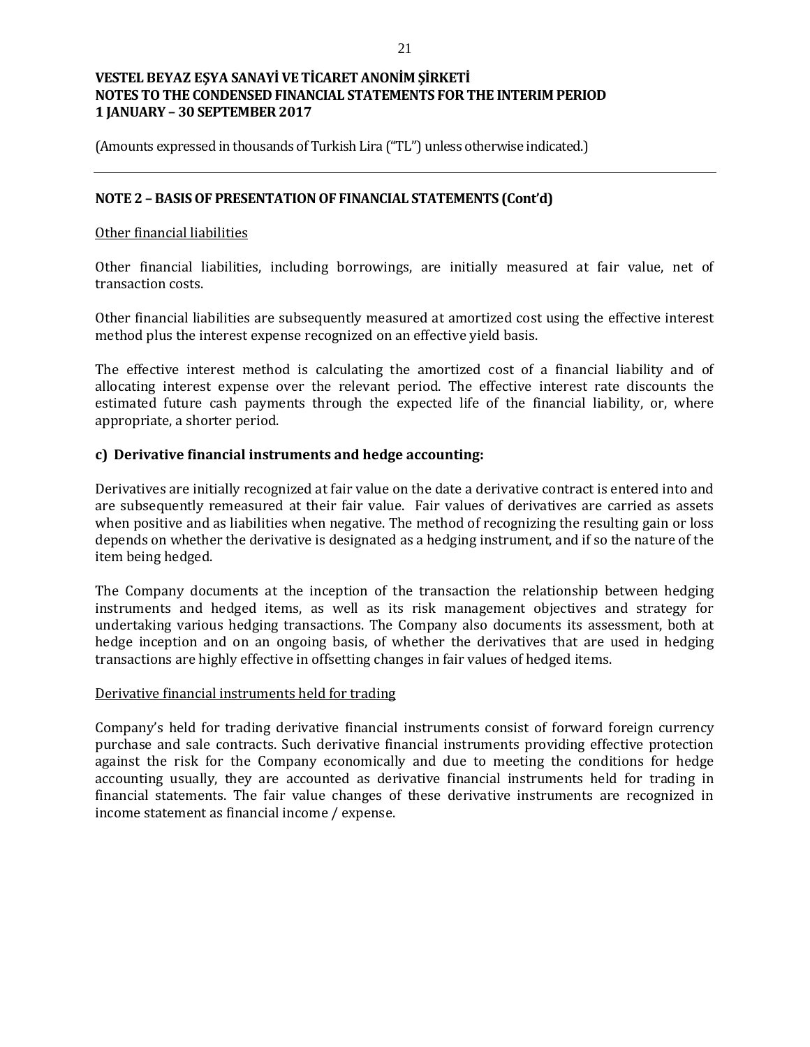## NOTE 2 – BASIS OF PRESENTATION OF FINANCIAL STATEMENTS (Cont'd)

Other financial liabilities

Other financial liabilities, including borrowings, are initially measured at fair value, net of transaction costs.

Other financial liabilities are subsequently measured at amortized cost using the effective interest method plus the interest expense recognized on an effective yield basis.

The effective interest method is calculating the amortized cost of a financial liability and of allocating interest expense over the relevant period. The effective interest rate discounts the estimated future cash payments through the expected life of the financial liability, or, where appropriate, a shorter period.

### c) Derivative financial instruments and hedge accounting:

Derivatives are initially recognized at fair value on the date a derivative contract is entered into and are subsequently remeasured at their fair value. Fair values of derivatives are carried as assets when positive and as liabilities when negative. The method of recognizing the resulting gain or loss depends on whether the derivative is designated as a hedging instrument, and if so the nature of the item being hedged.

The Company documents at the inception of the transaction the relationship between hedging instruments and hedged items, as well as its risk management objectives and strategy for undertaking various hedging transactions. The Company also documents its assessment, both at hedge inception and on an ongoing basis, of whether the derivatives that are used in hedging transactions are highly effective in offsetting changes in fair values of hedged items.

Derivative financial instruments held for trading

Company's held for trading derivative financial instruments consist of forward foreign currency purchase and sale contracts. Such derivative financial instruments providing effective protection against the risk for the Company economically and due to meeting the conditions for hedge accounting usually, they are accounted as derivative financial instruments held for trading in financial statements. The fair value changes of these derivative instruments are recognized in income statement as financial income / expense.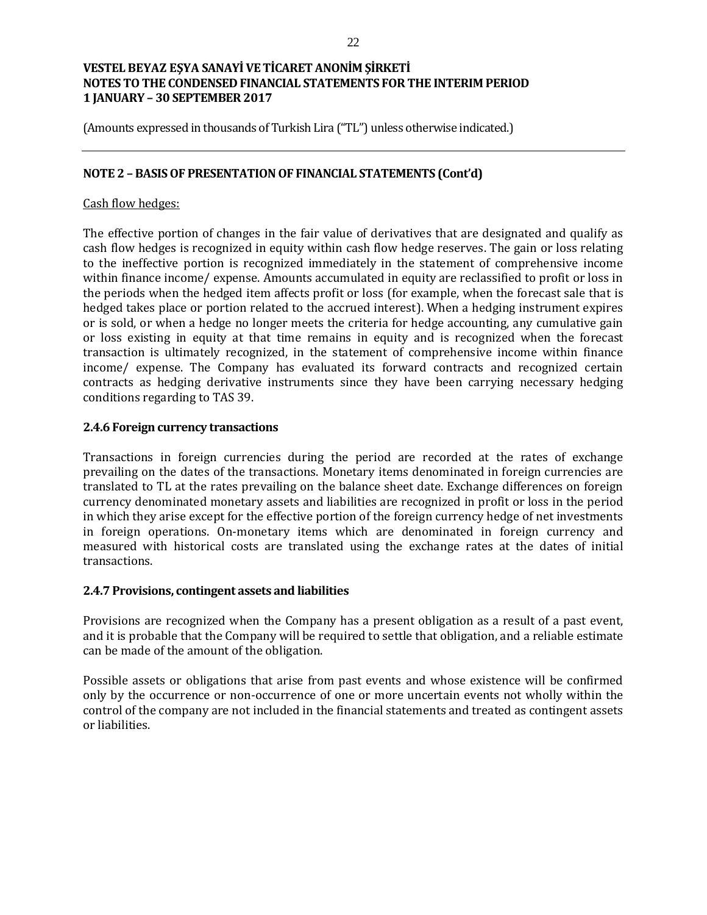## NOTE 2 – BASIS OF PRESENTATION OF FINANCIAL STATEMENTS (Cont'd)

Cash flow hedges:

The effective portion of changes in the fair value of derivatives that are designated and qualify as cash flow hedges is recognized in equity within cash flow hedge reserves. The gain or loss relating to the ineffective portion is recognized immediately in the statement of comprehensive income within finance income/ expense. Amounts accumulated in equity are reclassified to profit or loss in the periods when the hedged item affects profit or loss (for example, when the forecast sale that is hedged takes place or portion related to the accrued interest). When a hedging instrument expires or is sold, or when a hedge no longer meets the criteria for hedge accounting, any cumulative gain or loss existing in equity at that time remains in equity and is recognized when the forecast transaction is ultimately recognized, in the statement of comprehensive income within finance income/ expense. The Company has evaluated its forward contracts and recognized certain contracts as hedging derivative instruments since they have been carrying necessary hedging conditions regarding to TAS 39.

### 2.4.6 Foreign currency transactions

Transactions in foreign currencies during the period are recorded at the rates of exchange prevailing on the dates of the transactions. Monetary items denominated in foreign currencies are translated to TL at the rates prevailing on the balance sheet date. Exchange differences on foreign currency denominated monetary assets and liabilities are recognized in profit or loss in the period in which they arise except for the effective portion of the foreign currency hedge of net investments in foreign operations. On-monetary items which are denominated in foreign currency and measured with historical costs are translated using the exchange rates at the dates of initial transactions.

### 2.4.7 Provisions, contingent assets and liabilities

Provisions are recognized when the Company has a present obligation as a result of a past event, and it is probable that the Company will be required to settle that obligation, and a reliable estimate can be made of the amount of the obligation.

Possible assets or obligations that arise from past events and whose existence will be confirmed only by the occurrence or non-occurrence of one or more uncertain events not wholly within the control of the company are not included in the financial statements and treated as contingent assets or liabilities.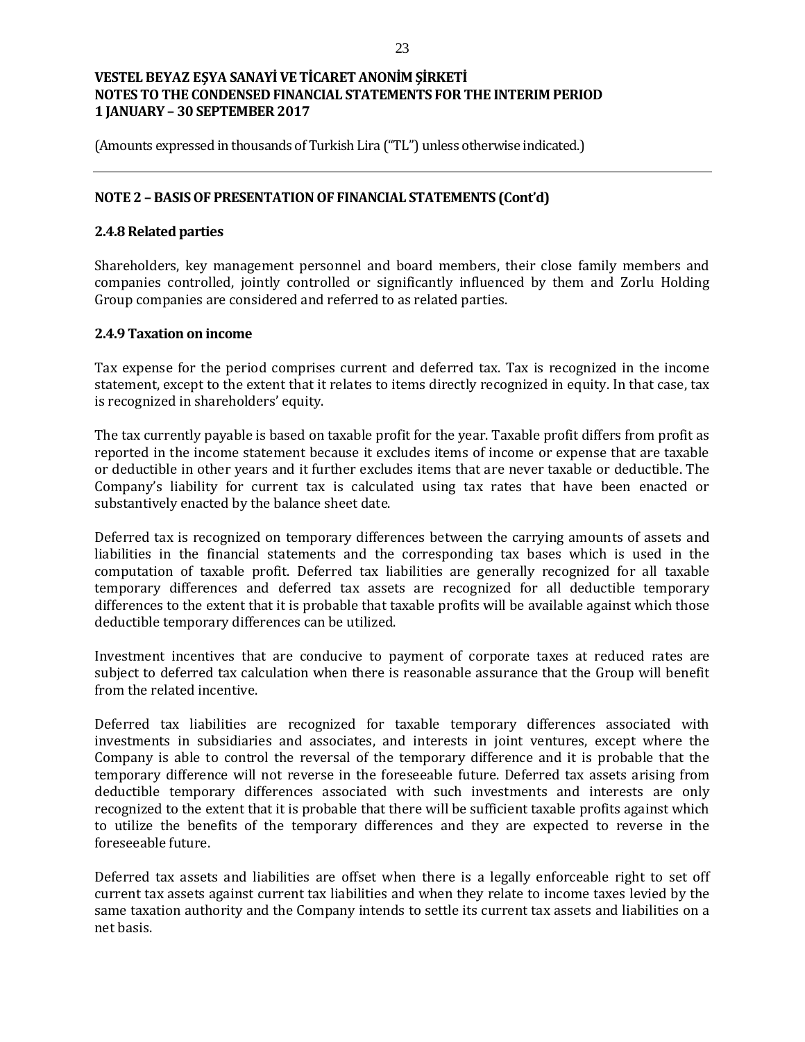(Amounts expressed in thousands of Turkish Lira ("TL") unless otherwise indicated.)

## NOTE 2 – BASIS OF PRESENTATION OF FINANCIAL STATEMENTS (Cont'd)

### 2.4.8 Related parties

Shareholders, key management personnel and board members, their close family members and companies controlled, jointly controlled or significantly influenced by them and Zorlu Holding Group companies are considered and referred to as related parties.

### 2.4.9 Taxation on income

Tax expense for the period comprises current and deferred tax. Tax is recognized in the income statement, except to the extent that it relates to items directly recognized in equity. In that case, tax is recognized in shareholders' equity.

The tax currently payable is based on taxable profit for the year. Taxable profit differs from profit as reported in the income statement because it excludes items of income or expense that are taxable or deductible in other years and it further excludes items that are never taxable or deductible. The Company's liability for current tax is calculated using tax rates that have been enacted or substantively enacted by the balance sheet date.

Deferred tax is recognized on temporary differences between the carrying amounts of assets and liabilities in the financial statements and the corresponding tax bases which is used in the computation of taxable profit. Deferred tax liabilities are generally recognized for all taxable temporary differences and deferred tax assets are recognized for all deductible temporary differences to the extent that it is probable that taxable profits will be available against which those deductible temporary differences can be utilized.

Investment incentives that are conducive to payment of corporate taxes at reduced rates are subject to deferred tax calculation when there is reasonable assurance that the Group will benefit from the related incentive.

Deferred tax liabilities are recognized for taxable temporary differences associated with investments in subsidiaries and associates, and interests in joint ventures, except where the Company is able to control the reversal of the temporary difference and it is probable that the temporary difference will not reverse in the foreseeable future. Deferred tax assets arising from deductible temporary differences associated with such investments and interests are only recognized to the extent that it is probable that there will be sufficient taxable profits against which to utilize the benefits of the temporary differences and they are expected to reverse in the foreseeable future.

Deferred tax assets and liabilities are offset when there is a legally enforceable right to set off current tax assets against current tax liabilities and when they relate to income taxes levied by the same taxation authority and the Company intends to settle its current tax assets and liabilities on a net basis.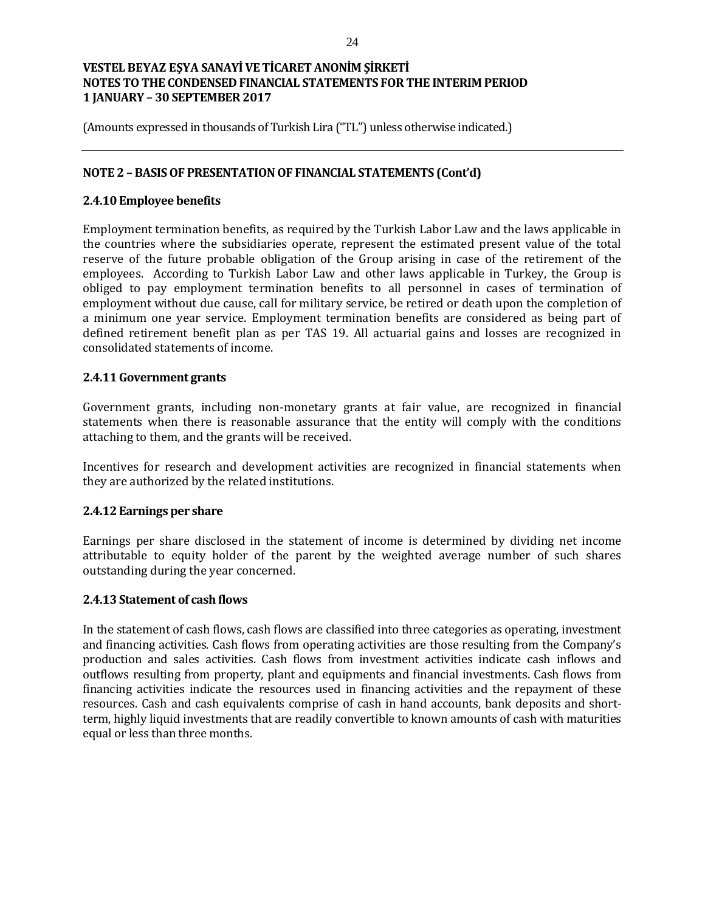(Amounts expressed in thousands of Turkish Lira ("TL") unless otherwise indicated.)

## NOTE 2 – BASIS OF PRESENTATION OF FINANCIAL STATEMENTS (Cont'd)

### 2.4.10 Employee benefits

Employment termination benefits, as required by the Turkish Labor Law and the laws applicable in the countries where the subsidiaries operate, represent the estimated present value of the total reserve of the future probable obligation of the Group arising in case of the retirement of the employees. According to Turkish Labor Law and other laws applicable in Turkey, the Group is obliged to pay employment termination benefits to all personnel in cases of termination of employment without due cause, call for military service, be retired or death upon the completion of a minimum one year service. Employment termination benefits are considered as being part of defined retirement benefit plan as per TAS 19. All actuarial gains and losses are recognized in consolidated statements of income.

### 2.4.11 Government grants

Government grants, including non-monetary grants at fair value, are recognized in financial statements when there is reasonable assurance that the entity will comply with the conditions attaching to them, and the grants will be received.

Incentives for research and development activities are recognized in financial statements when they are authorized by the related institutions.

### 2.4.12 Earnings per share

Earnings per share disclosed in the statement of income is determined by dividing net income attributable to equity holder of the parent by the weighted average number of such shares outstanding during the year concerned.

### 2.4.13 Statement of cash flows

In the statement of cash flows, cash flows are classified into three categories as operating, investment and financing activities. Cash flows from operating activities are those resulting from the Company's production and sales activities. Cash flows from investment activities indicate cash inflows and outflows resulting from property, plant and equipments and financial investments. Cash flows from financing activities indicate the resources used in financing activities and the repayment of these resources. Cash and cash equivalents comprise of cash in hand accounts, bank deposits and short-term, highly liquid investments that are readily convertible to known amounts of cash with maturities equal or less than three months.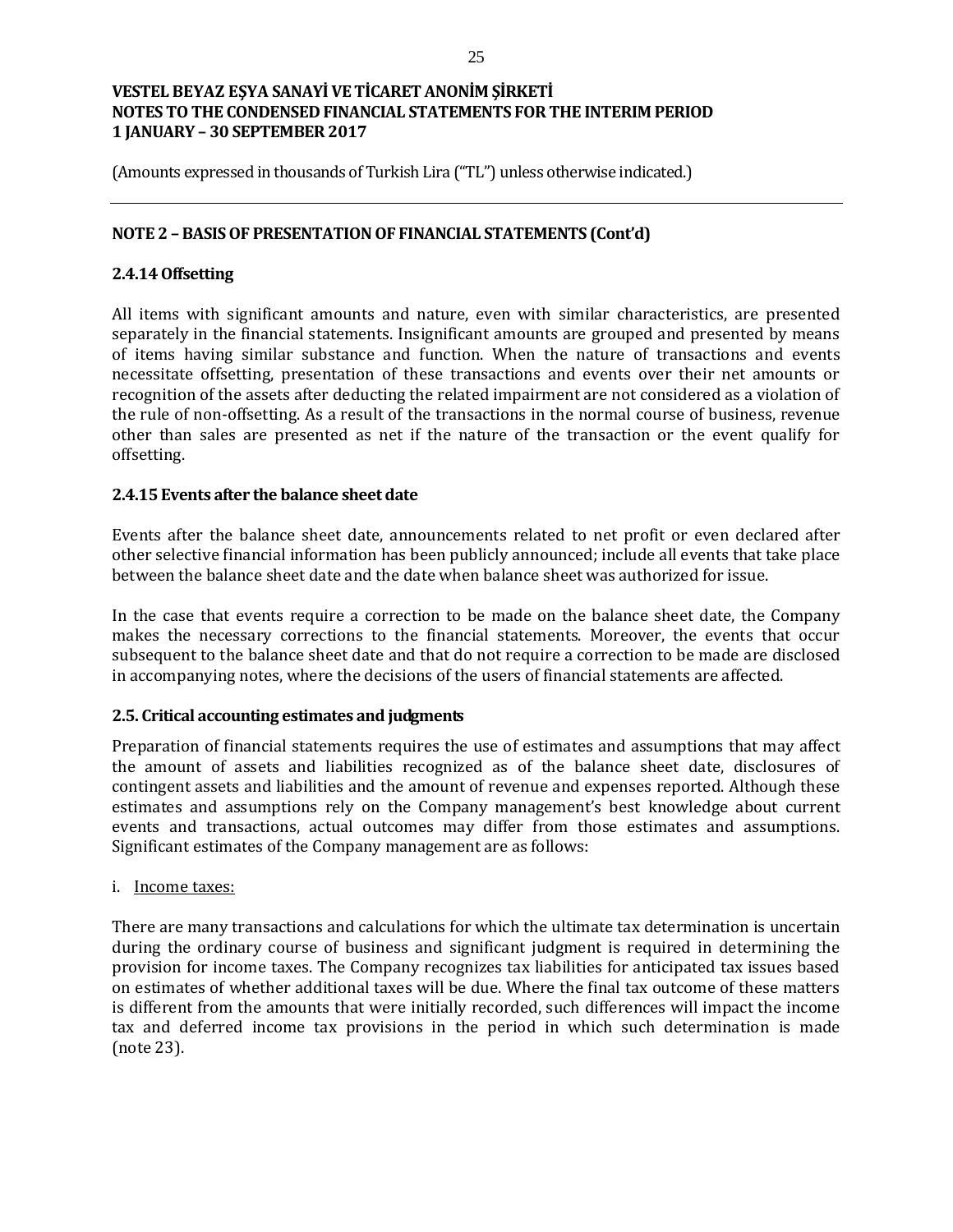VESTEL BEYAZ EŞYA SANAYİ VE TİCARET ANONİM ŞİRKETİ
NOTES TO THE CONDENSED FINANCIAL STATEMENTS FOR THE INTERIM PERIOD
1 JANUARY – 30 SEPTEMBER 2017

(Amounts expressed in thousands of Turkish Lira ("TL") unless otherwise indicated.)

## NOTE 2 – BASIS OF PRESENTATION OF FINANCIAL STATEMENTS (Cont'd)

### 2.4.14 Offsetting

All items with significant amounts and nature, even with similar characteristics, are presented separately in the financial statements. Insignificant amounts are grouped and presented by means of items having similar substance and function. When the nature of transactions and events necessitate offsetting, presentation of these transactions and events over their net amounts or recognition of the assets after deducting the related impairment are not considered as a violation of the rule of non-offsetting. As a result of the transactions in the normal course of business, revenue other than sales are presented as net if the nature of the transaction or the event qualify for offsetting.

### 2.4.15 Events after the balance sheet date

Events after the balance sheet date, announcements related to net profit or even declared after other selective financial information has been publicly announced; include all events that take place between the balance sheet date and the date when balance sheet was authorized for issue.

In the case that events require a correction to be made on the balance sheet date, the Company makes the necessary corrections to the financial statements. Moreover, the events that occur subsequent to the balance sheet date and that do not require a correction to be made are disclosed in accompanying notes, where the decisions of the users of financial statements are affected.

### 2.5. Critical accounting estimates and judgments

Preparation of financial statements requires the use of estimates and assumptions that may affect the amount of assets and liabilities recognized as of the balance sheet date, disclosures of contingent assets and liabilities and the amount of revenue and expenses reported. Although these estimates and assumptions rely on the Company management's best knowledge about current events and transactions, actual outcomes may differ from those estimates and assumptions. Significant estimates of the Company management are as follows:

i. Income taxes:

There are many transactions and calculations for which the ultimate tax determination is uncertain during the ordinary course of business and significant judgment is required in determining the provision for income taxes. The Company recognizes tax liabilities for anticipated tax issues based on estimates of whether additional taxes will be due. Where the final tax outcome of these matters is different from the amounts that were initially recorded, such differences will impact the income tax and deferred income tax provisions in the period in which such determination is made (note 23).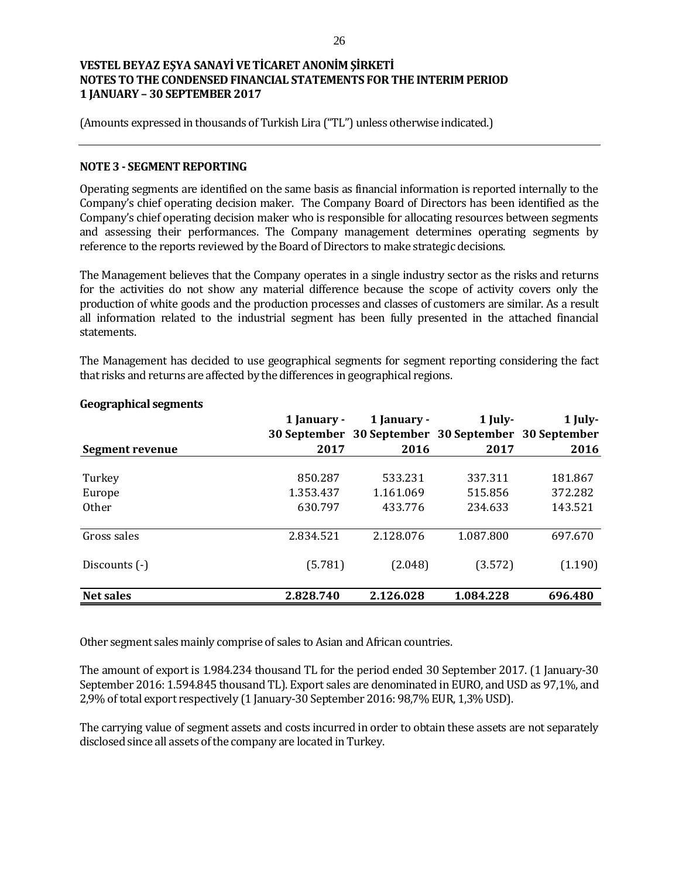# VESTEL BEYAZ EŞYA SANAYİ VE TİCARET ANONİM ŞİRKETİ
## NOTES TO THE CONDENSED FINANCIAL STATEMENTS FOR THE INTERIM PERIOD
## 1 JANUARY – 30 SEPTEMBER 2017

(Amounts expressed in thousands of Turkish Lira ("TL") unless otherwise indicated.)

### NOTE 3 - SEGMENT REPORTING

Operating segments are identified on the same basis as financial information is reported internally to the Company's chief operating decision maker. The Company Board of Directors has been identified as the Company's chief operating decision maker who is responsible for allocating resources between segments and assessing their performances. The Company management determines operating segments by reference to the reports reviewed by the Board of Directors to make strategic decisions.

The Management believes that the Company operates in a single industry sector as the risks and returns for the activities do not show any material difference because the scope of activity covers only the production of white goods and the production processes and classes of customers are similar. As a result all information related to the industrial segment has been fully presented in the attached financial statements.

The Management has decided to use geographical segments for segment reporting considering the fact that risks and returns are affected by the differences in geographical regions.

**Geographical segments**

| Segment revenue | 1 January - 30 September 2017 | 1 January - 30 September 2016 | 1 July- 30 September 2017 | 1 July- 30 September 2016 |
|---|---|---|---|---|
| Turkey | 850.287 | 533.231 | 337.311 | 181.867 |
| Europe | 1.353.437 | 1.161.069 | 515.856 | 372.282 |
| Other | 630.797 | 433.776 | 234.633 | 143.521 |
| Gross sales | 2.834.521 | 2.128.076 | 1.087.800 | 697.670 |
| Discounts (-) | (5.781) | (2.048) | (3.572) | (1.190) |
| **Net sales** | **2.828.740** | **2.126.028** | **1.084.228** | **696.480** |

Other segment sales mainly comprise of sales to Asian and African countries.

The amount of export is 1.984.234 thousand TL for the period ended 30 September 2017. (1 January-30 September 2016: 1.594.845 thousand TL). Export sales are denominated in EURO, and USD as 97,1%, and 2,9% of total export respectively (1 January-30 September 2016: 98,7% EUR, 1,3% USD).

The carrying value of segment assets and costs incurred in order to obtain these assets are not separately disclosed since all assets of the company are located in Turkey.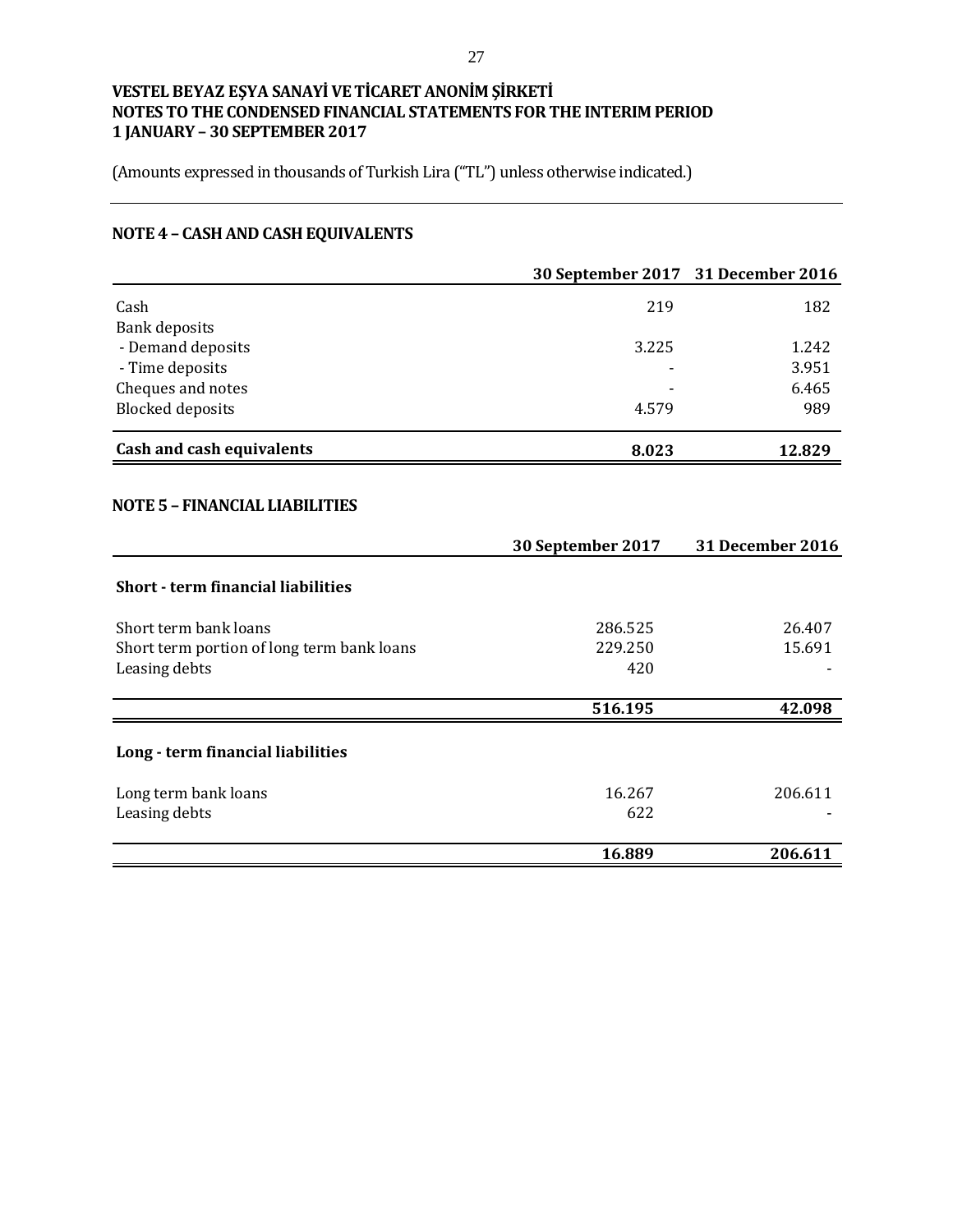**VESTEL BEYAZ EŞYA SANAYİ VE TİCARET ANONİM ŞİRKETİ**
**NOTES TO THE CONDENSED FINANCIAL STATEMENTS FOR THE INTERIM PERIOD**
**1 JANUARY – 30 SEPTEMBER 2017**

(Amounts expressed in thousands of Turkish Lira ("TL") unless otherwise indicated.)

## NOTE 4 – CASH AND CASH EQUIVALENTS

| | 30 September 2017 | 31 December 2016 |
|---|---|---|
| Cash | 219 | 182 |
| Bank deposits | | |
| - Demand deposits | 3.225 | 1.242 |
| - Time deposits | - | 3.951 |
| Cheques and notes | - | 6.465 |
| Blocked deposits | 4.579 | 989 |
| **Cash and cash equivalents** | **8.023** | **12.829** |

## NOTE 5 – FINANCIAL LIABILITIES

| | 30 September 2017 | 31 December 2016 |
|---|---|---|
| **Short - term financial liabilities** | | |
| Short term bank loans | 286.525 | 26.407 |
| Short term portion of long term bank loans | 229.250 | 15.691 |
| Leasing debts | 420 | - |
| | **516.195** | **42.098** |
| **Long - term financial liabilities** | | |
| Long term bank loans | 16.267 | 206.611 |
| Leasing debts | 622 | - |
| | **16.889** | **206.611** |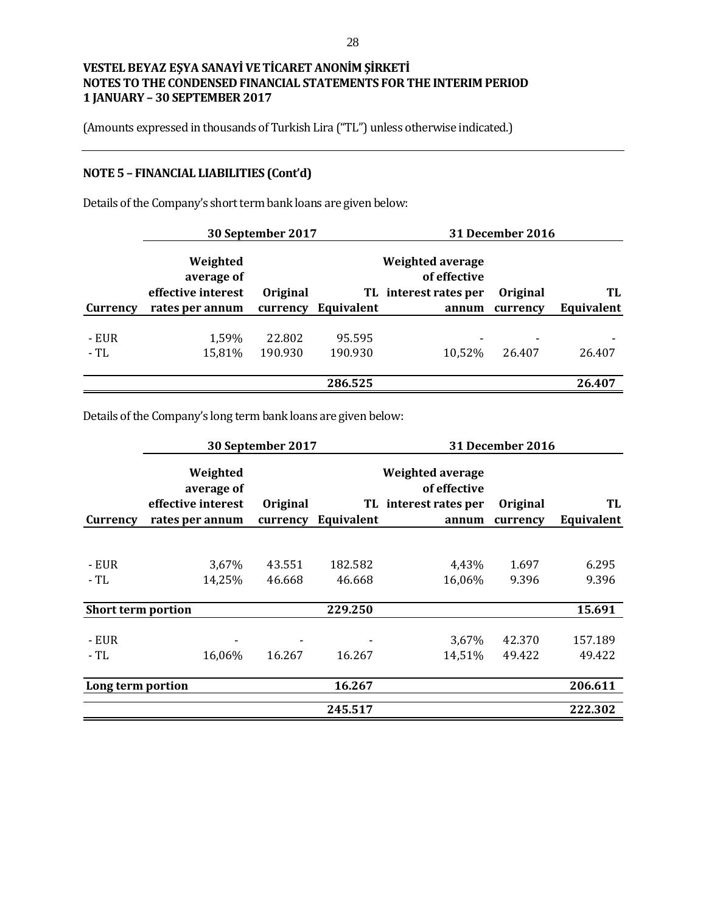# VESTEL BEYAZ EŞYA SANAYİ VE TİCARET ANONİM ŞİRKETİ
# NOTES TO THE CONDENSED FINANCIAL STATEMENTS FOR THE INTERIM PERIOD
# 1 JANUARY – 30 SEPTEMBER 2017

(Amounts expressed in thousands of Turkish Lira ("TL") unless otherwise indicated.)

## NOTE 5 – FINANCIAL LIABILITIES (Cont'd)

Details of the Company's short term bank loans are given below:

| | 30 September 2017 | | | 31 December 2016 | | |
|---|---|---|---|---|---|---|
| **Currency** | **Weighted average of effective interest rates per annum** | **Original currency** | **TL Equivalent** | **Weighted average of effective interest rates per annum** | **Original currency** | **TL Equivalent** |
| - EUR | 1,59% | 22.802 | 95.595 | - | - | - |
| - TL | 15,81% | 190.930 | 190.930 | 10,52% | 26.407 | 26.407 |
| | | | **286.525** | | | **26.407** |

Details of the Company's long term bank loans are given below:

| | 30 September 2017 | | | 31 December 2016 | | |
|---|---|---|---|---|---|---|
| **Currency** | **Weighted average of effective interest rates per annum** | **Original currency** | **TL Equivalent** | **Weighted average of effective interest rates per annum** | **Original currency** | **TL Equivalent** |
| - EUR | 3,67% | 43.551 | 182.582 | 4,43% | 1.697 | 6.295 |
| - TL | 14,25% | 46.668 | 46.668 | 16,06% | 9.396 | 9.396 |
| **Short term portion** | | | **229.250** | | | **15.691** |
| - EUR | - | - | - | 3,67% | 42.370 | 157.189 |
| - TL | 16,06% | 16.267 | 16.267 | 14,51% | 49.422 | 49.422 |
| **Long term portion** | | | **16.267** | | | **206.611** |
| | | | **245.517** | | | **222.302** |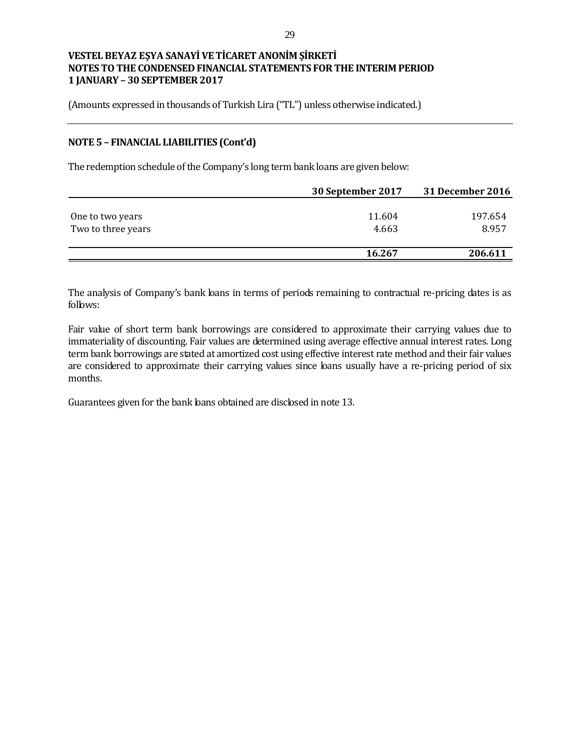**VESTEL BEYAZ EŞYA SANAYİ VE TİCARET ANONİM ŞİRKETİ**
**NOTES TO THE CONDENSED FINANCIAL STATEMENTS FOR THE INTERIM PERIOD**
**1 JANUARY – 30 SEPTEMBER 2017**

(Amounts expressed in thousands of Turkish Lira ("TL") unless otherwise indicated.)

## NOTE 5 – FINANCIAL LIABILITIES (Cont'd)

The redemption schedule of the Company's long term bank loans are given below:

| | 30 September 2017 | 31 December 2016 |
|---|---|---|
| One to two years | 11.604 | 197.654 |
| Two to three years | 4.663 | 8.957 |
| | **16.267** | **206.611** |

The analysis of Company's bank loans in terms of periods remaining to contractual re-pricing dates is as follows:

Fair value of short term bank borrowings are considered to approximate their carrying values due to immateriality of discounting. Fair values are determined using average effective annual interest rates. Long term bank borrowings are stated at amortized cost using effective interest rate method and their fair values are considered to approximate their carrying values since loans usually have a re-pricing period of six months.

Guarantees given for the bank loans obtained are disclosed in note 13.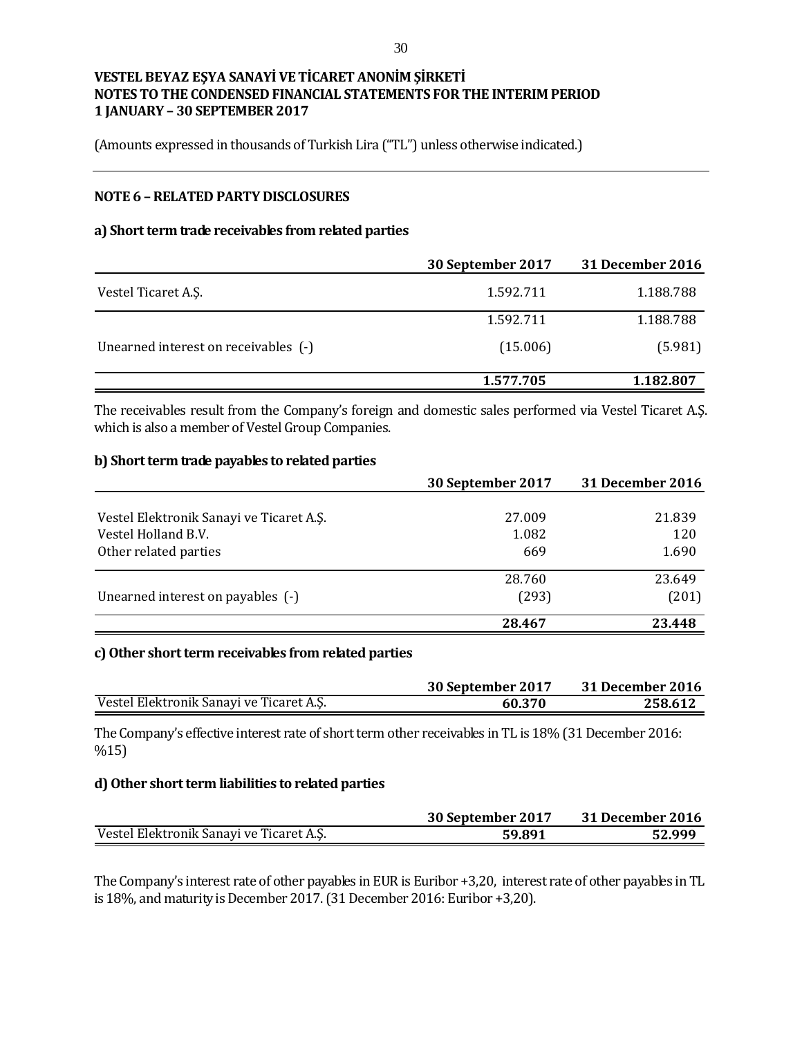**VESTEL BEYAZ EŞYA SANAYİ VE TİCARET ANONİM ŞİRKETİ**
**NOTES TO THE CONDENSED FINANCIAL STATEMENTS FOR THE INTERIM PERIOD**
**1 JANUARY – 30 SEPTEMBER 2017**

(Amounts expressed in thousands of Turkish Lira ("TL") unless otherwise indicated.)

## NOTE 6 – RELATED PARTY DISCLOSURES

### a) Short term trade receivables from related parties

| | 30 September 2017 | 31 December 2016 |
|---|---|---|
| Vestel Ticaret A.Ş. | 1.592.711 | 1.188.788 |
| | 1.592.711 | 1.188.788 |
| Unearned interest on receivables (-) | (15.006) | (5.981) |
| | **1.577.705** | **1.182.807** |

The receivables result from the Company's foreign and domestic sales performed via Vestel Ticaret A.Ş. which is also a member of Vestel Group Companies.

### b) Short term trade payables to related parties

| | 30 September 2017 | 31 December 2016 |
|---|---|---|
| Vestel Elektronik Sanayi ve Ticaret A.Ş. | 27.009 | 21.839 |
| Vestel Holland B.V. | 1.082 | 120 |
| Other related parties | 669 | 1.690 |
| | 28.760 | 23.649 |
| Unearned interest on payables (-) | (293) | (201) |
| | **28.467** | **23.448** |

### c) Other short term receivables from related parties

| | 30 September 2017 | 31 December 2016 |
|---|---|---|
| Vestel Elektronik Sanayi ve Ticaret A.Ş. | **60.370** | **258.612** |

The Company's effective interest rate of short term other receivables in TL is 18% (31 December 2016: %15)

### d) Other short term liabilities to related parties

| | 30 September 2017 | 31 December 2016 |
|---|---|---|
| Vestel Elektronik Sanayi ve Ticaret A.Ş. | **59.891** | **52.999** |

The Company's interest rate of other payables in EUR is Euribor +3,20, interest rate of other payables in TL is 18%, and maturity is December 2017. (31 December 2016: Euribor +3,20).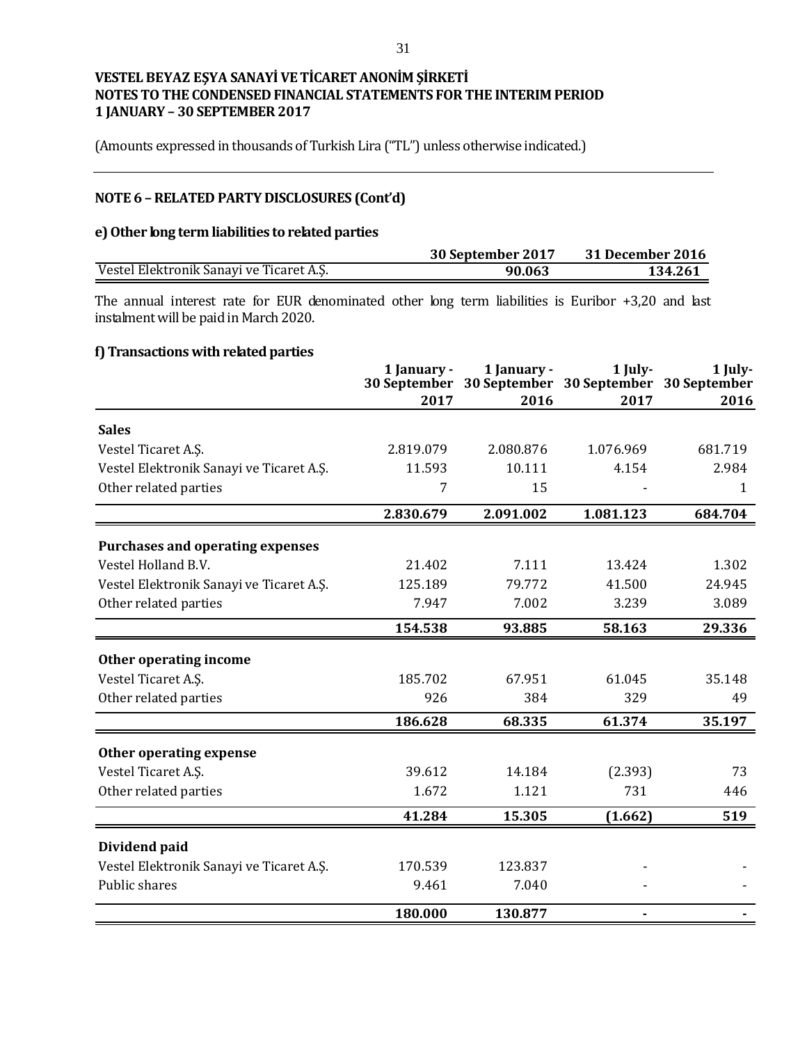**VESTEL BEYAZ EŞYA SANAYİ VE TİCARET ANONİM ŞİRKETİ**
**NOTES TO THE CONDENSED FINANCIAL STATEMENTS FOR THE INTERIM PERIOD**
**1 JANUARY – 30 SEPTEMBER 2017**

(Amounts expressed in thousands of Turkish Lira ("TL") unless otherwise indicated.)

## NOTE 6 – RELATED PARTY DISCLOSURES (Cont'd)

### e) Other long term liabilities to related parties

| | 30 September 2017 | 31 December 2016 |
|---|---|---|
| Vestel Elektronik Sanayi ve Ticaret A.Ş. | 90.063 | 134.261 |

The annual interest rate for EUR denominated other long term liabilities is Euribor +3,20 and last instalment will be paid in March 2020.

### f) Transactions with related parties

| | 1 January - 30 September 2017 | 1 January - 30 September 2016 | 1 July- 30 September 2017 | 1 July- 30 September 2016 |
|---|---|---|---|---|
| **Sales** | | | | |
| Vestel Ticaret A.Ş. | 2.819.079 | 2.080.876 | 1.076.969 | 681.719 |
| Vestel Elektronik Sanayi ve Ticaret A.Ş. | 11.593 | 10.111 | 4.154 | 2.984 |
| Other related parties | 7 | 15 | - | 1 |
| | **2.830.679** | **2.091.002** | **1.081.123** | **684.704** |
| **Purchases and operating expenses** | | | | |
| Vestel Holland B.V. | 21.402 | 7.111 | 13.424 | 1.302 |
| Vestel Elektronik Sanayi ve Ticaret A.Ş. | 125.189 | 79.772 | 41.500 | 24.945 |
| Other related parties | 7.947 | 7.002 | 3.239 | 3.089 |
| | **154.538** | **93.885** | **58.163** | **29.336** |
| **Other operating income** | | | | |
| Vestel Ticaret A.Ş. | 185.702 | 67.951 | 61.045 | 35.148 |
| Other related parties | 926 | 384 | 329 | 49 |
| | **186.628** | **68.335** | **61.374** | **35.197** |
| **Other operating expense** | | | | |
| Vestel Ticaret A.Ş. | 39.612 | 14.184 | (2.393) | 73 |
| Other related parties | 1.672 | 1.121 | 731 | 446 |
| | **41.284** | **15.305** | **(1.662)** | **519** |
| **Dividend paid** | | | | |
| Vestel Elektronik Sanayi ve Ticaret A.Ş. | 170.539 | 123.837 | - | - |
| Public shares | 9.461 | 7.040 | - | - |
| | **180.000** | **130.877** | **-** | **-** |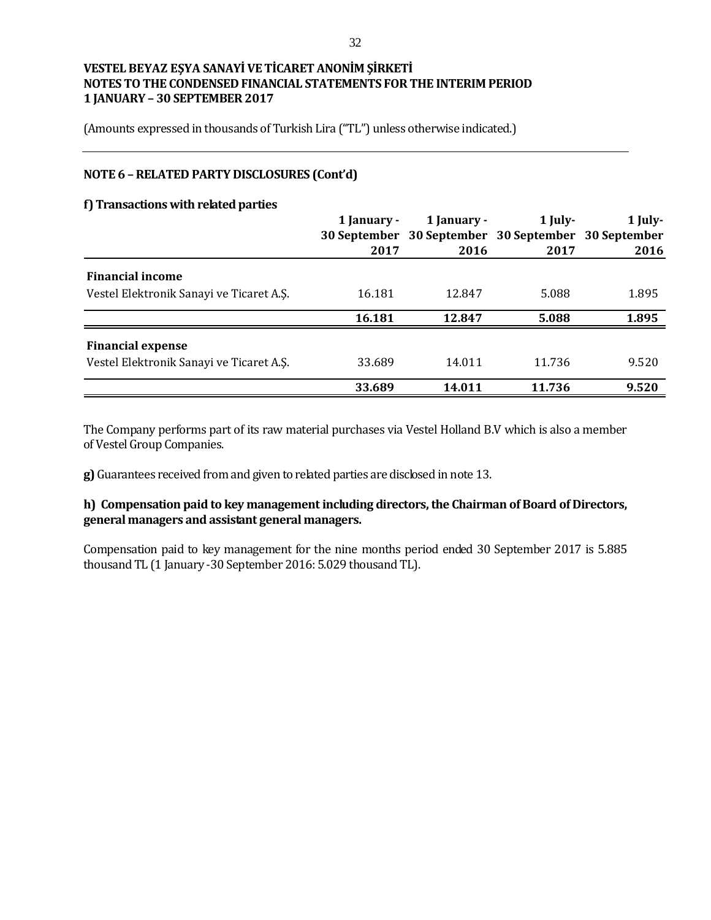**VESTEL BEYAZ EŞYA SANAYİ VE TİCARET ANONİM ŞİRKETİ**
**NOTES TO THE CONDENSED FINANCIAL STATEMENTS FOR THE INTERIM PERIOD**
**1 JANUARY – 30 SEPTEMBER 2017**

(Amounts expressed in thousands of Turkish Lira ("TL") unless otherwise indicated.)

## NOTE 6 – RELATED PARTY DISCLOSURES (Cont'd)

### f) Transactions with related parties

| | 1 January - 30 September 2017 | 1 January - 30 September 2016 | 1 July- 30 September 2017 | 1 July- 30 September 2016 |
|---|---|---|---|---|
| **Financial income** | | | | |
| Vestel Elektronik Sanayi ve Ticaret A.Ş. | 16.181 | 12.847 | 5.088 | 1.895 |
| | **16.181** | **12.847** | **5.088** | **1.895** |
| **Financial expense** | | | | |
| Vestel Elektronik Sanayi ve Ticaret A.Ş. | 33.689 | 14.011 | 11.736 | 9.520 |
| | **33.689** | **14.011** | **11.736** | **9.520** |

The Company performs part of its raw material purchases via Vestel Holland B.V which is also a member of Vestel Group Companies.

**g)** Guarantees received from and given to related parties are disclosed in note 13.

### h) Compensation paid to key management including directors, the Chairman of Board of Directors, general managers and assistant general managers.

Compensation paid to key management for the nine months period ended 30 September 2017 is 5.885 thousand TL (1 January -30 September 2016: 5.029 thousand TL).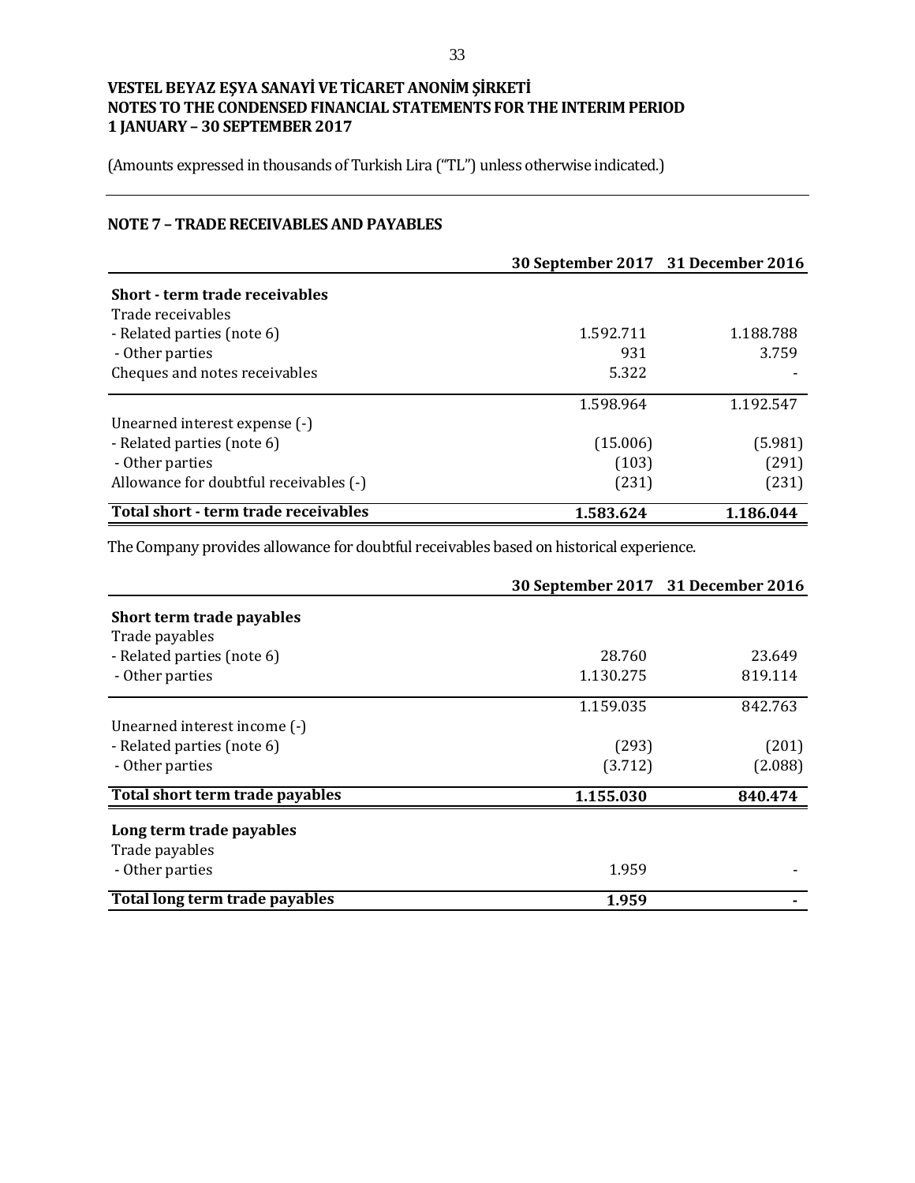VESTEL BEYAZ EŞYA SANAYİ VE TİCARET ANONİM ŞİRKETİ
NOTES TO THE CONDENSED FINANCIAL STATEMENTS FOR THE INTERIM PERIOD
1 JANUARY – 30 SEPTEMBER 2017

(Amounts expressed in thousands of Turkish Lira ("TL") unless otherwise indicated.)

## NOTE 7 – TRADE RECEIVABLES AND PAYABLES

| | 30 September 2017 | 31 December 2016 |
|---|---|---|
| **Short - term trade receivables** | | |
| Trade receivables | | |
| - Related parties (note 6) | 1.592.711 | 1.188.788 |
| - Other parties | 931 | 3.759 |
| Cheques and notes receivables | 5.322 | - |
| | 1.598.964 | 1.192.547 |
| Unearned interest expense (-) | | |
| - Related parties (note 6) | (15.006) | (5.981) |
| - Other parties | (103) | (291) |
| Allowance for doubtful receivables (-) | (231) | (231) |
| **Total short - term trade receivables** | **1.583.624** | **1.186.044** |

The Company provides allowance for doubtful receivables based on historical experience.

| | 30 September 2017 | 31 December 2016 |
|---|---|---|
| **Short term trade payables** | | |
| Trade payables | | |
| - Related parties (note 6) | 28.760 | 23.649 |
| - Other parties | 1.130.275 | 819.114 |
| | 1.159.035 | 842.763 |
| Unearned interest income (-) | | |
| - Related parties (note 6) | (293) | (201) |
| - Other parties | (3.712) | (2.088) |
| **Total short term trade payables** | **1.155.030** | **840.474** |
| **Long term trade payables** | | |
| Trade payables | | |
| - Other parties | 1.959 | - |
| **Total long term trade payables** | **1.959** | **-** |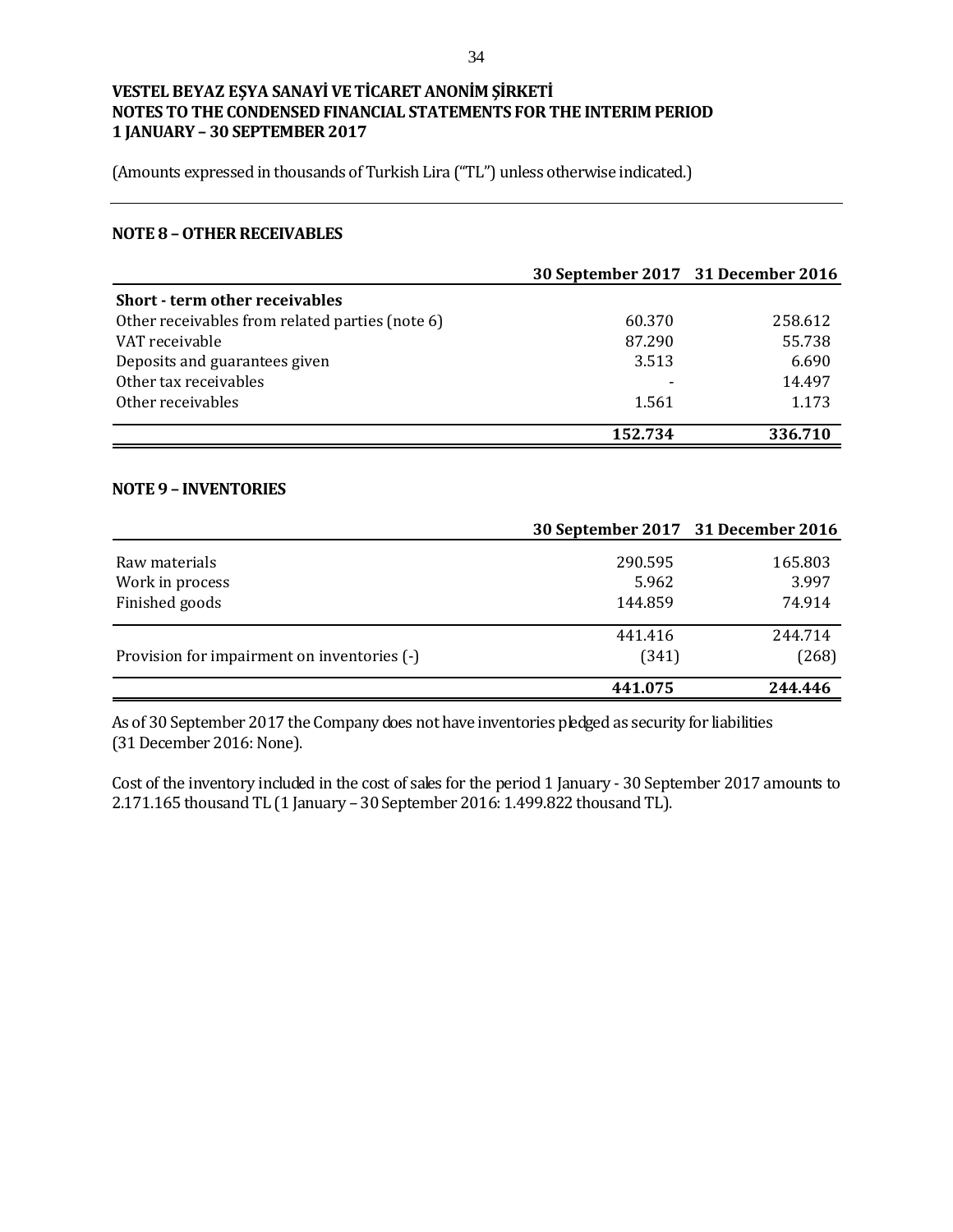**VESTEL BEYAZ EŞYA SANAYİ VE TİCARET ANONİM ŞİRKETİ**
**NOTES TO THE CONDENSED FINANCIAL STATEMENTS FOR THE INTERIM PERIOD**
**1 JANUARY – 30 SEPTEMBER 2017**

(Amounts expressed in thousands of Turkish Lira ("TL") unless otherwise indicated.)

## NOTE 8 – OTHER RECEIVABLES

| | 30 September 2017 | 31 December 2016 |
|---|---|---|
| **Short - term other receivables** | | |
| Other receivables from related parties (note 6) | 60.370 | 258.612 |
| VAT receivable | 87.290 | 55.738 |
| Deposits and guarantees given | 3.513 | 6.690 |
| Other tax receivables | - | 14.497 |
| Other receivables | 1.561 | 1.173 |
| | **152.734** | **336.710** |

## NOTE 9 – INVENTORIES

| | 30 September 2017 | 31 December 2016 |
|---|---|---|
| Raw materials | 290.595 | 165.803 |
| Work in process | 5.962 | 3.997 |
| Finished goods | 144.859 | 74.914 |
| | 441.416 | 244.714 |
| Provision for impairment on inventories (-) | (341) | (268) |
| | **441.075** | **244.446** |

As of 30 September 2017 the Company does not have inventories pledged as security for liabilities (31 December 2016: None).

Cost of the inventory included in the cost of sales for the period 1 January - 30 September 2017 amounts to 2.171.165 thousand TL (1 January – 30 September 2016: 1.499.822 thousand TL).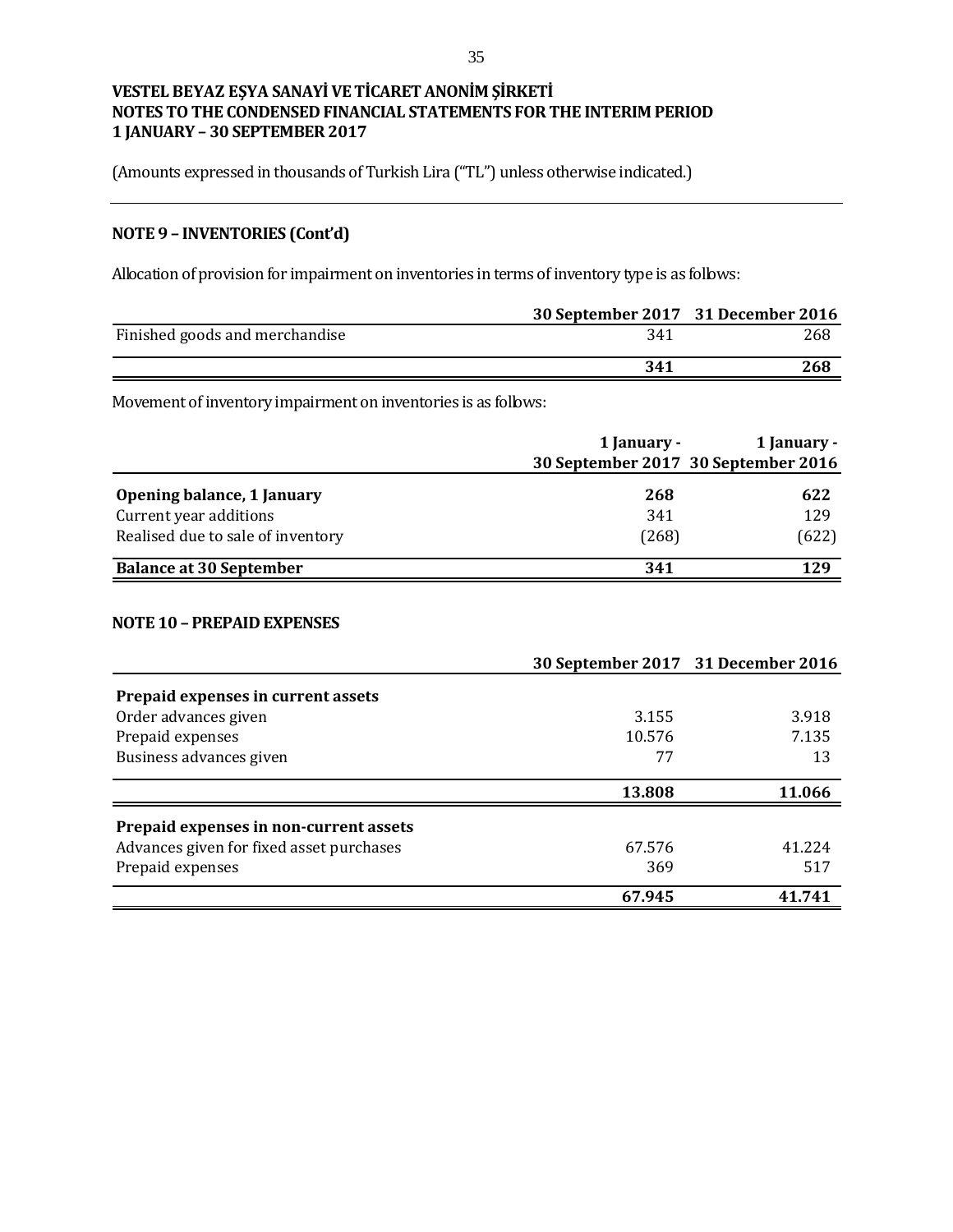**VESTEL BEYAZ EŞYA SANAYİ VE TİCARET ANONİM ŞİRKETİ**
**NOTES TO THE CONDENSED FINANCIAL STATEMENTS FOR THE INTERIM PERIOD**
**1 JANUARY – 30 SEPTEMBER 2017**

(Amounts expressed in thousands of Turkish Lira ("TL") unless otherwise indicated.)

## NOTE 9 – INVENTORIES (Cont'd)

Allocation of provision for impairment on inventories in terms of inventory type is as follows:

| | 30 September 2017 | 31 December 2016 |
|---|---|---|
| Finished goods and merchandise | 341 | 268 |
| | **341** | **268** |

Movement of inventory impairment on inventories is as follows:

| | 1 January - 30 September 2017 | 1 January - 30 September 2016 |
|---|---|---|
| **Opening balance, 1 January** | **268** | **622** |
| Current year additions | 341 | 129 |
| Realised due to sale of inventory | (268) | (622) |
| **Balance at 30 September** | **341** | **129** |

## NOTE 10 – PREPAID EXPENSES

| | 30 September 2017 | 31 December 2016 |
|---|---|---|
| **Prepaid expenses in current assets** | | |
| Order advances given | 3.155 | 3.918 |
| Prepaid expenses | 10.576 | 7.135 |
| Business advances given | 77 | 13 |
| | **13.808** | **11.066** |
| **Prepaid expenses in non-current assets** | | |
| Advances given for fixed asset purchases | 67.576 | 41.224 |
| Prepaid expenses | 369 | 517 |
| | **67.945** | **41.741** |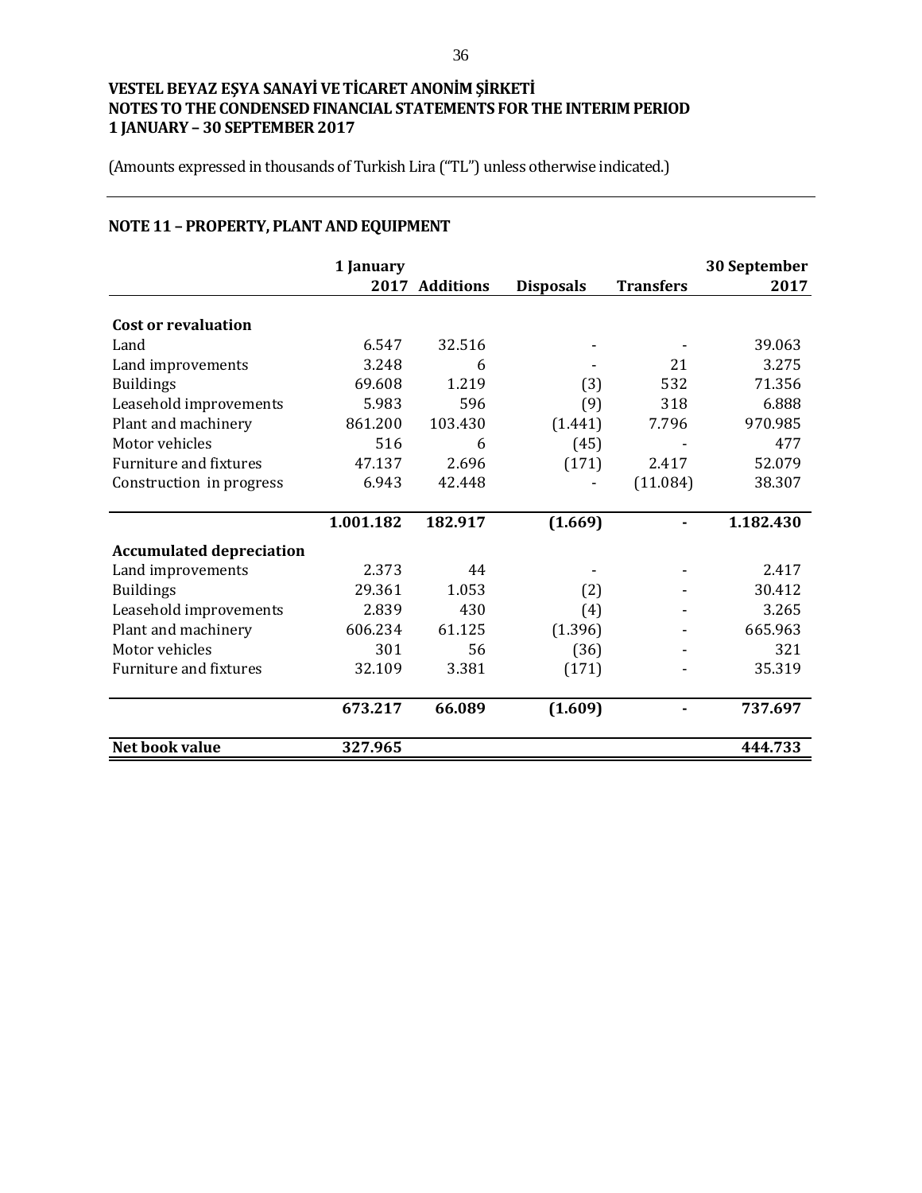**VESTEL BEYAZ EŞYA SANAYİ VE TİCARET ANONİM ŞİRKETİ**
**NOTES TO THE CONDENSED FINANCIAL STATEMENTS FOR THE INTERIM PERIOD**
**1 JANUARY – 30 SEPTEMBER 2017**

(Amounts expressed in thousands of Turkish Lira ("TL") unless otherwise indicated.)

## NOTE 11 – PROPERTY, PLANT AND EQUIPMENT

| | 1 January 2017 | Additions | Disposals | Transfers | 30 September 2017 |
|---|---|---|---|---|---|
| **Cost or revaluation** | | | | | |
| Land | 6.547 | 32.516 | - | - | 39.063 |
| Land improvements | 3.248 | 6 | - | 21 | 3.275 |
| Buildings | 69.608 | 1.219 | (3) | 532 | 71.356 |
| Leasehold improvements | 5.983 | 596 | (9) | 318 | 6.888 |
| Plant and machinery | 861.200 | 103.430 | (1.441) | 7.796 | 970.985 |
| Motor vehicles | 516 | 6 | (45) | - | 477 |
| Furniture and fixtures | 47.137 | 2.696 | (171) | 2.417 | 52.079 |
| Construction in progress | 6.943 | 42.448 | - | (11.084) | 38.307 |
| | **1.001.182** | **182.917** | **(1.669)** | **-** | **1.182.430** |
| **Accumulated depreciation** | | | | | |
| Land improvements | 2.373 | 44 | - | - | 2.417 |
| Buildings | 29.361 | 1.053 | (2) | - | 30.412 |
| Leasehold improvements | 2.839 | 430 | (4) | - | 3.265 |
| Plant and machinery | 606.234 | 61.125 | (1.396) | - | 665.963 |
| Motor vehicles | 301 | 56 | (36) | - | 321 |
| Furniture and fixtures | 32.109 | 3.381 | (171) | - | 35.319 |
| | **673.217** | **66.089** | **(1.609)** | **-** | **737.697** |
| **Net book value** | **327.965** | | | | **444.733** |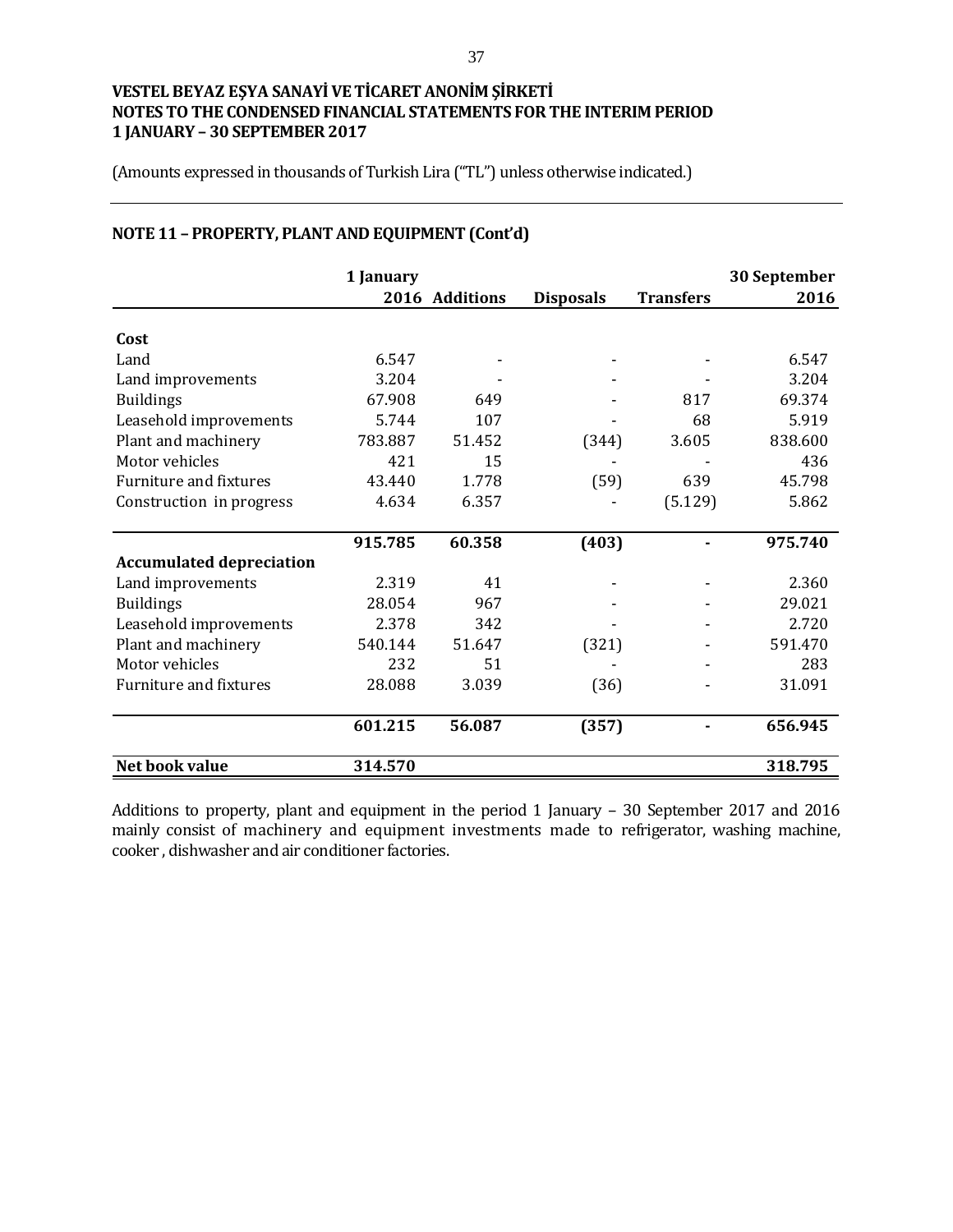VESTEL BEYAZ EŞYA SANAYİ VE TİCARET ANONİM ŞİRKETİ
NOTES TO THE CONDENSED FINANCIAL STATEMENTS FOR THE INTERIM PERIOD
1 JANUARY – 30 SEPTEMBER 2017

(Amounts expressed in thousands of Turkish Lira ("TL") unless otherwise indicated.)

## NOTE 11 – PROPERTY, PLANT AND EQUIPMENT (Cont'd)

| | 1 January 2016 | Additions | Disposals | Transfers | 30 September 2016 |
|---|---|---|---|---|---|
| **Cost** | | | | | |
| Land | 6.547 | - | - | - | 6.547 |
| Land improvements | 3.204 | - | - | - | 3.204 |
| Buildings | 67.908 | 649 | - | 817 | 69.374 |
| Leasehold improvements | 5.744 | 107 | - | 68 | 5.919 |
| Plant and machinery | 783.887 | 51.452 | (344) | 3.605 | 838.600 |
| Motor vehicles | 421 | 15 | - | - | 436 |
| Furniture and fixtures | 43.440 | 1.778 | (59) | 639 | 45.798 |
| Construction in progress | 4.634 | 6.357 | - | (5.129) | 5.862 |
| | **915.785** | **60.358** | **(403)** | **-** | **975.740** |
| **Accumulated depreciation** | | | | | |
| Land improvements | 2.319 | 41 | - | - | 2.360 |
| Buildings | 28.054 | 967 | - | - | 29.021 |
| Leasehold improvements | 2.378 | 342 | - | - | 2.720 |
| Plant and machinery | 540.144 | 51.647 | (321) | - | 591.470 |
| Motor vehicles | 232 | 51 | - | - | 283 |
| Furniture and fixtures | 28.088 | 3.039 | (36) | - | 31.091 |
| | **601.215** | **56.087** | **(357)** | **-** | **656.945** |
| **Net book value** | **314.570** | | | | **318.795** |

Additions to property, plant and equipment in the period 1 January – 30 September 2017 and 2016 mainly consist of machinery and equipment investments made to refrigerator, washing machine, cooker , dishwasher and air conditioner factories.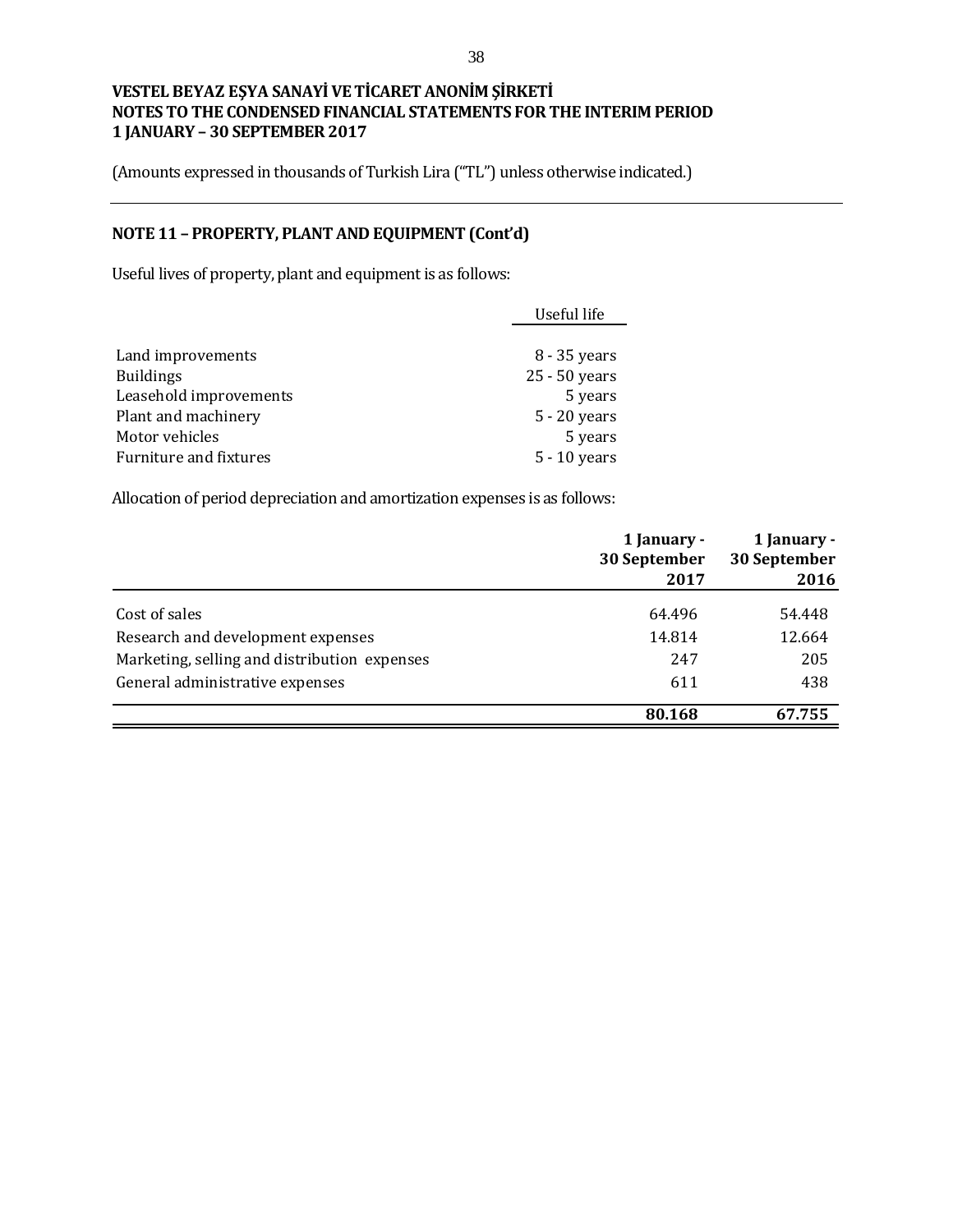**VESTEL BEYAZ EŞYA SANAYİ VE TİCARET ANONİM ŞİRKETİ**
**NOTES TO THE CONDENSED FINANCIAL STATEMENTS FOR THE INTERIM PERIOD**
**1 JANUARY – 30 SEPTEMBER 2017**

(Amounts expressed in thousands of Turkish Lira ("TL") unless otherwise indicated.)

## NOTE 11 – PROPERTY, PLANT AND EQUIPMENT (Cont'd)

Useful lives of property, plant and equipment is as follows:

| | Useful life |
|---|---|
| Land improvements | 8 - 35 years |
| Buildings | 25 - 50 years |
| Leasehold improvements | 5 years |
| Plant and machinery | 5 - 20 years |
| Motor vehicles | 5 years |
| Furniture and fixtures | 5 - 10 years |

Allocation of period depreciation and amortization expenses is as follows:

| | 1 January - 30 September 2017 | 1 January - 30 September 2016 |
|---|---|---|
| Cost of sales | 64.496 | 54.448 |
| Research and development expenses | 14.814 | 12.664 |
| Marketing, selling and distribution expenses | 247 | 205 |
| General administrative expenses | 611 | 438 |
| | **80.168** | **67.755** |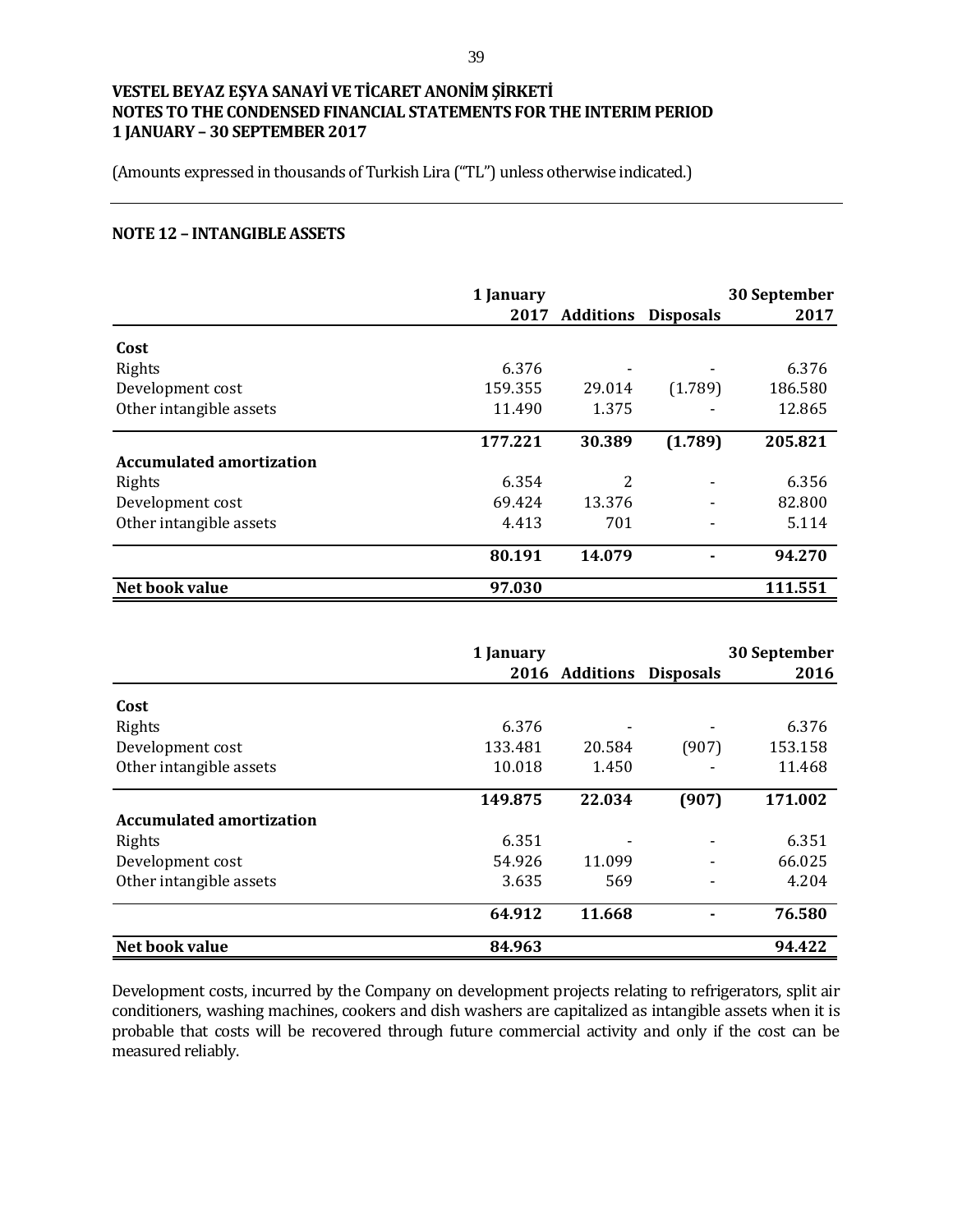**VESTEL BEYAZ EŞYA SANAYİ VE TİCARET ANONİM ŞİRKETİ**
**NOTES TO THE CONDENSED FINANCIAL STATEMENTS FOR THE INTERIM PERIOD**
**1 JANUARY – 30 SEPTEMBER 2017**

(Amounts expressed in thousands of Turkish Lira ("TL") unless otherwise indicated.)

## NOTE 12 – INTANGIBLE ASSETS

| | 1 January 2017 | Additions | Disposals | 30 September 2017 |
|---|---|---|---|---|
| **Cost** | | | | |
| Rights | 6.376 | - | - | 6.376 |
| Development cost | 159.355 | 29.014 | (1.789) | 186.580 |
| Other intangible assets | 11.490 | 1.375 | - | 12.865 |
| | **177.221** | **30.389** | **(1.789)** | **205.821** |
| **Accumulated amortization** | | | | |
| Rights | 6.354 | 2 | - | 6.356 |
| Development cost | 69.424 | 13.376 | - | 82.800 |
| Other intangible assets | 4.413 | 701 | - | 5.114 |
| | **80.191** | **14.079** | **-** | **94.270** |
| **Net book value** | **97.030** | | | **111.551** |

| | 1 January 2016 | Additions | Disposals | 30 September 2016 |
|---|---|---|---|---|
| **Cost** | | | | |
| Rights | 6.376 | - | - | 6.376 |
| Development cost | 133.481 | 20.584 | (907) | 153.158 |
| Other intangible assets | 10.018 | 1.450 | - | 11.468 |
| | **149.875** | **22.034** | **(907)** | **171.002** |
| **Accumulated amortization** | | | | |
| Rights | 6.351 | - | - | 6.351 |
| Development cost | 54.926 | 11.099 | - | 66.025 |
| Other intangible assets | 3.635 | 569 | - | 4.204 |
| | **64.912** | **11.668** | **-** | **76.580** |
| **Net book value** | **84.963** | | | **94.422** |

Development costs, incurred by the Company on development projects relating to refrigerators, split air conditioners, washing machines, cookers and dish washers are capitalized as intangible assets when it is probable that costs will be recovered through future commercial activity and only if the cost can be measured reliably.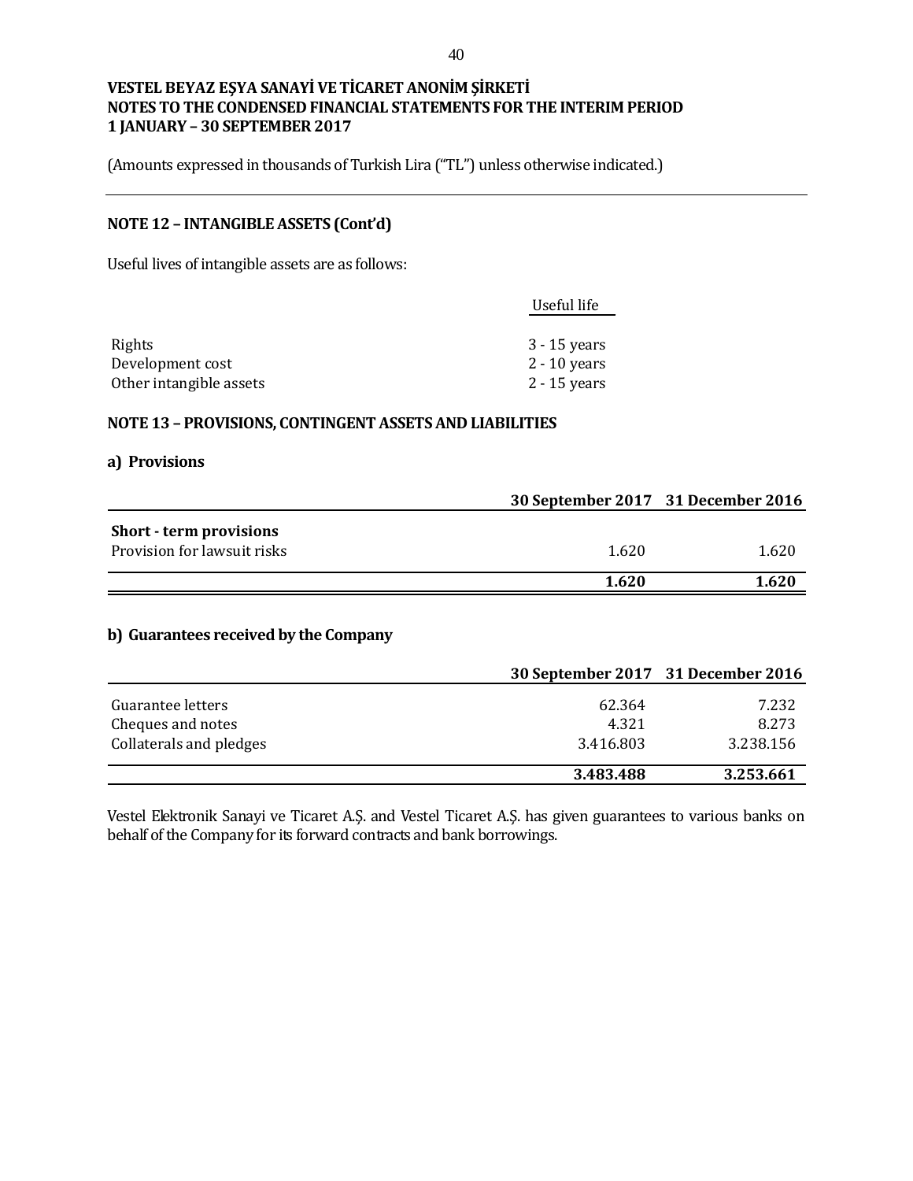**VESTEL BEYAZ EŞYA SANAYİ VE TİCARET ANONİM ŞİRKETİ**
**NOTES TO THE CONDENSED FINANCIAL STATEMENTS FOR THE INTERIM PERIOD**
**1 JANUARY – 30 SEPTEMBER 2017**

(Amounts expressed in thousands of Turkish Lira ("TL") unless otherwise indicated.)

## NOTE 12 – INTANGIBLE ASSETS (Cont'd)

Useful lives of intangible assets are as follows:

| | Useful life |
|---|---|
| Rights | 3 - 15 years |
| Development cost | 2 - 10 years |
| Other intangible assets | 2 - 15 years |

## NOTE 13 – PROVISIONS, CONTINGENT ASSETS AND LIABILITIES

### a) Provisions

| | 30 September 2017 | 31 December 2016 |
|---|---|---|
| **Short - term provisions** | | |
| Provision for lawsuit risks | 1.620 | 1.620 |
| | **1.620** | **1.620** |

### b) Guarantees received by the Company

| | 30 September 2017 | 31 December 2016 |
|---|---|---|
| Guarantee letters | 62.364 | 7.232 |
| Cheques and notes | 4.321 | 8.273 |
| Collaterals and pledges | 3.416.803 | 3.238.156 |
| | **3.483.488** | **3.253.661** |

Vestel Elektronik Sanayi ve Ticaret A.Ş. and Vestel Ticaret A.Ş. has given guarantees to various banks on behalf of the Company for its forward contracts and bank borrowings.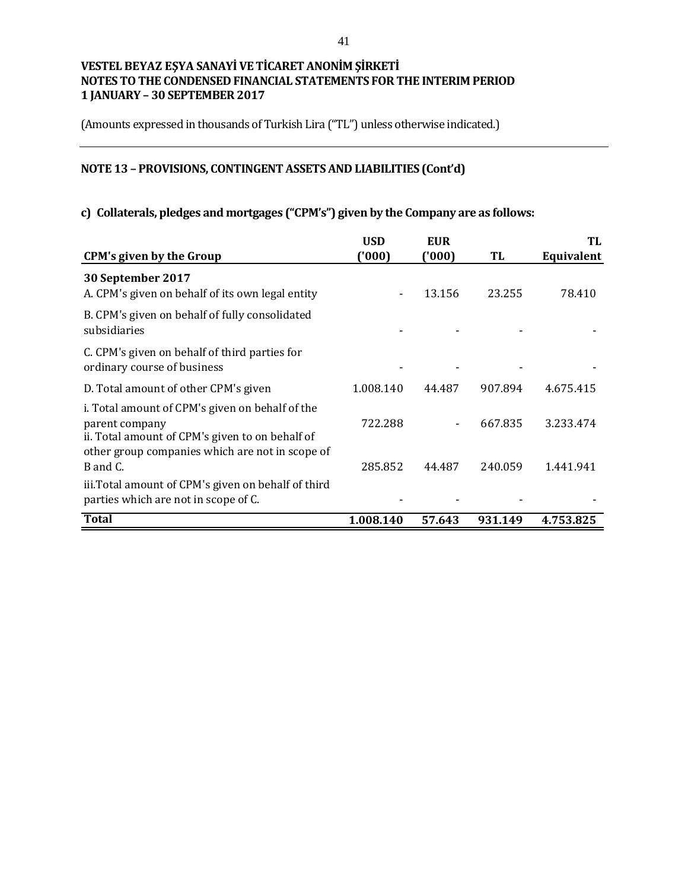**VESTEL BEYAZ EŞYA SANAYİ VE TİCARET ANONİM ŞİRKETİ**
**NOTES TO THE CONDENSED FINANCIAL STATEMENTS FOR THE INTERIM PERIOD**
**1 JANUARY – 30 SEPTEMBER 2017**

(Amounts expressed in thousands of Turkish Lira ("TL") unless otherwise indicated.)

## NOTE 13 – PROVISIONS, CONTINGENT ASSETS AND LIABILITIES (Cont'd)

### c) Collaterals, pledges and mortgages ("CPM's") given by the Company are as follows:

| CPM's given by the Group | USD ('000) | EUR ('000) | TL | TL Equivalent |
|---|---|---|---|---|
| **30 September 2017** | | | | |
| A. CPM's given on behalf of its own legal entity | - | 13.156 | 23.255 | 78.410 |
| B. CPM's given on behalf of fully consolidated subsidiaries | - | - | - | - |
| C. CPM's given on behalf of third parties for ordinary course of business | - | - | - | - |
| D. Total amount of other CPM's given | 1.008.140 | 44.487 | 907.894 | 4.675.415 |
| i. Total amount of CPM's given on behalf of the parent company | 722.288 | - | 667.835 | 3.233.474 |
| ii. Total amount of CPM's given to on behalf of other group companies which are not in scope of B and C. | 285.852 | 44.487 | 240.059 | 1.441.941 |
| iii.Total amount of CPM's given on behalf of third parties which are not in scope of C. | - | - | - | - |
| **Total** | **1.008.140** | **57.643** | **931.149** | **4.753.825** |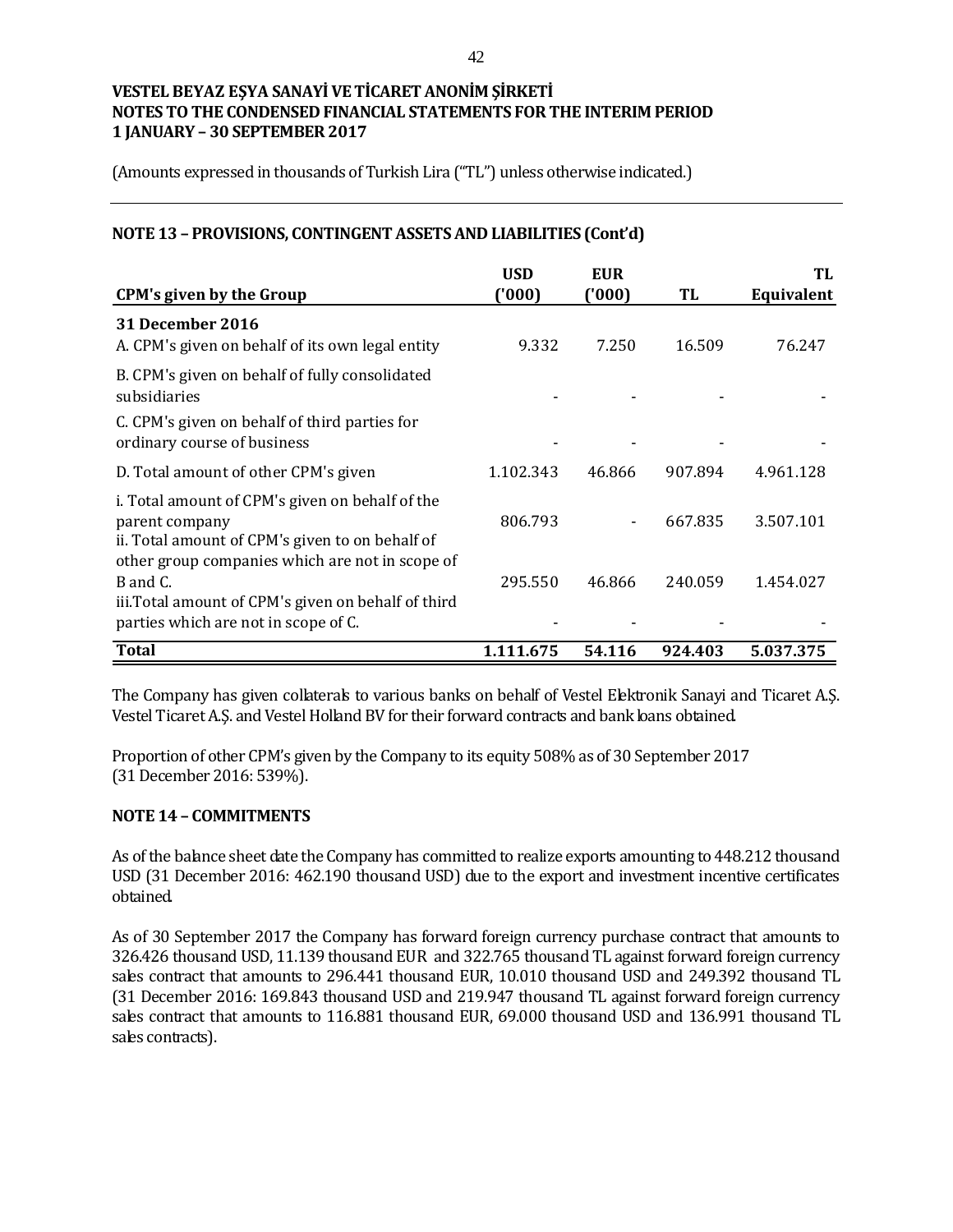**VESTEL BEYAZ EŞYA SANAYİ VE TİCARET ANONİM ŞİRKETİ**
**NOTES TO THE CONDENSED FINANCIAL STATEMENTS FOR THE INTERIM PERIOD**
**1 JANUARY – 30 SEPTEMBER 2017**

(Amounts expressed in thousands of Turkish Lira ("TL") unless otherwise indicated.)

## NOTE 13 – PROVISIONS, CONTINGENT ASSETS AND LIABILITIES (Cont'd)

| CPM's given by the Group | USD ('000) | EUR ('000) | TL | TL Equivalent |
|---|---|---|---|---|
| **31 December 2016** | | | | |
| A. CPM's given on behalf of its own legal entity | 9.332 | 7.250 | 16.509 | 76.247 |
| B. CPM's given on behalf of fully consolidated subsidiaries | - | - | - | - |
| C. CPM's given on behalf of third parties for ordinary course of business | - | - | - | - |
| D. Total amount of other CPM's given | 1.102.343 | 46.866 | 907.894 | 4.961.128 |
| i. Total amount of CPM's given on behalf of the parent company | 806.793 | - | 667.835 | 3.507.101 |
| ii. Total amount of CPM's given to on behalf of other group companies which are not in scope of B and C. | 295.550 | 46.866 | 240.059 | 1.454.027 |
| iii.Total amount of CPM's given on behalf of third parties which are not in scope of C. | - | - | - | - |
| **Total** | **1.111.675** | **54.116** | **924.403** | **5.037.375** |

The Company has given collaterals to various banks on behalf of Vestel Elektronik Sanayi and Ticaret A.Ş. Vestel Ticaret A.Ş. and Vestel Holland BV for their forward contracts and bank loans obtained.

Proportion of other CPM's given by the Company to its equity 508% as of 30 September 2017 (31 December 2016: 539%).

## NOTE 14 – COMMITMENTS

As of the balance sheet date the Company has committed to realize exports amounting to 448.212 thousand USD (31 December 2016: 462.190 thousand USD) due to the export and investment incentive certificates obtained.

As of 30 September 2017 the Company has forward foreign currency purchase contract that amounts to 326.426 thousand USD, 11.139 thousand EUR and 322.765 thousand TL against forward foreign currency sales contract that amounts to 296.441 thousand EUR, 10.010 thousand USD and 249.392 thousand TL (31 December 2016: 169.843 thousand USD and 219.947 thousand TL against forward foreign currency sales contract that amounts to 116.881 thousand EUR, 69.000 thousand USD and 136.991 thousand TL sales contracts).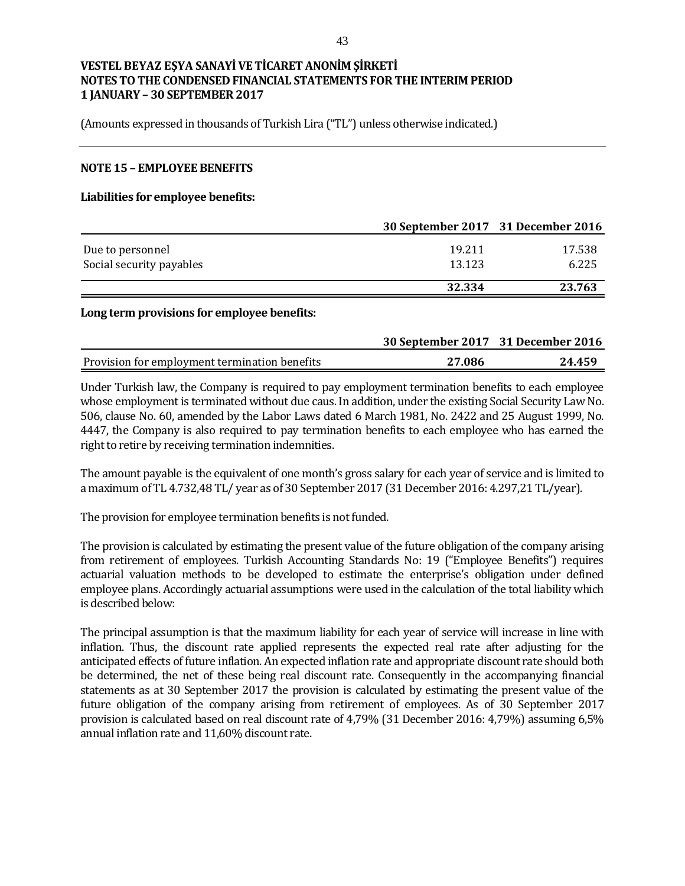**VESTEL BEYAZ EŞYA SANAYİ VE TİCARET ANONİM ŞİRKETİ**
**NOTES TO THE CONDENSED FINANCIAL STATEMENTS FOR THE INTERIM PERIOD**
**1 JANUARY – 30 SEPTEMBER 2017**

(Amounts expressed in thousands of Turkish Lira ("TL") unless otherwise indicated.)

## NOTE 15 – EMPLOYEE BENEFITS

**Liabilities for employee benefits:**

| | 30 September 2017 | 31 December 2016 |
|---|---|---|
| Due to personnel | 19.211 | 17.538 |
| Social security payables | 13.123 | 6.225 |
| | **32.334** | **23.763** |

**Long term provisions for employee benefits:**

| | 30 September 2017 | 31 December 2016 |
|---|---|---|
| Provision for employment termination benefits | **27.086** | **24.459** |

Under Turkish law, the Company is required to pay employment termination benefits to each employee whose employment is terminated without due caus. In addition, under the existing Social Security Law No. 506, clause No. 60, amended by the Labor Laws dated 6 March 1981, No. 2422 and 25 August 1999, No. 4447, the Company is also required to pay termination benefits to each employee who has earned the right to retire by receiving termination indemnities.

The amount payable is the equivalent of one month's gross salary for each year of service and is limited to a maximum of TL 4.732,48 TL/ year as of 30 September 2017 (31 December 2016: 4.297,21 TL/year).

The provision for employee termination benefits is not funded.

The provision is calculated by estimating the present value of the future obligation of the company arising from retirement of employees. Turkish Accounting Standards No: 19 ("Employee Benefits") requires actuarial valuation methods to be developed to estimate the enterprise's obligation under defined employee plans. Accordingly actuarial assumptions were used in the calculation of the total liability which is described below:

The principal assumption is that the maximum liability for each year of service will increase in line with inflation. Thus, the discount rate applied represents the expected real rate after adjusting for the anticipated effects of future inflation. An expected inflation rate and appropriate discount rate should both be determined, the net of these being real discount rate. Consequently in the accompanying financial statements as at 30 September 2017 the provision is calculated by estimating the present value of the future obligation of the company arising from retirement of employees. As of 30 September 2017 provision is calculated based on real discount rate of 4,79% (31 December 2016: 4,79%) assuming 6,5% annual inflation rate and 11,60% discount rate.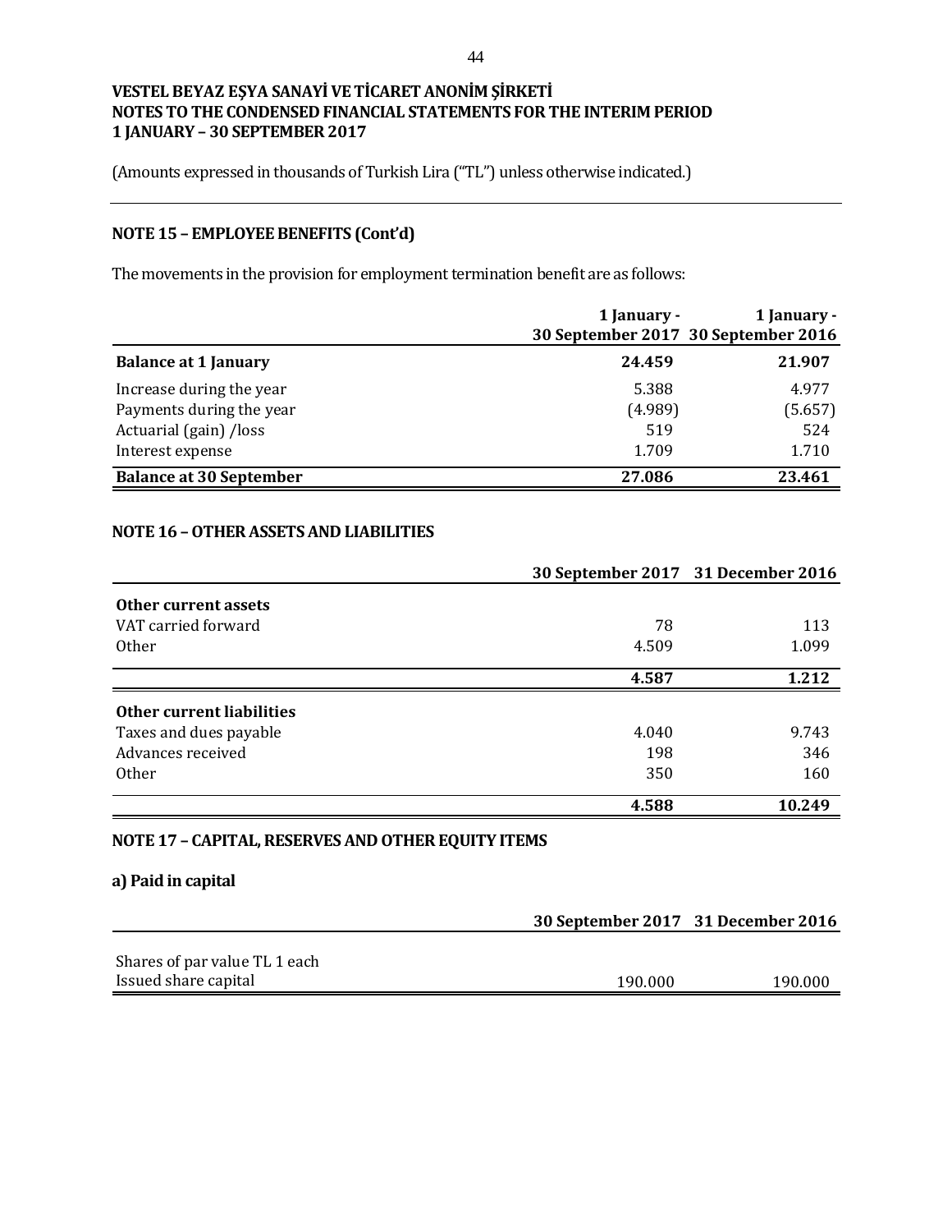**VESTEL BEYAZ EŞYA SANAYİ VE TİCARET ANONİM ŞİRKETİ**
**NOTES TO THE CONDENSED FINANCIAL STATEMENTS FOR THE INTERIM PERIOD**
**1 JANUARY – 30 SEPTEMBER 2017**

(Amounts expressed in thousands of Turkish Lira ("TL") unless otherwise indicated.)

## NOTE 15 – EMPLOYEE BENEFITS (Cont'd)

The movements in the provision for employment termination benefit are as follows:

| | 1 January - 30 September 2017 | 1 January - 30 September 2016 |
|---|---|---|
| **Balance at 1 January** | **24.459** | **21.907** |
| Increase during the year | 5.388 | 4.977 |
| Payments during the year | (4.989) | (5.657) |
| Actuarial (gain) /loss | 519 | 524 |
| Interest expense | 1.709 | 1.710 |
| **Balance at 30 September** | **27.086** | **23.461** |

## NOTE 16 – OTHER ASSETS AND LIABILITIES

| | 30 September 2017 | 31 December 2016 |
|---|---|---|
| **Other current assets** | | |
| VAT carried forward | 78 | 113 |
| Other | 4.509 | 1.099 |
| | **4.587** | **1.212** |
| **Other current liabilities** | | |
| Taxes and dues payable | 4.040 | 9.743 |
| Advances received | 198 | 346 |
| Other | 350 | 160 |
| | **4.588** | **10.249** |

## NOTE 17 – CAPITAL, RESERVES AND OTHER EQUITY ITEMS

### a) Paid in capital

| | 30 September 2017 | 31 December 2016 |
|---|---|---|
| Shares of par value TL 1 each | | |
| Issued share capital | 190.000 | 190.000 |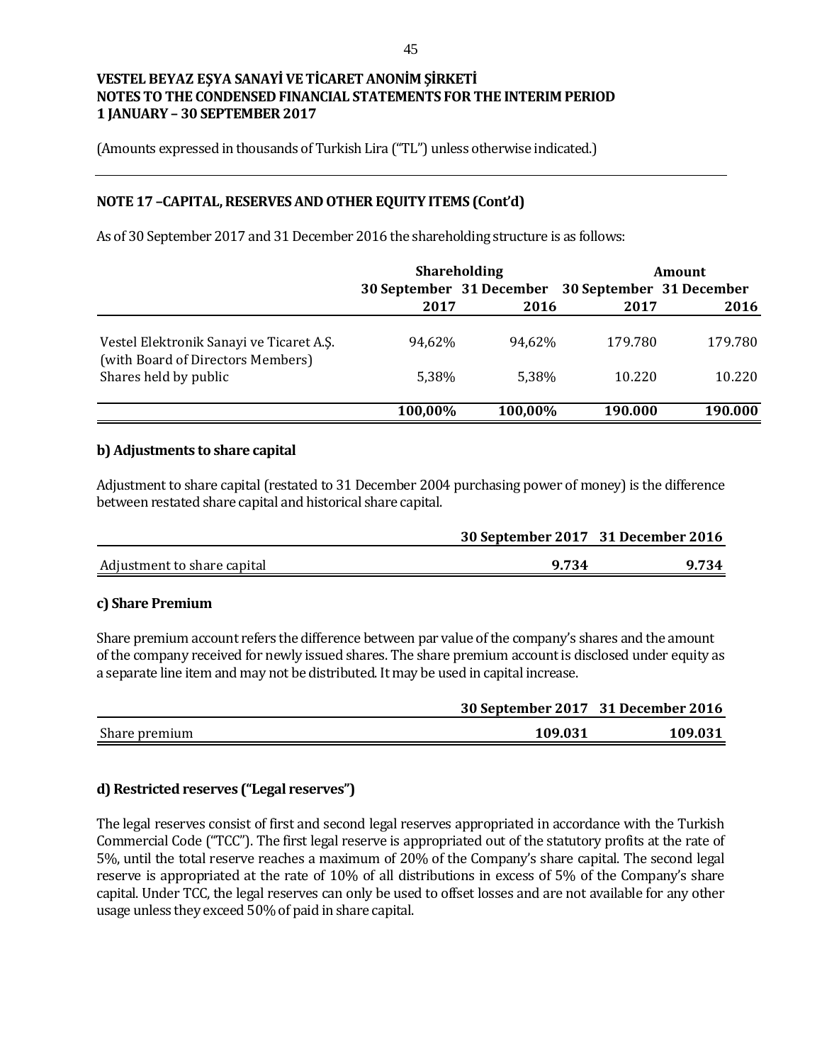**VESTEL BEYAZ EŞYA SANAYİ VE TİCARET ANONİM ŞİRKETİ**
**NOTES TO THE CONDENSED FINANCIAL STATEMENTS FOR THE INTERIM PERIOD**
**1 JANUARY – 30 SEPTEMBER 2017**

(Amounts expressed in thousands of Turkish Lira ("TL") unless otherwise indicated.)

## NOTE 17 –CAPITAL, RESERVES AND OTHER EQUITY ITEMS (Cont'd)

As of 30 September 2017 and 31 December 2016 the shareholding structure is as follows:

| | Shareholding | | Amount | |
|---|---|---|---|---|
| | 30 September 2017 | 31 December 2016 | 30 September 2017 | 31 December 2016 |
| Vestel Elektronik Sanayi ve Ticaret A.Ş. (with Board of Directors Members) | 94,62% | 94,62% | 179.780 | 179.780 |
| Shares held by public | 5,38% | 5,38% | 10.220 | 10.220 |
| | **100,00%** | **100,00%** | **190.000** | **190.000** |

### b) Adjustments to share capital

Adjustment to share capital (restated to 31 December 2004 purchasing power of money) is the difference between restated share capital and historical share capital.

| | 30 September 2017 | 31 December 2016 |
|---|---|---|
| Adjustment to share capital | **9.734** | **9.734** |

### c) Share Premium

Share premium account refers the difference between par value of the company's shares and the amount of the company received for newly issued shares. The share premium account is disclosed under equity as a separate line item and may not be distributed. It may be used in capital increase.

| | 30 September 2017 | 31 December 2016 |
|---|---|---|
| Share premium | **109.031** | **109.031** |

### d) Restricted reserves ("Legal reserves")

The legal reserves consist of first and second legal reserves appropriated in accordance with the Turkish Commercial Code ("TCC"). The first legal reserve is appropriated out of the statutory profits at the rate of 5%, until the total reserve reaches a maximum of 20% of the Company's share capital. The second legal reserve is appropriated at the rate of 10% of all distributions in excess of 5% of the Company's share capital. Under TCC, the legal reserves can only be used to offset losses and are not available for any other usage unless they exceed 50% of paid in share capital.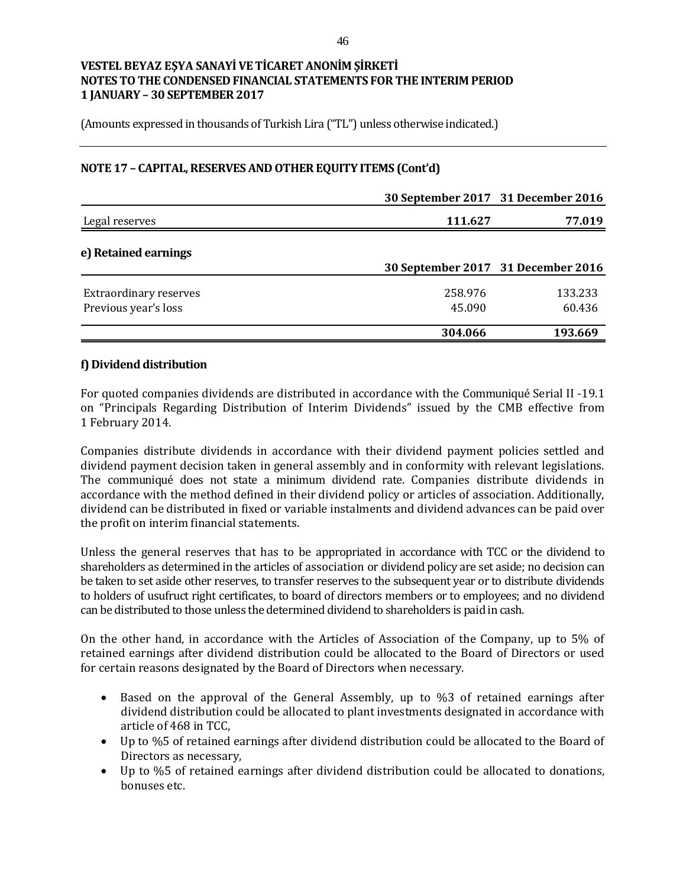**VESTEL BEYAZ EŞYA SANAYİ VE TİCARET ANONİM ŞİRKETİ**
**NOTES TO THE CONDENSED FINANCIAL STATEMENTS FOR THE INTERIM PERIOD**
**1 JANUARY – 30 SEPTEMBER 2017**

(Amounts expressed in thousands of Turkish Lira ("TL") unless otherwise indicated.)

## NOTE 17 – CAPITAL, RESERVES AND OTHER EQUITY ITEMS (Cont'd)

| | 30 September 2017 | 31 December 2016 |
|---|---|---|
| Legal reserves | **111.627** | **77.019** |

### e) Retained earnings

| | 30 September 2017 | 31 December 2016 |
|---|---|---|
| Extraordinary reserves | 258.976 | 133.233 |
| Previous year's loss | 45.090 | 60.436 |
| | **304.066** | **193.669** |

### f) Dividend distribution

For quoted companies dividends are distributed in accordance with the Communiqué Serial II -19.1 on "Principals Regarding Distribution of Interim Dividends" issued by the CMB effective from 1 February 2014.

Companies distribute dividends in accordance with their dividend payment policies settled and dividend payment decision taken in general assembly and in conformity with relevant legislations. The communiqué does not state a minimum dividend rate. Companies distribute dividends in accordance with the method defined in their dividend policy or articles of association. Additionally, dividend can be distributed in fixed or variable instalments and dividend advances can be paid over the profit on interim financial statements.

Unless the general reserves that has to be appropriated in accordance with TCC or the dividend to shareholders as determined in the articles of association or dividend policy are set aside; no decision can be taken to set aside other reserves, to transfer reserves to the subsequent year or to distribute dividends to holders of usufruct right certificates, to board of directors members or to employees; and no dividend can be distributed to those unless the determined dividend to shareholders is paid in cash.

On the other hand, in accordance with the Articles of Association of the Company, up to 5% of retained earnings after dividend distribution could be allocated to the Board of Directors or used for certain reasons designated by the Board of Directors when necessary.

- Based on the approval of the General Assembly, up to %3 of retained earnings after dividend distribution could be allocated to plant investments designated in accordance with article of 468 in TCC,
- Up to %5 of retained earnings after dividend distribution could be allocated to the Board of Directors as necessary,
- Up to %5 of retained earnings after dividend distribution could be allocated to donations, bonuses etc.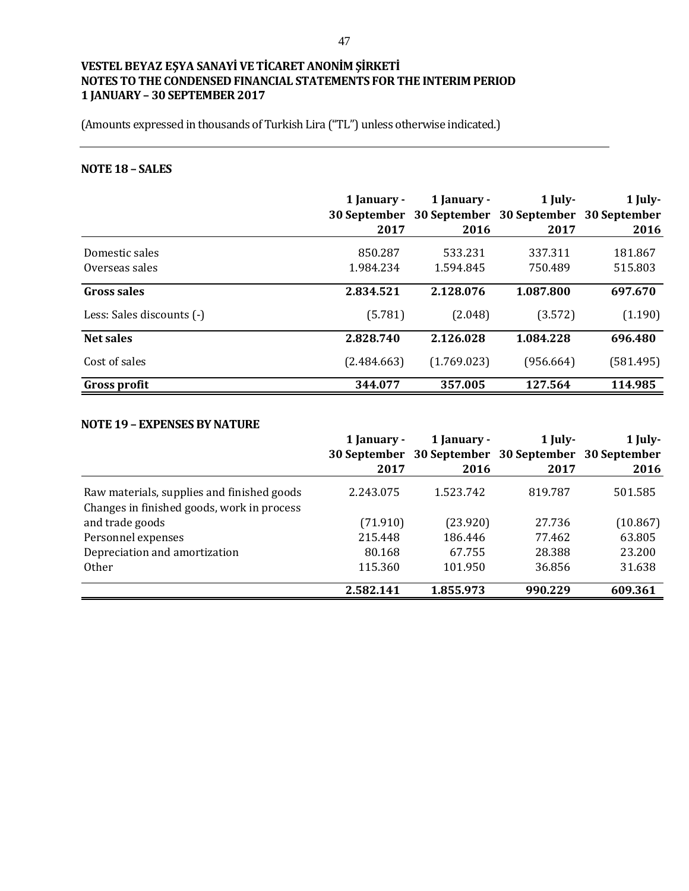**VESTEL BEYAZ EŞYA SANAYİ VE TİCARET ANONİM ŞİRKETİ**
**NOTES TO THE CONDENSED FINANCIAL STATEMENTS FOR THE INTERIM PERIOD**
**1 JANUARY – 30 SEPTEMBER 2017**

(Amounts expressed in thousands of Turkish Lira ("TL") unless otherwise indicated.)

## NOTE 18 – SALES

| | 1 January - 30 September 2017 | 1 January - 30 September 2016 | 1 July- 30 September 2017 | 1 July- 30 September 2016 |
|---|---|---|---|---|
| Domestic sales | 850.287 | 533.231 | 337.311 | 181.867 |
| Overseas sales | 1.984.234 | 1.594.845 | 750.489 | 515.803 |
| **Gross sales** | **2.834.521** | **2.128.076** | **1.087.800** | **697.670** |
| Less: Sales discounts (-) | (5.781) | (2.048) | (3.572) | (1.190) |
| **Net sales** | **2.828.740** | **2.126.028** | **1.084.228** | **696.480** |
| Cost of sales | (2.484.663) | (1.769.023) | (956.664) | (581.495) |
| **Gross profit** | **344.077** | **357.005** | **127.564** | **114.985** |

## NOTE 19 – EXPENSES BY NATURE

| | 1 January - 30 September 2017 | 1 January - 30 September 2016 | 1 July- 30 September 2017 | 1 July- 30 September 2016 |
|---|---|---|---|---|
| Raw materials, supplies and finished goods | 2.243.075 | 1.523.742 | 819.787 | 501.585 |
| Changes in finished goods, work in process and trade goods | (71.910) | (23.920) | 27.736 | (10.867) |
| Personnel expenses | 215.448 | 186.446 | 77.462 | 63.805 |
| Depreciation and amortization | 80.168 | 67.755 | 28.388 | 23.200 |
| Other | 115.360 | 101.950 | 36.856 | 31.638 |
| | **2.582.141** | **1.855.973** | **990.229** | **609.361** |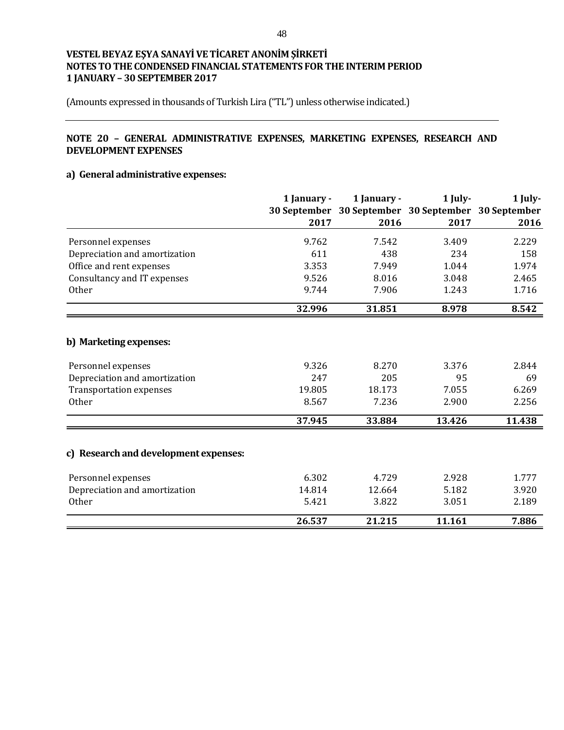**VESTEL BEYAZ EŞYA SANAYİ VE TİCARET ANONİM ŞİRKETİ**
**NOTES TO THE CONDENSED FINANCIAL STATEMENTS FOR THE INTERIM PERIOD**
**1 JANUARY – 30 SEPTEMBER 2017**

(Amounts expressed in thousands of Turkish Lira ("TL") unless otherwise indicated.)

## NOTE 20 – GENERAL ADMINISTRATIVE EXPENSES, MARKETING EXPENSES, RESEARCH AND DEVELOPMENT EXPENSES

### a) General administrative expenses:

| | 1 January - 30 September 2017 | 1 January - 30 September 2016 | 1 July- 30 September 2017 | 1 July- 30 September 2016 |
|---|---|---|---|---|
| Personnel expenses | 9.762 | 7.542 | 3.409 | 2.229 |
| Depreciation and amortization | 611 | 438 | 234 | 158 |
| Office and rent expenses | 3.353 | 7.949 | 1.044 | 1.974 |
| Consultancy and IT expenses | 9.526 | 8.016 | 3.048 | 2.465 |
| Other | 9.744 | 7.906 | 1.243 | 1.716 |
| | **32.996** | **31.851** | **8.978** | **8.542** |

### b) Marketing expenses:

| | 1 January - 30 September 2017 | 1 January - 30 September 2016 | 1 July- 30 September 2017 | 1 July- 30 September 2016 |
|---|---|---|---|---|
| Personnel expenses | 9.326 | 8.270 | 3.376 | 2.844 |
| Depreciation and amortization | 247 | 205 | 95 | 69 |
| Transportation expenses | 19.805 | 18.173 | 7.055 | 6.269 |
| Other | 8.567 | 7.236 | 2.900 | 2.256 |
| | **37.945** | **33.884** | **13.426** | **11.438** |

### c) Research and development expenses:

| | 1 January - 30 September 2017 | 1 January - 30 September 2016 | 1 July- 30 September 2017 | 1 July- 30 September 2016 |
|---|---|---|---|---|
| Personnel expenses | 6.302 | 4.729 | 2.928 | 1.777 |
| Depreciation and amortization | 14.814 | 12.664 | 5.182 | 3.920 |
| Other | 5.421 | 3.822 | 3.051 | 2.189 |
| | **26.537** | **21.215** | **11.161** | **7.886** |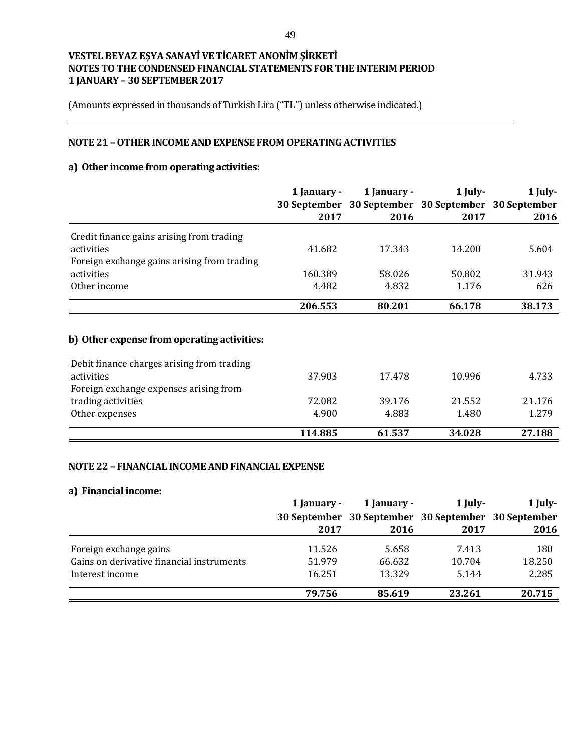**VESTEL BEYAZ EŞYA SANAYİ VE TİCARET ANONİM ŞİRKETİ**
**NOTES TO THE CONDENSED FINANCIAL STATEMENTS FOR THE INTERIM PERIOD**
**1 JANUARY – 30 SEPTEMBER 2017**

(Amounts expressed in thousands of Turkish Lira ("TL") unless otherwise indicated.)

## NOTE 21 – OTHER INCOME AND EXPENSE FROM OPERATING ACTIVITIES

### a) Other income from operating activities:

| | 1 January - 30 September 2017 | 1 January - 30 September 2016 | 1 July- 30 September 2017 | 1 July- 30 September 2016 |
|---|---|---|---|---|
| Credit finance gains arising from trading activities | 41.682 | 17.343 | 14.200 | 5.604 |
| Foreign exchange gains arising from trading activities | 160.389 | 58.026 | 50.802 | 31.943 |
| Other income | 4.482 | 4.832 | 1.176 | 626 |
| | **206.553** | **80.201** | **66.178** | **38.173** |

### b) Other expense from operating activities:

| | 1 January - 30 September 2017 | 1 January - 30 September 2016 | 1 July- 30 September 2017 | 1 July- 30 September 2016 |
|---|---|---|---|---|
| Debit finance charges arising from trading activities | 37.903 | 17.478 | 10.996 | 4.733 |
| Foreign exchange expenses arising from trading activities | 72.082 | 39.176 | 21.552 | 21.176 |
| Other expenses | 4.900 | 4.883 | 1.480 | 1.279 |
| | **114.885** | **61.537** | **34.028** | **27.188** |

## NOTE 22 – FINANCIAL INCOME AND FINANCIAL EXPENSE

### a) Financial income:

| | 1 January - 30 September 2017 | 1 January - 30 September 2016 | 1 July- 30 September 2017 | 1 July- 30 September 2016 |
|---|---|---|---|---|
| Foreign exchange gains | 11.526 | 5.658 | 7.413 | 180 |
| Gains on derivative financial instruments | 51.979 | 66.632 | 10.704 | 18.250 |
| Interest income | 16.251 | 13.329 | 5.144 | 2.285 |
| | **79.756** | **85.619** | **23.261** | **20.715** |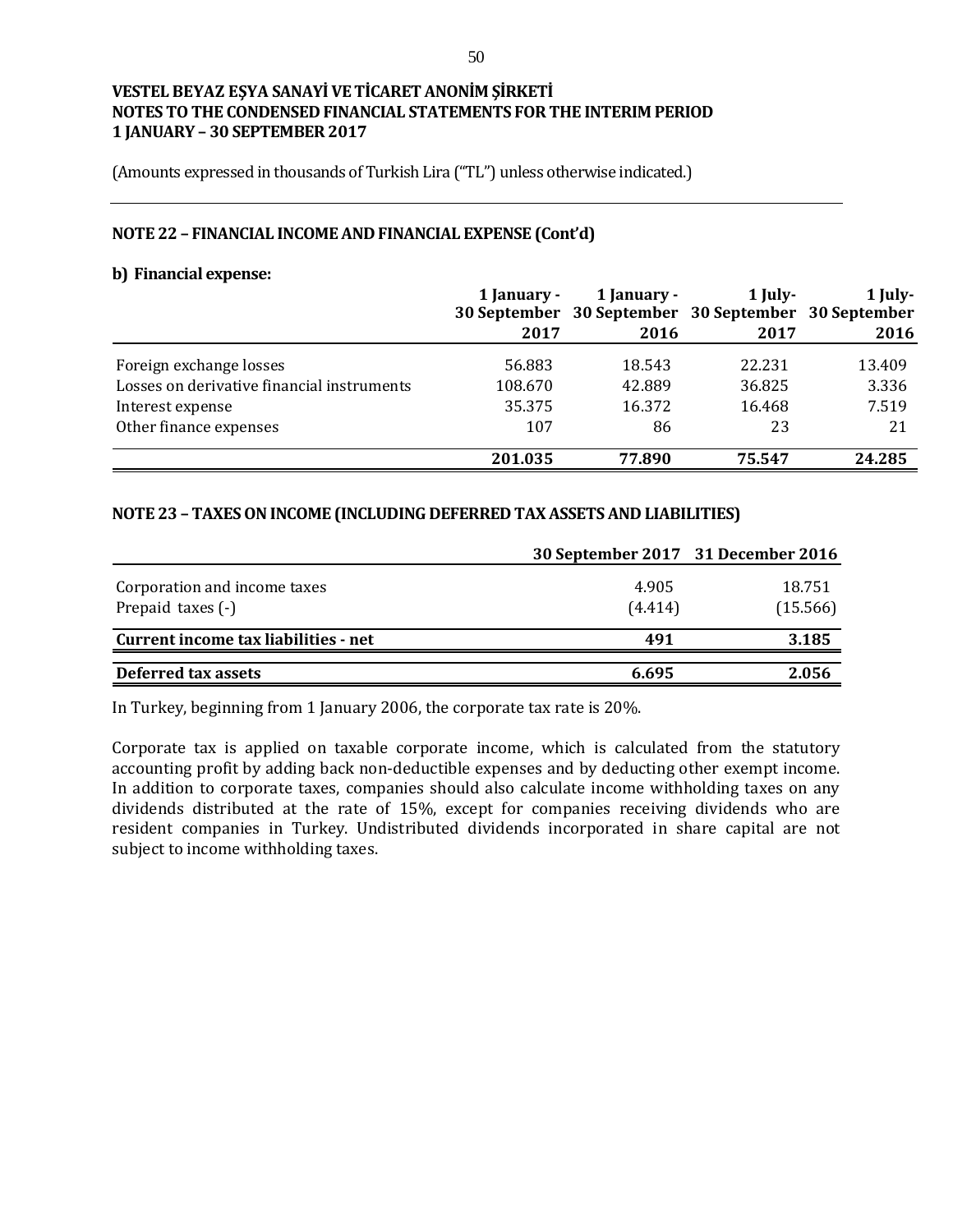**VESTEL BEYAZ EŞYA SANAYİ VE TİCARET ANONİM ŞİRKETİ**
**NOTES TO THE CONDENSED FINANCIAL STATEMENTS FOR THE INTERIM PERIOD**
**1 JANUARY – 30 SEPTEMBER 2017**

(Amounts expressed in thousands of Turkish Lira ("TL") unless otherwise indicated.)

## NOTE 22 – FINANCIAL INCOME AND FINANCIAL EXPENSE (Cont'd)

### b) Financial expense:

| | 1 January - 30 September 2017 | 1 January - 30 September 2016 | 1 July- 30 September 2017 | 1 July- 30 September 2016 |
|---|---|---|---|---|
| Foreign exchange losses | 56.883 | 18.543 | 22.231 | 13.409 |
| Losses on derivative financial instruments | 108.670 | 42.889 | 36.825 | 3.336 |
| Interest expense | 35.375 | 16.372 | 16.468 | 7.519 |
| Other finance expenses | 107 | 86 | 23 | 21 |
| | **201.035** | **77.890** | **75.547** | **24.285** |

## NOTE 23 – TAXES ON INCOME (INCLUDING DEFERRED TAX ASSETS AND LIABILITIES)

| | 30 September 2017 | 31 December 2016 |
|---|---|---|
| Corporation and income taxes | 4.905 | 18.751 |
| Prepaid taxes (-) | (4.414) | (15.566) |
| **Current income tax liabilities - net** | **491** | **3.185** |
| **Deferred tax assets** | **6.695** | **2.056** |

In Turkey, beginning from 1 January 2006, the corporate tax rate is 20%.

Corporate tax is applied on taxable corporate income, which is calculated from the statutory accounting profit by adding back non-deductible expenses and by deducting other exempt income. In addition to corporate taxes, companies should also calculate income withholding taxes on any dividends distributed at the rate of 15%, except for companies receiving dividends who are resident companies in Turkey. Undistributed dividends incorporated in share capital are not subject to income withholding taxes.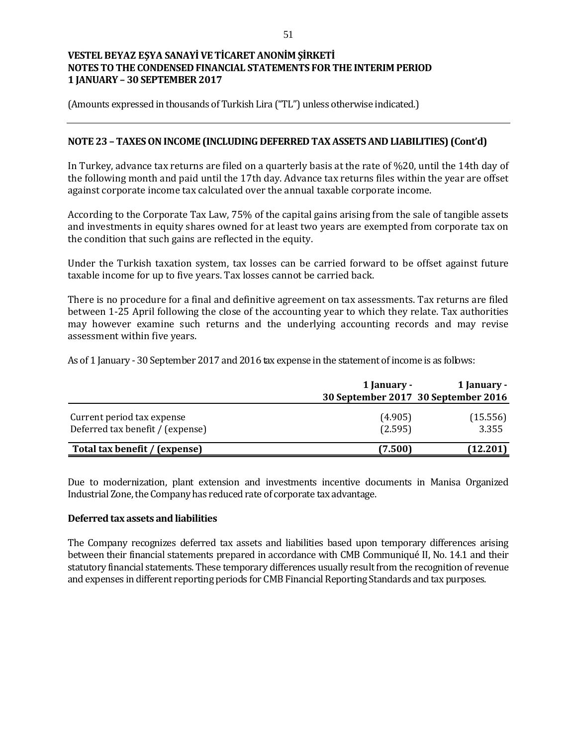**VESTEL BEYAZ EŞYA SANAYİ VE TİCARET ANONİM ŞİRKETİ**
**NOTES TO THE CONDENSED FINANCIAL STATEMENTS FOR THE INTERIM PERIOD**
**1 JANUARY – 30 SEPTEMBER 2017**

(Amounts expressed in thousands of Turkish Lira ("TL") unless otherwise indicated.)

## NOTE 23 – TAXES ON INCOME (INCLUDING DEFERRED TAX ASSETS AND LIABILITIES) (Cont'd)

In Turkey, advance tax returns are filed on a quarterly basis at the rate of %20, until the 14th day of the following month and paid until the 17th day. Advance tax returns files within the year are offset against corporate income tax calculated over the annual taxable corporate income.

According to the Corporate Tax Law, 75% of the capital gains arising from the sale of tangible assets and investments in equity shares owned for at least two years are exempted from corporate tax on the condition that such gains are reflected in the equity.

Under the Turkish taxation system, tax losses can be carried forward to be offset against future taxable income for up to five years. Tax losses cannot be carried back.

There is no procedure for a final and definitive agreement on tax assessments. Tax returns are filed between 1-25 April following the close of the accounting year to which they relate. Tax authorities may however examine such returns and the underlying accounting records and may revise assessment within five years.

As of 1 January - 30 September 2017 and 2016 tax expense in the statement of income is as follows:

| | 1 January - 30 September 2017 | 1 January - 30 September 2016 |
|---|---|---|
| Current period tax expense | (4.905) | (15.556) |
| Deferred tax benefit / (expense) | (2.595) | 3.355 |
| **Total tax benefit / (expense)** | **(7.500)** | **(12.201)** |

Due to modernization, plant extension and investments incentive documents in Manisa Organized Industrial Zone, the Company has reduced rate of corporate tax advantage.

### Deferred tax assets and liabilities

The Company recognizes deferred tax assets and liabilities based upon temporary differences arising between their financial statements prepared in accordance with CMB Communiqué II, No. 14.1 and their statutory financial statements. These temporary differences usually result from the recognition of revenue and expenses in different reporting periods for CMB Financial Reporting Standards and tax purposes.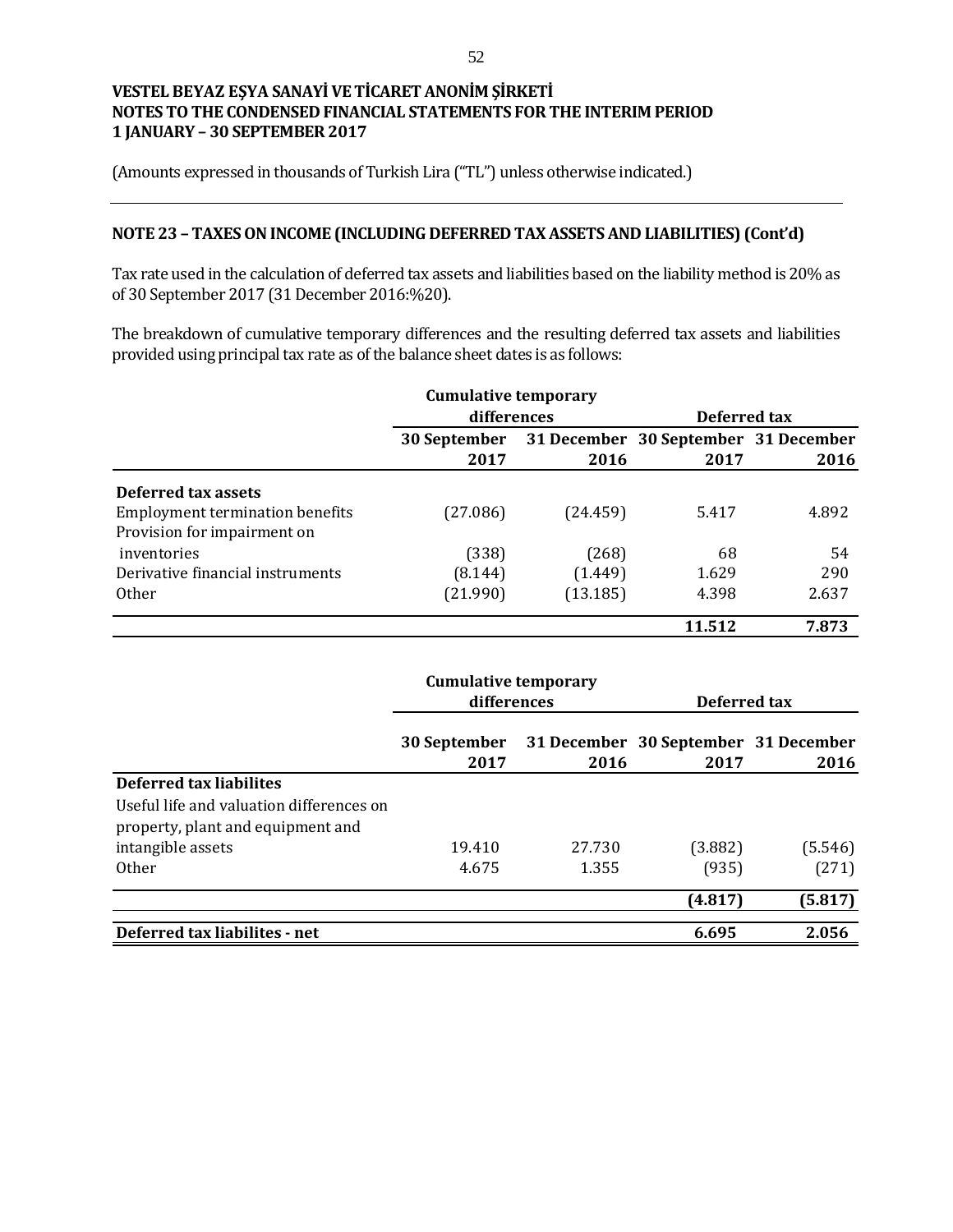**VESTEL BEYAZ EŞYA SANAYİ VE TİCARET ANONİM ŞİRKETİ**
**NOTES TO THE CONDENSED FINANCIAL STATEMENTS FOR THE INTERIM PERIOD**
**1 JANUARY – 30 SEPTEMBER 2017**

(Amounts expressed in thousands of Turkish Lira ("TL") unless otherwise indicated.)

## NOTE 23 – TAXES ON INCOME (INCLUDING DEFERRED TAX ASSETS AND LIABILITIES) (Cont'd)

Tax rate used in the calculation of deferred tax assets and liabilities based on the liability method is 20% as of 30 September 2017 (31 December 2016:%20).

The breakdown of cumulative temporary differences and the resulting deferred tax assets and liabilities provided using principal tax rate as of the balance sheet dates is as follows:

| | Cumulative temporary differences | | Deferred tax | |
|---|---|---|---|---|
| | 30 September 2017 | 31 December 2016 | 30 September 2017 | 31 December 2016 |
| **Deferred tax assets** | | | | |
| Employment termination benefits | (27.086) | (24.459) | 5.417 | 4.892 |
| Provision for impairment on inventories | (338) | (268) | 68 | 54 |
| Derivative financial instruments | (8.144) | (1.449) | 1.629 | 290 |
| Other | (21.990) | (13.185) | 4.398 | 2.637 |
| | | | **11.512** | **7.873** |

| | Cumulative temporary differences | | Deferred tax | |
|---|---|---|---|---|
| | 30 September 2017 | 31 December 2016 | 30 September 2017 | 31 December 2016 |
| **Deferred tax liabilites** | | | | |
| Useful life and valuation differences on property, plant and equipment and intangible assets | 19.410 | 27.730 | (3.882) | (5.546) |
| Other | 4.675 | 1.355 | (935) | (271) |
| | | | **(4.817)** | **(5.817)** |
| **Deferred tax liabilites - net** | | | **6.695** | **2.056** |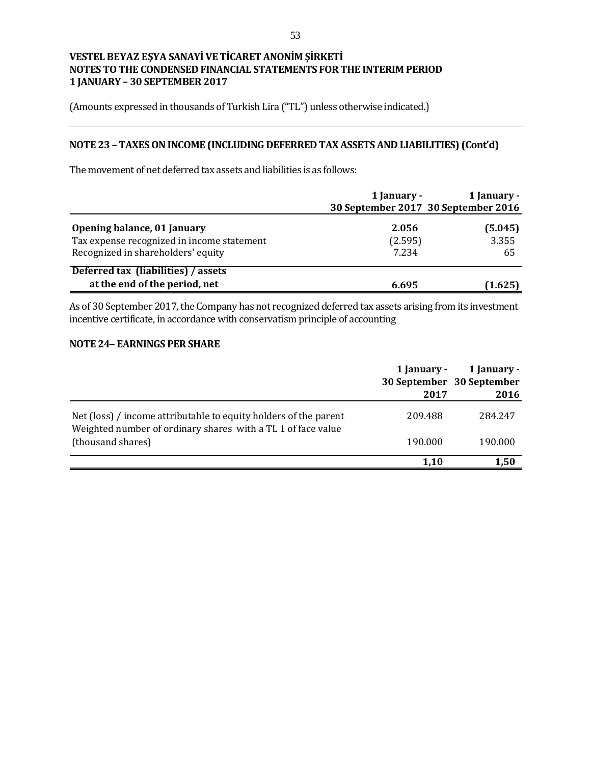# VESTEL BEYAZ EŞYA SANAYİ VE TİCARET ANONİM ŞİRKETİ
# NOTES TO THE CONDENSED FINANCIAL STATEMENTS FOR THE INTERIM PERIOD
# 1 JANUARY – 30 SEPTEMBER 2017

(Amounts expressed in thousands of Turkish Lira ("TL") unless otherwise indicated.)

## NOTE 23 – TAXES ON INCOME (INCLUDING DEFERRED TAX ASSETS AND LIABILITIES) (Cont'd)

The movement of net deferred tax assets and liabilities is as follows:

| | 1 January - 30 September 2017 | 1 January - 30 September 2016 |
|---|---|---|
| **Opening balance, 01 January** | **2.056** | **(5.045)** |
| Tax expense recognized in income statement | (2.595) | 3.355 |
| Recognized in shareholders' equity | 7.234 | 65 |
| **Deferred tax (liabilities) / assets at the end of the period, net** | **6.695** | **(1.625)** |

As of 30 September 2017, the Company has not recognized deferred tax assets arising from its investment incentive certificate, in accordance with conservatism principle of accounting

## NOTE 24– EARNINGS PER SHARE

| | 1 January - 30 September 2017 | 1 January - 30 September 2016 |
|---|---|---|
| Net (loss) / income attributable to equity holders of the parent | 209.488 | 284.247 |
| Weighted number of ordinary shares with a TL 1 of face value (thousand shares) | 190.000 | 190.000 |
| | **1,10** | **1,50** |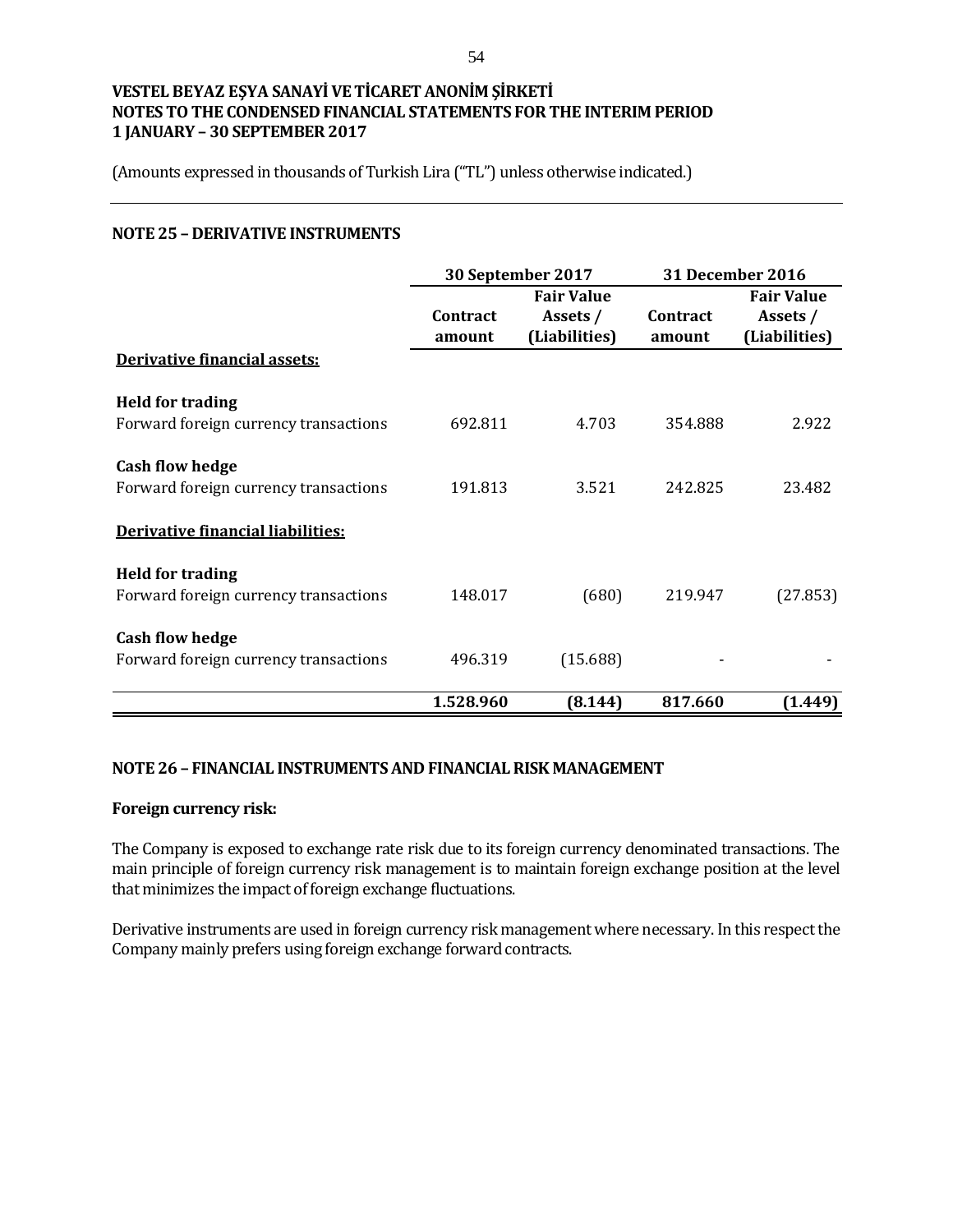VESTEL BEYAZ EŞYA SANAYİ VE TİCARET ANONİM ŞİRKETİ
NOTES TO THE CONDENSED FINANCIAL STATEMENTS FOR THE INTERIM PERIOD
1 JANUARY – 30 SEPTEMBER 2017

(Amounts expressed in thousands of Turkish Lira ("TL") unless otherwise indicated.)

## NOTE 25 – DERIVATIVE INSTRUMENTS

| | 30 September 2017 | | 31 December 2016 | |
|---|---|---|---|---|
| | **Contract amount** | **Fair Value Assets / (Liabilities)** | **Contract amount** | **Fair Value Assets / (Liabilities)** |
| **<u>Derivative financial assets:</u>** | | | | |
| **Held for trading** | | | | |
| Forward foreign currency transactions | 692.811 | 4.703 | 354.888 | 2.922 |
| **Cash flow hedge** | | | | |
| Forward foreign currency transactions | 191.813 | 3.521 | 242.825 | 23.482 |
| **<u>Derivative financial liabilities:</u>** | | | | |
| **Held for trading** | | | | |
| Forward foreign currency transactions | 148.017 | (680) | 219.947 | (27.853) |
| **Cash flow hedge** | | | | |
| Forward foreign currency transactions | 496.319 | (15.688) | - | - |
| | **1.528.960** | **(8.144)** | **817.660** | **(1.449)** |

## NOTE 26 – FINANCIAL INSTRUMENTS AND FINANCIAL RISK MANAGEMENT

**Foreign currency risk:**

The Company is exposed to exchange rate risk due to its foreign currency denominated transactions. The main principle of foreign currency risk management is to maintain foreign exchange position at the level that minimizes the impact of foreign exchange fluctuations.

Derivative instruments are used in foreign currency risk management where necessary. In this respect the Company mainly prefers using foreign exchange forward contracts.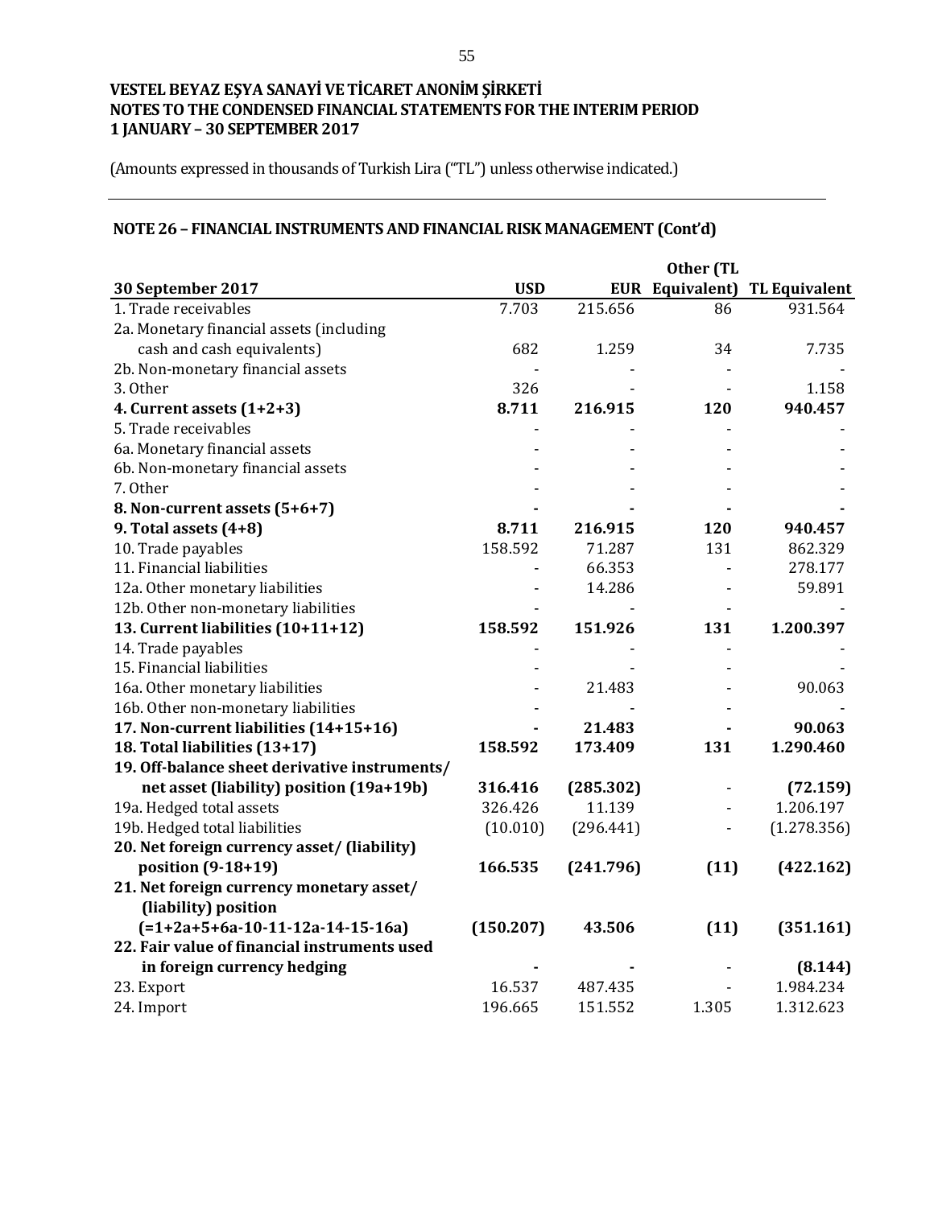**VESTEL BEYAZ EŞYA SANAYİ VE TİCARET ANONİM ŞİRKETİ**
**NOTES TO THE CONDENSED FINANCIAL STATEMENTS FOR THE INTERIM PERIOD**
**1 JANUARY – 30 SEPTEMBER 2017**

(Amounts expressed in thousands of Turkish Lira ("TL") unless otherwise indicated.)

## NOTE 26 – FINANCIAL INSTRUMENTS AND FINANCIAL RISK MANAGEMENT (Cont'd)

| 30 September 2017 | USD | EUR | Other (TL Equivalent) | TL Equivalent |
|---|---|---|---|---|
| 1. Trade receivables | 7.703 | 215.656 | 86 | 931.564 |
| 2a. Monetary financial assets (including cash and cash equivalents) | 682 | 1.259 | 34 | 7.735 |
| 2b. Non-monetary financial assets | - | - | - | - |
| 3. Other | 326 | - | - | 1.158 |
| **4. Current assets (1+2+3)** | **8.711** | **216.915** | **120** | **940.457** |
| 5. Trade receivables | - | - | - | - |
| 6a. Monetary financial assets | - | - | - | - |
| 6b. Non-monetary financial assets | - | - | - | - |
| 7. Other | - | - | - | - |
| **8. Non-current assets (5+6+7)** | **-** | **-** | **-** | **-** |
| **9. Total assets (4+8)** | **8.711** | **216.915** | **120** | **940.457** |
| 10. Trade payables | 158.592 | 71.287 | 131 | 862.329 |
| 11. Financial liabilities | - | 66.353 | - | 278.177 |
| 12a. Other monetary liabilities | - | 14.286 | - | 59.891 |
| 12b. Other non-monetary liabilities | - | - | - | - |
| **13. Current liabilities (10+11+12)** | **158.592** | **151.926** | **131** | **1.200.397** |
| 14. Trade payables | - | - | - | - |
| 15. Financial liabilities | - | - | - | - |
| 16a. Other monetary liabilities | - | 21.483 | - | 90.063 |
| 16b. Other non-monetary liabilities | - | - | - | - |
| **17. Non-current liabilities (14+15+16)** | **-** | **21.483** | **-** | **90.063** |
| **18. Total liabilities (13+17)** | **158.592** | **173.409** | **131** | **1.290.460** |
| **19. Off-balance sheet derivative instruments/ net asset (liability) position (19a+19b)** | **316.416** | **(285.302)** | - | **(72.159)** |
| 19a. Hedged total assets | 326.426 | 11.139 | - | 1.206.197 |
| 19b. Hedged total liabilities | (10.010) | (296.441) | - | (1.278.356) |
| **20. Net foreign currency asset/ (liability) position (9-18+19)** | **166.535** | **(241.796)** | **(11)** | **(422.162)** |
| **21. Net foreign currency monetary asset/ (liability) position (=1+2a+5+6a-10-11-12a-14-15-16a)** | **(150.207)** | **43.506** | **(11)** | **(351.161)** |
| **22. Fair value of financial instruments used in foreign currency hedging** | **-** | **-** | - | **(8.144)** |
| 23. Export | 16.537 | 487.435 | - | 1.984.234 |
| 24. Import | 196.665 | 151.552 | 1.305 | 1.312.623 |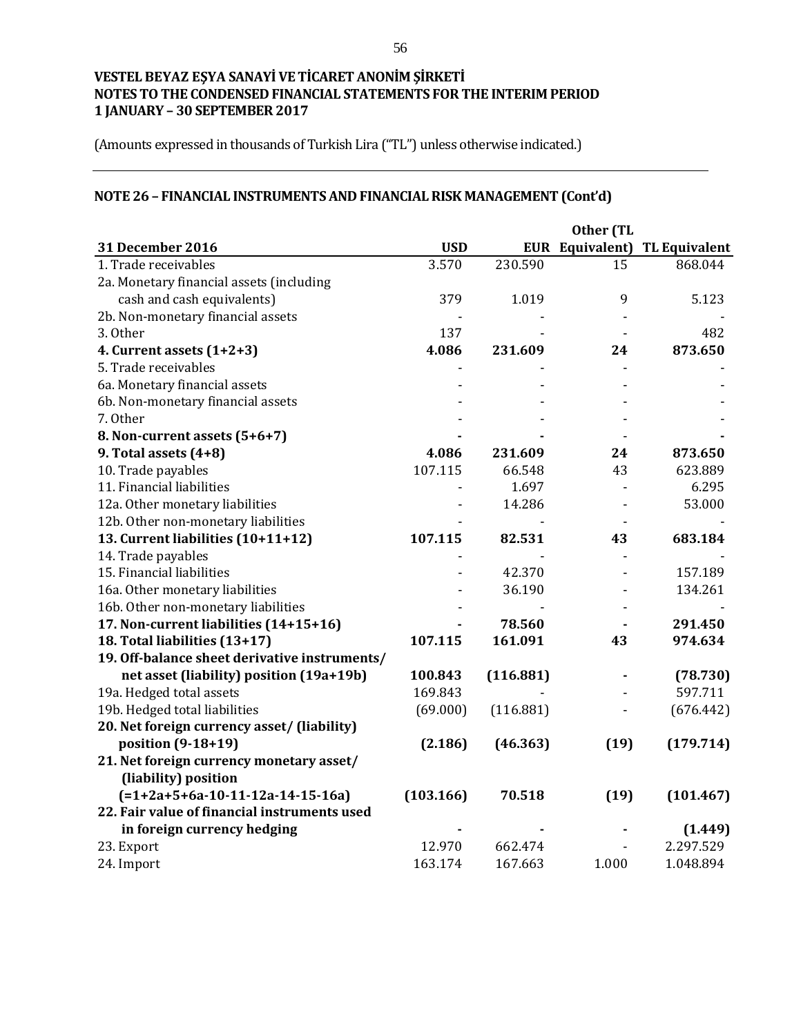**VESTEL BEYAZ EŞYA SANAYİ VE TİCARET ANONİM ŞİRKETİ**
**NOTES TO THE CONDENSED FINANCIAL STATEMENTS FOR THE INTERIM PERIOD**
**1 JANUARY – 30 SEPTEMBER 2017**

(Amounts expressed in thousands of Turkish Lira ("TL") unless otherwise indicated.)

## NOTE 26 – FINANCIAL INSTRUMENTS AND FINANCIAL RISK MANAGEMENT (Cont'd)

| 31 December 2016 | USD | EUR | Other (TL Equivalent) | TL Equivalent |
|---|---|---|---|---|
| 1. Trade receivables | 3.570 | 230.590 | 15 | 868.044 |
| 2a. Monetary financial assets (including cash and cash equivalents) | 379 | 1.019 | 9 | 5.123 |
| 2b. Non-monetary financial assets | - | - | - | - |
| 3. Other | 137 | - | - | 482 |
| **4. Current assets (1+2+3)** | **4.086** | **231.609** | **24** | **873.650** |
| 5. Trade receivables | - | - | - | - |
| 6a. Monetary financial assets | - | - | - | - |
| 6b. Non-monetary financial assets | - | - | - | - |
| 7. Other | - | - | - | - |
| **8. Non-current assets (5+6+7)** | **-** | **-** | - | **-** |
| **9. Total assets (4+8)** | **4.086** | **231.609** | **24** | **873.650** |
| 10. Trade payables | 107.115 | 66.548 | 43 | 623.889 |
| 11. Financial liabilities | - | 1.697 | - | 6.295 |
| 12a. Other monetary liabilities | - | 14.286 | - | 53.000 |
| 12b. Other non-monetary liabilities | - | - | - | - |
| **13. Current liabilities (10+11+12)** | **107.115** | **82.531** | **43** | **683.184** |
| 14. Trade payables | - | - | - | - |
| 15. Financial liabilities | - | 42.370 | - | 157.189 |
| 16a. Other monetary liabilities | - | 36.190 | - | 134.261 |
| 16b. Other non-monetary liabilities | - | - | - | - |
| **17. Non-current liabilities (14+15+16)** | **-** | **78.560** | **-** | **291.450** |
| **18. Total liabilities (13+17)** | **107.115** | **161.091** | **43** | **974.634** |
| **19. Off-balance sheet derivative instruments/ net asset (liability) position (19a+19b)** | **100.843** | **(116.881)** | **-** | **(78.730)** |
| 19a. Hedged total assets | 169.843 | - | - | 597.711 |
| 19b. Hedged total liabilities | (69.000) | (116.881) | - | (676.442) |
| **20. Net foreign currency asset/ (liability) position (9-18+19)** | **(2.186)** | **(46.363)** | **(19)** | **(179.714)** |
| **21. Net foreign currency monetary asset/ (liability) position (=1+2a+5+6a-10-11-12a-14-15-16a)** | **(103.166)** | **70.518** | **(19)** | **(101.467)** |
| **22. Fair value of financial instruments used in foreign currency hedging** | **-** | **-** | **-** | **(1.449)** |
| 23. Export | 12.970 | 662.474 | - | 2.297.529 |
| 24. Import | 163.174 | 167.663 | 1.000 | 1.048.894 |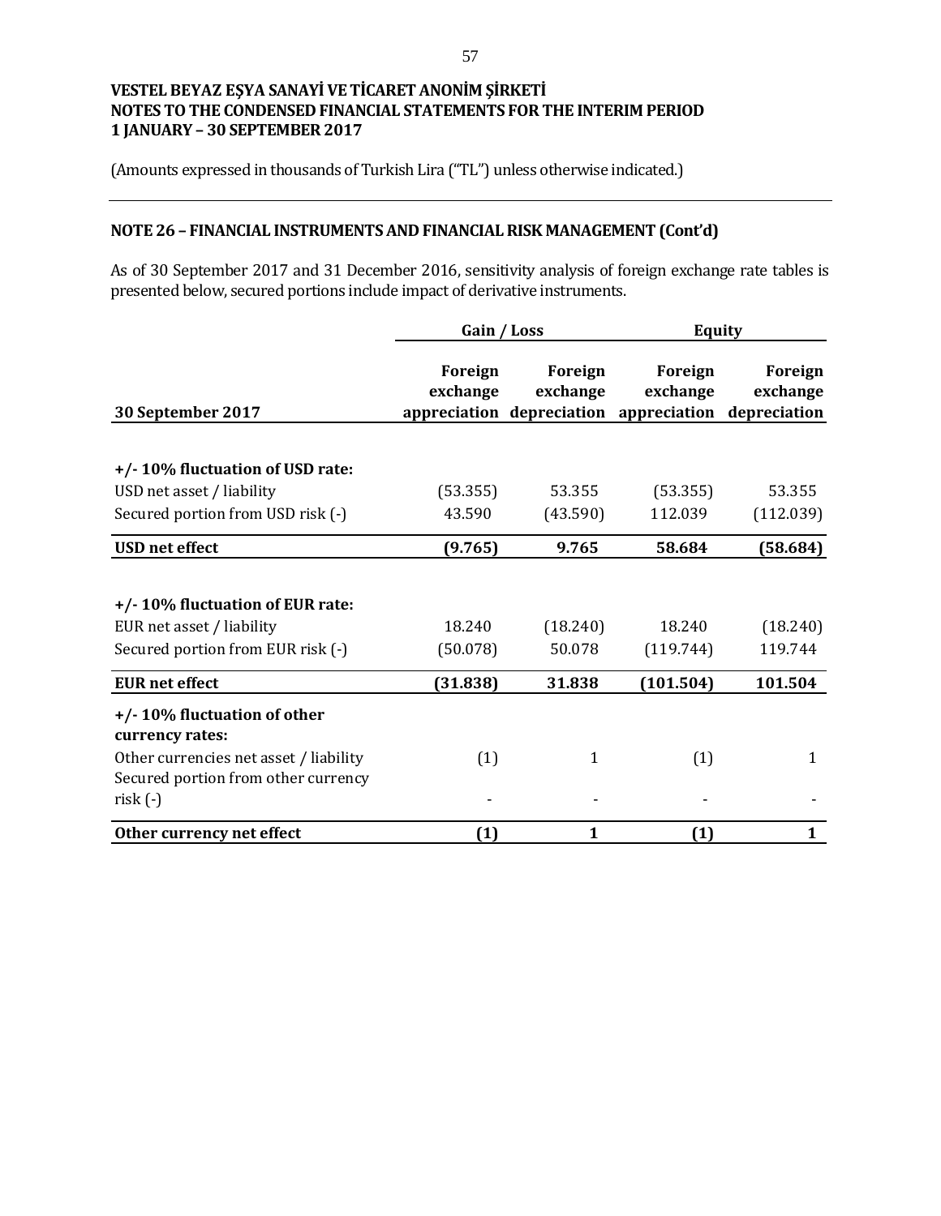**VESTEL BEYAZ EŞYA SANAYİ VE TİCARET ANONİM ŞİRKETİ**
**NOTES TO THE CONDENSED FINANCIAL STATEMENTS FOR THE INTERIM PERIOD**
**1 JANUARY – 30 SEPTEMBER 2017**

(Amounts expressed in thousands of Turkish Lira ("TL") unless otherwise indicated.)

## NOTE 26 – FINANCIAL INSTRUMENTS AND FINANCIAL RISK MANAGEMENT (Cont'd)

As of 30 September 2017 and 31 December 2016, sensitivity analysis of foreign exchange rate tables is presented below, secured portions include impact of derivative instruments.

| | Gain / Loss | | Equity | |
|---|---|---|---|---|
| **30 September 2017** | **Foreign exchange appreciation** | **Foreign exchange depreciation** | **Foreign exchange appreciation** | **Foreign exchange depreciation** |
| **+/- 10% fluctuation of USD rate:** | | | | |
| USD net asset / liability | (53.355) | 53.355 | (53.355) | 53.355 |
| Secured portion from USD risk (-) | 43.590 | (43.590) | 112.039 | (112.039) |
| **USD net effect** | **(9.765)** | **9.765** | **58.684** | **(58.684)** |
| **+/- 10% fluctuation of EUR rate:** | | | | |
| EUR net asset / liability | 18.240 | (18.240) | 18.240 | (18.240) |
| Secured portion from EUR risk (-) | (50.078) | 50.078 | (119.744) | 119.744 |
| **EUR net effect** | **(31.838)** | **31.838** | **(101.504)** | **101.504** |
| **+/- 10% fluctuation of other currency rates:** | | | | |
| Other currencies net asset / liability | (1) | 1 | (1) | 1 |
| Secured portion from other currency risk (-) | - | - | - | - |
| **Other currency net effect** | **(1)** | **1** | **(1)** | **1** |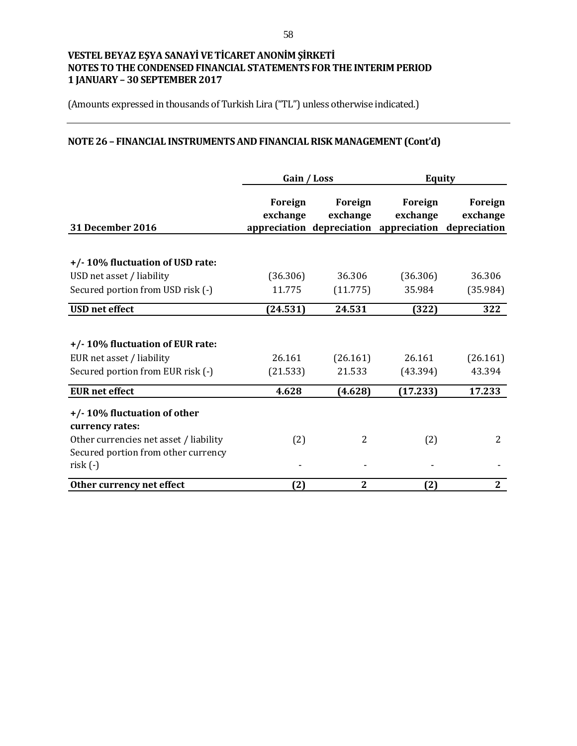VESTEL BEYAZ EŞYA SANAYİ VE TİCARET ANONİM ŞİRKETİ
NOTES TO THE CONDENSED FINANCIAL STATEMENTS FOR THE INTERIM PERIOD
1 JANUARY – 30 SEPTEMBER 2017

(Amounts expressed in thousands of Turkish Lira ("TL") unless otherwise indicated.)

## NOTE 26 – FINANCIAL INSTRUMENTS AND FINANCIAL RISK MANAGEMENT (Cont'd)

| | Gain / Loss | | Equity | |
|---|---|---|---|---|
| **31 December 2016** | **Foreign exchange appreciation** | **Foreign exchange depreciation** | **Foreign exchange appreciation** | **Foreign exchange depreciation** |
| **+/- 10% fluctuation of USD rate:** | | | | |
| USD net asset / liability | (36.306) | 36.306 | (36.306) | 36.306 |
| Secured portion from USD risk (-) | 11.775 | (11.775) | 35.984 | (35.984) |
| **USD net effect** | **(24.531)** | **24.531** | **(322)** | **322** |
| **+/- 10% fluctuation of EUR rate:** | | | | |
| EUR net asset / liability | 26.161 | (26.161) | 26.161 | (26.161) |
| Secured portion from EUR risk (-) | (21.533) | 21.533 | (43.394) | 43.394 |
| **EUR net effect** | **4.628** | **(4.628)** | **(17.233)** | **17.233** |
| **+/- 10% fluctuation of other currency rates:** | | | | |
| Other currencies net asset / liability | (2) | 2 | (2) | 2 |
| Secured portion from other currency risk (-) | - | - | - | - |
| **Other currency net effect** | **(2)** | **2** | **(2)** | **2** |